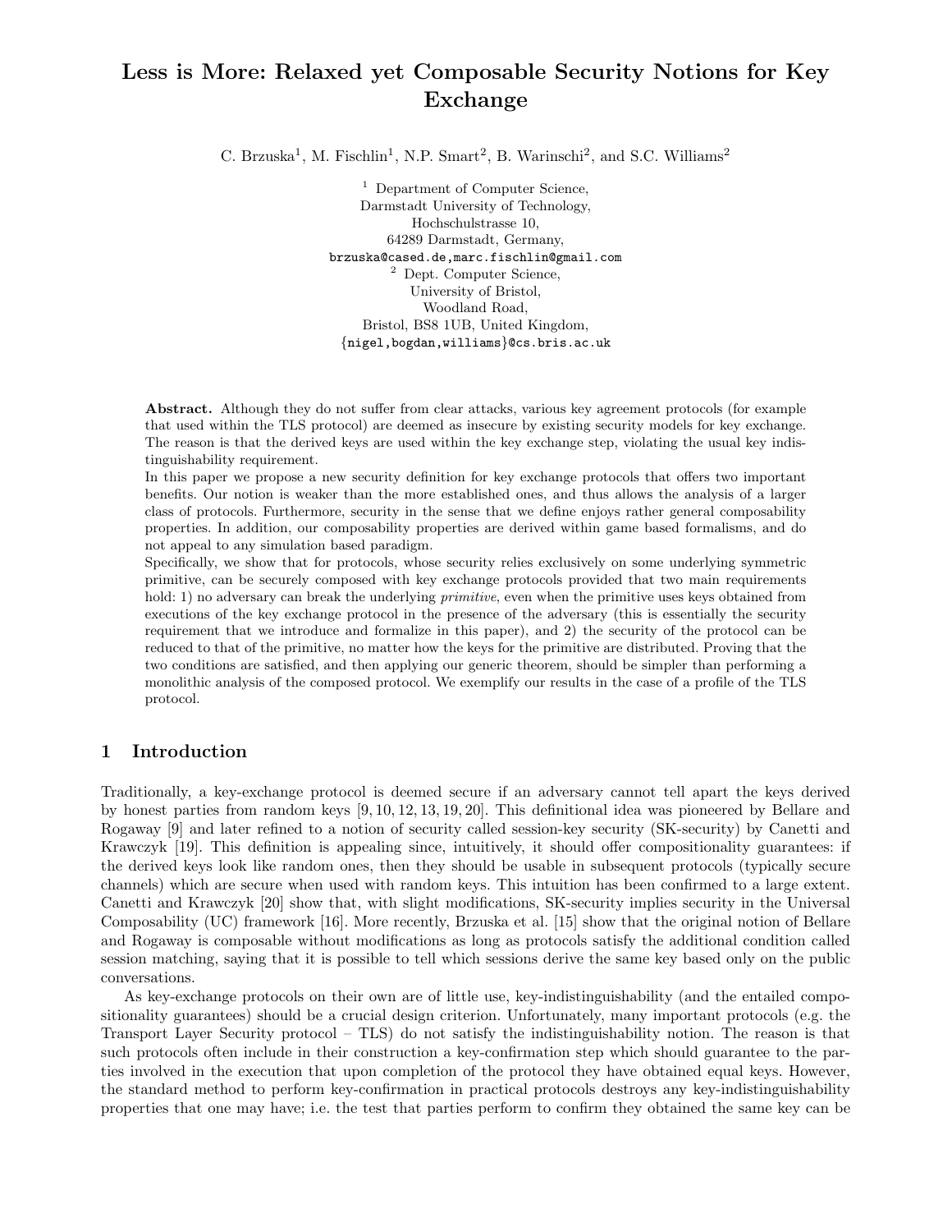# Less is More: Relaxed yet Composable Security Notions for Key Exchange

C. Brzuska[1], M. Fischlin[1], N.P. Smart[2], B. Warinschi[2], and S.C. Williams[2]

[1] Department of Computer Science,
Darmstadt University of Technology,
Hochschulstrasse 10,
64289 Darmstadt, Germany,
brzuska@cased.de,marc.fischlin@gmail.com

[2] Dept. Computer Science,
University of Bristol,
Woodland Road,
Bristol, BS8 1UB, United Kingdom,
{nigel,bogdan,williams}@cs.bris.ac.uk

**Abstract.** Although they do not suffer from clear attacks, various key agreement protocols (for example that used within the TLS protocol) are deemed as insecure by existing security models for key exchange. The reason is that the derived keys are used within the key exchange step, violating the usual key indistinguishability requirement.

In this paper we propose a new security definition for key exchange protocols that offers two important benefits. Our notion is weaker than the more established ones, and thus allows the analysis of a larger class of protocols. Furthermore, security in the sense that we define enjoys rather general composability properties. In addition, our composability properties are derived within game based formalisms, and do not appeal to any simulation based paradigm.

Specifically, we show that for protocols, whose security relies exclusively on some underlying symmetric primitive, can be securely composed with key exchange protocols provided that two main requirements hold: 1) no adversary can break the underlying *primitive*, even when the primitive uses keys obtained from executions of the key exchange protocol in the presence of the adversary (this is essentially the security requirement that we introduce and formalize in this paper), and 2) the security of the protocol can be reduced to that of the primitive, no matter how the keys for the primitive are distributed. Proving that the two conditions are satisfied, and then applying our generic theorem, should be simpler than performing a monolithic analysis of the composed protocol. We exemplify our results in the case of a profile of the TLS protocol.

## 1 Introduction

Traditionally, a key-exchange protocol is deemed secure if an adversary cannot tell apart the keys derived by honest parties from random keys [9, 10, 12, 13, 19, 20]. This definitional idea was pioneered by Bellare and Rogaway [9] and later refined to a notion of security called session-key security (SK-security) by Canetti and Krawczyk [19]. This definition is appealing since, intuitively, it should offer compositionality guarantees: if the derived keys look like random ones, then they should be usable in subsequent protocols (typically secure channels) which are secure when used with random keys. This intuition has been confirmed to a large extent. Canetti and Krawczyk [20] show that, with slight modifications, SK-security implies security in the Universal Composability (UC) framework [16]. More recently, Brzuska et al. [15] show that the original notion of Bellare and Rogaway is composable without modifications as long as protocols satisfy the additional condition called session matching, saying that it is possible to tell which sessions derive the same key based only on the public conversations.

As key-exchange protocols on their own are of little use, key-indistinguishability (and the entailed compositionality guarantees) should be a crucial design criterion. Unfortunately, many important protocols (e.g. the Transport Layer Security protocol – TLS) do not satisfy the indistinguishability notion. The reason is that such protocols often include in their construction a key-confirmation step which should guarantee to the parties involved in the execution that upon completion of the protocol they have obtained equal keys. However, the standard method to perform key-confirmation in practical protocols destroys any key-indistinguishability properties that one may have; i.e. the test that parties perform to confirm they obtained the same key can be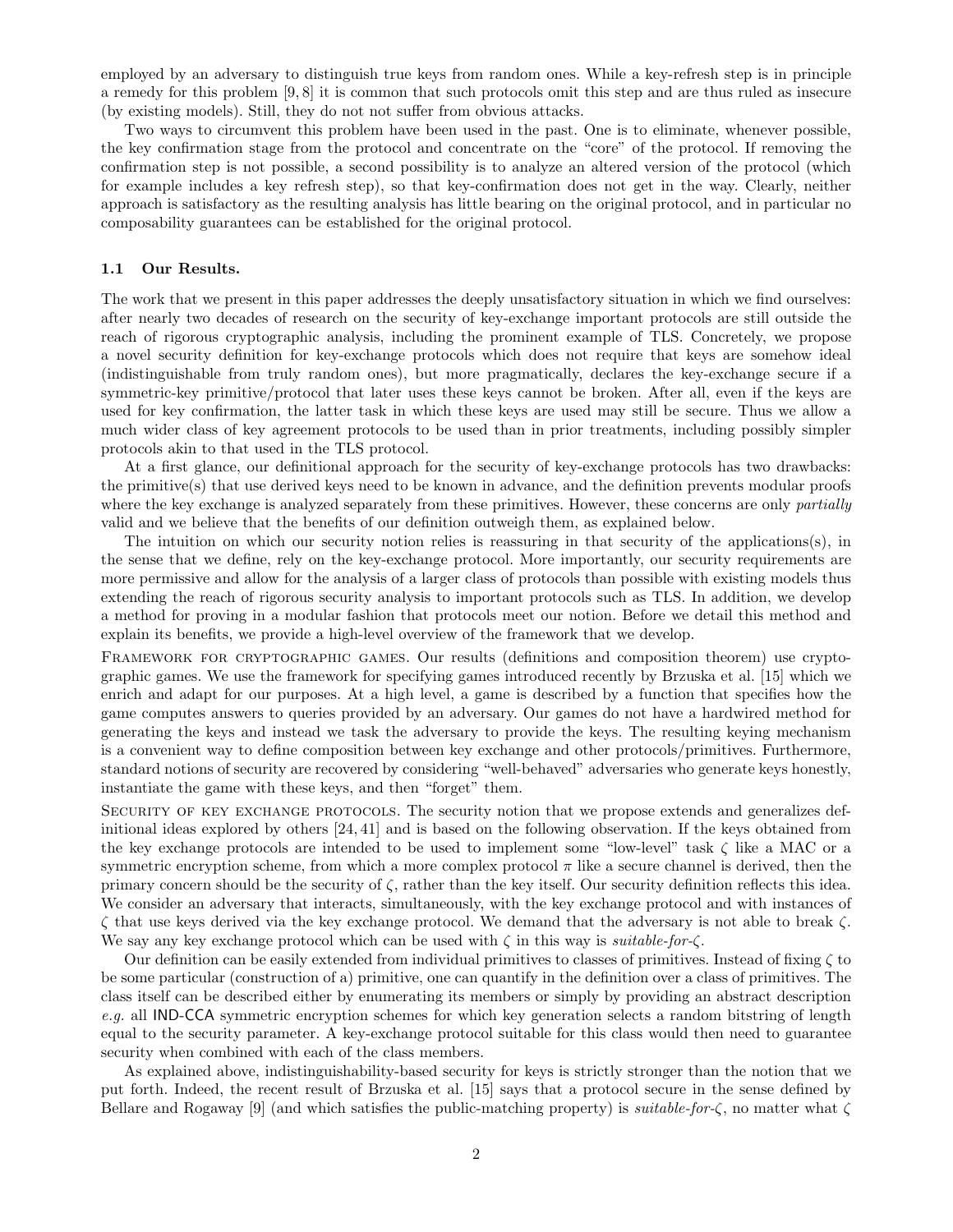employed by an adversary to distinguish true keys from random ones. While a key-refresh step is in principle a remedy for this problem [9, 8] it is common that such protocols omit this step and are thus ruled as insecure (by existing models). Still, they do not not suffer from obvious attacks.

Two ways to circumvent this problem have been used in the past. One is to eliminate, whenever possible, the key confirmation stage from the protocol and concentrate on the "core" of the protocol. If removing the confirmation step is not possible, a second possibility is to analyze an altered version of the protocol (which for example includes a key refresh step), so that key-confirmation does not get in the way. Clearly, neither approach is satisfactory as the resulting analysis has little bearing on the original protocol, and in particular no composability guarantees can be established for the original protocol.

### 1.1 Our Results.

The work that we present in this paper addresses the deeply unsatisfactory situation in which we find ourselves: after nearly two decades of research on the security of key-exchange important protocols are still outside the reach of rigorous cryptographic analysis, including the prominent example of TLS. Concretely, we propose a novel security definition for key-exchange protocols which does not require that keys are somehow ideal (indistinguishable from truly random ones), but more pragmatically, declares the key-exchange secure if a symmetric-key primitive/protocol that later uses these keys cannot be broken. After all, even if the keys are used for key confirmation, the latter task in which these keys are used may still be secure. Thus we allow a much wider class of key agreement protocols to be used than in prior treatments, including possibly simpler protocols akin to that used in the TLS protocol.

At a first glance, our definitional approach for the security of key-exchange protocols has two drawbacks: the primitive(s) that use derived keys need to be known in advance, and the definition prevents modular proofs where the key exchange is analyzed separately from these primitives. However, these concerns are only *partially* valid and we believe that the benefits of our definition outweigh them, as explained below.

The intuition on which our security notion relies is reassuring in that security of the applications(s), in the sense that we define, rely on the key-exchange protocol. More importantly, our security requirements are more permissive and allow for the analysis of a larger class of protocols than possible with existing models thus extending the reach of rigorous security analysis to important protocols such as TLS. In addition, we develop a method for proving in a modular fashion that protocols meet our notion. Before we detail this method and explain its benefits, we provide a high-level overview of the framework that we develop.

Framework for cryptographic games. Our results (definitions and composition theorem) use cryptographic games. We use the framework for specifying games introduced recently by Brzuska et al. [15] which we enrich and adapt for our purposes. At a high level, a game is described by a function that specifies how the game computes answers to queries provided by an adversary. Our games do not have a hardwired method for generating the keys and instead we task the adversary to provide the keys. The resulting keying mechanism is a convenient way to define composition between key exchange and other protocols/primitives. Furthermore, standard notions of security are recovered by considering "well-behaved" adversaries who generate keys honestly, instantiate the game with these keys, and then "forget" them.

Security of key exchange protocols. The security notion that we propose extends and generalizes definitional ideas explored by others [24, 41] and is based on the following observation. If the keys obtained from the key exchange protocols are intended to be used to implement some "low-level" task $\zeta$ like a MAC or a symmetric encryption scheme, from which a more complex protocol $\pi$ like a secure channel is derived, then the primary concern should be the security of $\zeta$, rather than the key itself. Our security definition reflects this idea. We consider an adversary that interacts, simultaneously, with the key exchange protocol and with instances of $\zeta$ that use keys derived via the key exchange protocol. We demand that the adversary is not able to break $\zeta$. We say any key exchange protocol which can be used with $\zeta$ in this way is *suitable-for-$\zeta$*.

Our definition can be easily extended from individual primitives to classes of primitives. Instead of fixing $\zeta$ to be some particular (construction of a) primitive, one can quantify in the definition over a class of primitives. The class itself can be described either by enumerating its members or simply by providing an abstract description *e.g.* all IND-CCA symmetric encryption schemes for which key generation selects a random bitstring of length equal to the security parameter. A key-exchange protocol suitable for this class would then need to guarantee security when combined with each of the class members.

As explained above, indistinguishability-based security for keys is strictly stronger than the notion that we put forth. Indeed, the recent result of Brzuska et al. [15] says that a protocol secure in the sense defined by Bellare and Rogaway [9] (and which satisfies the public-matching property) is *suitable-for-$\zeta$*, no matter what $\zeta$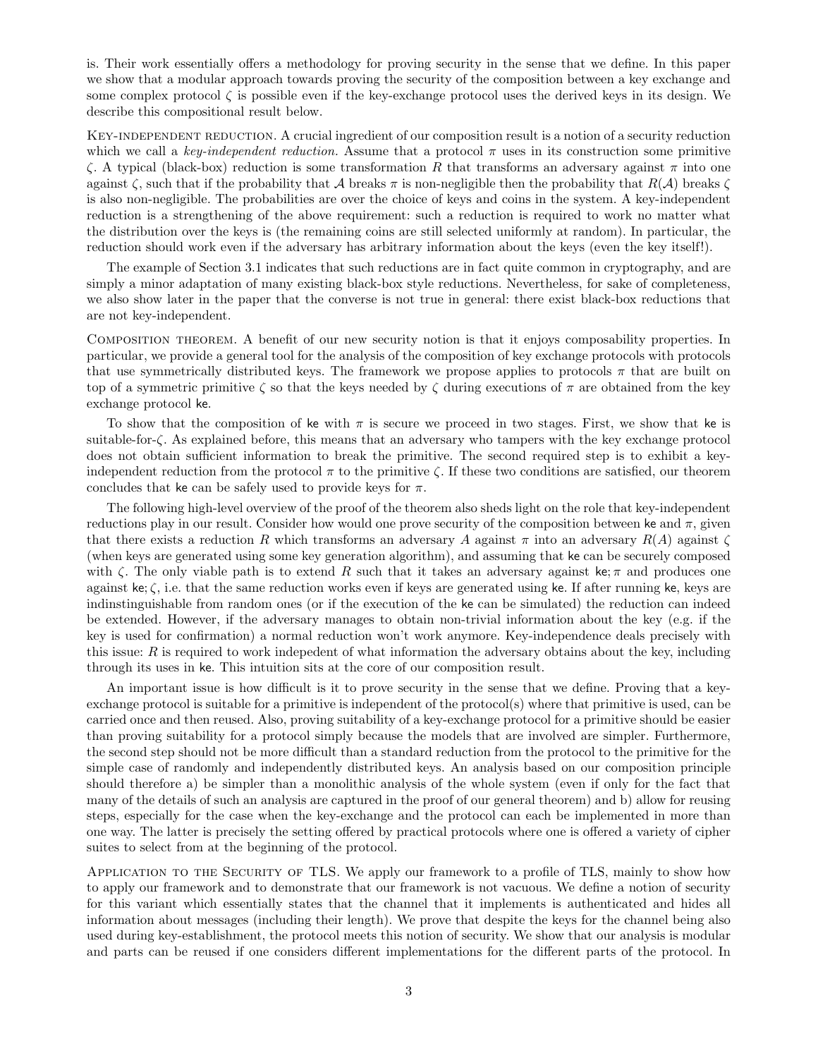is. Their work essentially offers a methodology for proving security in the sense that we define. In this paper we show that a modular approach towards proving the security of the composition between a key exchange and some complex protocol $\zeta$ is possible even if the key-exchange protocol uses the derived keys in its design. We describe this compositional result below.

Key-independent reduction. A crucial ingredient of our composition result is a notion of a security reduction which we call a *key-independent reduction.* Assume that a protocol $\pi$ uses in its construction some primitive $\zeta$. A typical (black-box) reduction is some transformation $R$ that transforms an adversary against $\pi$ into one against $\zeta$, such that if the probability that $\mathcal{A}$ breaks $\pi$ is non-negligible then the probability that $R(\mathcal{A})$ breaks $\zeta$ is also non-negligible. The probabilities are over the choice of keys and coins in the system. A key-independent reduction is a strengthening of the above requirement: such a reduction is required to work no matter what the distribution over the keys is (the remaining coins are still selected uniformly at random). In particular, the reduction should work even if the adversary has arbitrary information about the keys (even the key itself!).

The example of Section 3.1 indicates that such reductions are in fact quite common in cryptography, and are simply a minor adaptation of many existing black-box style reductions. Nevertheless, for sake of completeness, we also show later in the paper that the converse is not true in general: there exist black-box reductions that are not key-independent.

Composition theorem. A benefit of our new security notion is that it enjoys composability properties. In particular, we provide a general tool for the analysis of the composition of key exchange protocols with protocols that use symmetrically distributed keys. The framework we propose applies to protocols $\pi$ that are built on top of a symmetric primitive $\zeta$ so that the keys needed by $\zeta$ during executions of $\pi$ are obtained from the key exchange protocol $\mathsf{ke}$.

To show that the composition of $\mathsf{ke}$ with $\pi$ is secure we proceed in two stages. First, we show that $\mathsf{ke}$ is suitable-for-$\zeta$. As explained before, this means that an adversary who tampers with the key exchange protocol does not obtain sufficient information to break the primitive. The second required step is to exhibit a key-independent reduction from the protocol $\pi$ to the primitive $\zeta$. If these two conditions are satisfied, our theorem concludes that $\mathsf{ke}$ can be safely used to provide keys for $\pi$.

The following high-level overview of the proof of the theorem also sheds light on the role that key-independent reductions play in our result. Consider how would one prove security of the composition between $\mathsf{ke}$ and $\pi$, given that there exists a reduction $R$ which transforms an adversary $A$ against $\pi$ into an adversary $R(A)$ against $\zeta$ (when keys are generated using some key generation algorithm), and assuming that $\mathsf{ke}$ can be securely composed with $\zeta$. The only viable path is to extend $R$ such that it takes an adversary against $\mathsf{ke};\pi$ and produces one against $\mathsf{ke};\zeta$, i.e. that the same reduction works even if keys are generated using $\mathsf{ke}$. If after running $\mathsf{ke}$, keys are indinstinguishable from random ones (or if the execution of the $\mathsf{ke}$ can be simulated) the reduction can indeed be extended. However, if the adversary manages to obtain non-trivial information about the key (e.g. if the key is used for confirmation) a normal reduction won't work anymore. Key-independence deals precisely with this issue: $R$ is required to work indepedent of what information the adversary obtains about the key, including through its uses in $\mathsf{ke}$. This intuition sits at the core of our composition result.

An important issue is how difficult is it to prove security in the sense that we define. Proving that a key-exchange protocol is suitable for a primitive is independent of the protocol(s) where that primitive is used, can be carried once and then reused. Also, proving suitability of a key-exchange protocol for a primitive should be easier than proving suitability for a protocol simply because the models that are involved are simpler. Furthermore, the second step should not be more difficult than a standard reduction from the protocol to the primitive for the simple case of randomly and independently distributed keys. An analysis based on our composition principle should therefore a) be simpler than a monolithic analysis of the whole system (even if only for the fact that many of the details of such an analysis are captured in the proof of our general theorem) and b) allow for reusing steps, especially for the case when the key-exchange and the protocol can each be implemented in more than one way. The latter is precisely the setting offered by practical protocols where one is offered a variety of cipher suites to select from at the beginning of the protocol.

Application to the Security of TLS. We apply our framework to a profile of TLS, mainly to show how to apply our framework and to demonstrate that our framework is not vacuous. We define a notion of security for this variant which essentially states that the channel that it implements is authenticated and hides all information about messages (including their length). We prove that despite the keys for the channel being also used during key-establishment, the protocol meets this notion of security. We show that our analysis is modular and parts can be reused if one considers different implementations for the different parts of the protocol. In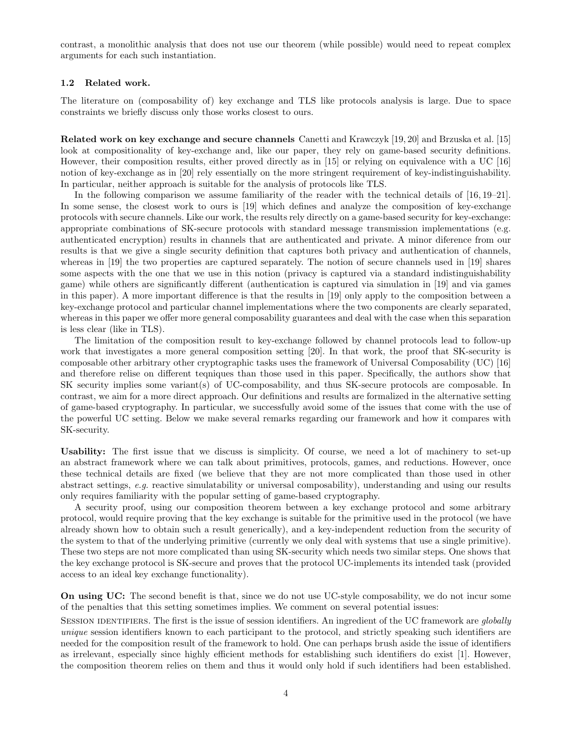contrast, a monolithic analysis that does not use our theorem (while possible) would need to repeat complex arguments for each such instantiation.

### 1.2 Related work.

The literature on (composability of) key exchange and TLS like protocols analysis is large. Due to space constraints we briefly discuss only those works closest to ours.

**Related work on key exchange and secure channels** Canetti and Krawczyk [19, 20] and Brzuska et al. [15] look at compositionality of key-exchange and, like our paper, they rely on game-based security definitions. However, their composition results, either proved directly as in [15] or relying on equivalence with a UC [16] notion of key-exchange as in [20] rely essentially on the more stringent requirement of key-indistinguishability. In particular, neither approach is suitable for the analysis of protocols like TLS.

In the following comparison we assume familiarity of the reader with the technical details of [16, 19–21]. In some sense, the closest work to ours is [19] which defines and analyze the composition of key-exchange protocols with secure channels. Like our work, the results rely directly on a game-based security for key-exchange: appropriate combinations of SK-secure protocols with standard message transmission implementations (e.g. authenticated encryption) results in channels that are authenticated and private. A minor diference from our results is that we give a single security definition that captures both privacy and authentication of channels, whereas in [19] the two properties are captured separately. The notion of secure channels used in [19] shares some aspects with the one that we use in this notion (privacy is captured via a standard indistinguishability game) while others are significantly different (authentication is captured via simulation in [19] and via games in this paper). A more important difference is that the results in [19] only apply to the composition between a key-exchange protocol and particular channel implementations where the two components are clearly separated, whereas in this paper we offer more general composability guarantees and deal with the case when this separation is less clear (like in TLS).

The limitation of the composition result to key-exchange followed by channel protocols lead to follow-up work that investigates a more general composition setting [20]. In that work, the proof that SK-security is composable other arbitrary other cryptographic tasks uses the framework of Universal Composability (UC) [16] and therefore relise on different teqniques than those used in this paper. Specifically, the authors show that SK security implies some variant(s) of UC-composability, and thus SK-secure protocols are composable. In contrast, we aim for a more direct approach. Our definitions and results are formalized in the alternative setting of game-based cryptography. In particular, we successfully avoid some of the issues that come with the use of the powerful UC setting. Below we make several remarks regarding our framework and how it compares with SK-security.

**Usability:** The first issue that we discuss is simplicity. Of course, we need a lot of machinery to set-up an abstract framework where we can talk about primitives, protocols, games, and reductions. However, once these technical details are fixed (we believe that they are not more complicated than those used in other abstract settings, *e.g.* reactive simulatability or universal composability), understanding and using our results only requires familiarity with the popular setting of game-based cryptography.

A security proof, using our composition theorem between a key exchange protocol and some arbitrary protocol, would require proving that the key exchange is suitable for the primitive used in the protocol (we have already shown how to obtain such a result generically), and a key-independent reduction from the security of the system to that of the underlying primitive (currently we only deal with systems that use a single primitive). These two steps are not more complicated than using SK-security which needs two similar steps. One shows that the key exchange protocol is SK-secure and proves that the protocol UC-implements its intended task (provided access to an ideal key exchange functionality).

**On using UC:** The second benefit is that, since we do not use UC-style composability, we do not incur some of the penalties that this setting sometimes implies. We comment on several potential issues:

Session identifiers. The first is the issue of session identifiers. An ingredient of the UC framework are *globally unique* session identifiers known to each participant to the protocol, and strictly speaking such identifiers are needed for the composition result of the framework to hold. One can perhaps brush aside the issue of identifiers as irrelevant, especially since highly efficient methods for establishing such identifiers do exist [1]. However, the composition theorem relies on them and thus it would only hold if such identifiers had been established.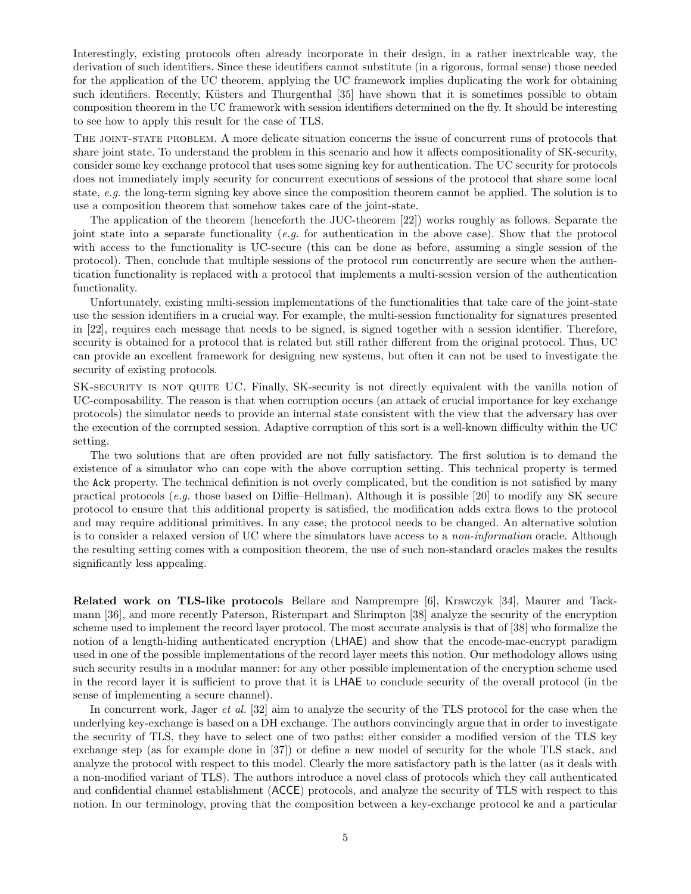Interestingly, existing protocols often already incorporate in their design, in a rather inextricable way, the derivation of such identifiers. Since these identifiers cannot substitute (in a rigorous, formal sense) those needed for the application of the UC theorem, applying the UC framework implies duplicating the work for obtaining such identifiers. Recently, Küsters and Thurgenthal [35] have shown that it is sometimes possible to obtain composition theorem in the UC framework with session identifiers determined on the fly. It should be interesting to see how to apply this result for the case of TLS.

The joint-state problem. A more delicate situation concerns the issue of concurrent runs of protocols that share joint state. To understand the problem in this scenario and how it affects compositionality of SK-security, consider some key exchange protocol that uses some signing key for authentication. The UC security for protocols does not immediately imply security for concurrent executions of sessions of the protocol that share some local state, *e.g.* the long-term signing key above since the composition theorem cannot be applied. The solution is to use a composition theorem that somehow takes care of the joint-state.

The application of the theorem (henceforth the JUC-theorem [22]) works roughly as follows. Separate the joint state into a separate functionality (*e.g.* for authentication in the above case). Show that the protocol with access to the functionality is UC-secure (this can be done as before, assuming a single session of the protocol). Then, conclude that multiple sessions of the protocol run concurrently are secure when the authentication functionality is replaced with a protocol that implements a multi-session version of the authentication functionality.

Unfortunately, existing multi-session implementations of the functionalities that take care of the joint-state use the session identifiers in a crucial way. For example, the multi-session functionality for signatures presented in [22], requires each message that needs to be signed, is signed together with a session identifier. Therefore, security is obtained for a protocol that is related but still rather different from the original protocol. Thus, UC can provide an excellent framework for designing new systems, but often it can not be used to investigate the security of existing protocols.

SK-security is not quite UC. Finally, SK-security is not directly equivalent with the vanilla notion of UC-composability. The reason is that when corruption occurs (an attack of crucial importance for key exchange protocols) the simulator needs to provide an internal state consistent with the view that the adversary has over the execution of the corrupted session. Adaptive corruption of this sort is a well-known difficulty within the UC setting.

The two solutions that are often provided are not fully satisfactory. The first solution is to demand the existence of a simulator who can cope with the above corruption setting. This technical property is termed the Ack property. The technical definition is not overly complicated, but the condition is not satisfied by many practical protocols (*e.g.* those based on Diffie–Hellman). Although it is possible [20] to modify any SK secure protocol to ensure that this additional property is satisfied, the modification adds extra flows to the protocol and may require additional primitives. In any case, the protocol needs to be changed. An alternative solution is to consider a relaxed version of UC where the simulators have access to a *non-information* oracle. Although the resulting setting comes with a composition theorem, the use of such non-standard oracles makes the results significantly less appealing.

**Related work on TLS-like protocols** Bellare and Namprempre [6], Krawczyk [34], Maurer and Tackmann [36], and more recently Paterson, Risternpart and Shrimpton [38] analyze the security of the encryption scheme used to implement the record layer protocol. The most accurate analysis is that of [38] who formalize the notion of a length-hiding authenticated encryption (LHAE) and show that the encode-mac-encrypt paradigm used in one of the possible implementations of the record layer meets this notion. Our methodology allows using such security results in a modular manner: for any other possible implementation of the encryption scheme used in the record layer it is sufficient to prove that it is LHAE to conclude security of the overall protocol (in the sense of implementing a secure channel).

In concurrent work, Jager *et al.* [32] aim to analyze the security of the TLS protocol for the case when the underlying key-exchange is based on a DH exchange. The authors convincingly argue that in order to investigate the security of TLS, they have to select one of two paths: either consider a modified version of the TLS key exchange step (as for example done in [37]) or define a new model of security for the whole TLS stack, and analyze the protocol with respect to this model. Clearly the more satisfactory path is the latter (as it deals with a non-modified variant of TLS). The authors introduce a novel class of protocols which they call authenticated and confidential channel establishment (ACCE) protocols, and analyze the security of TLS with respect to this notion. In our terminology, proving that the composition between a key-exchange protocol ke and a particular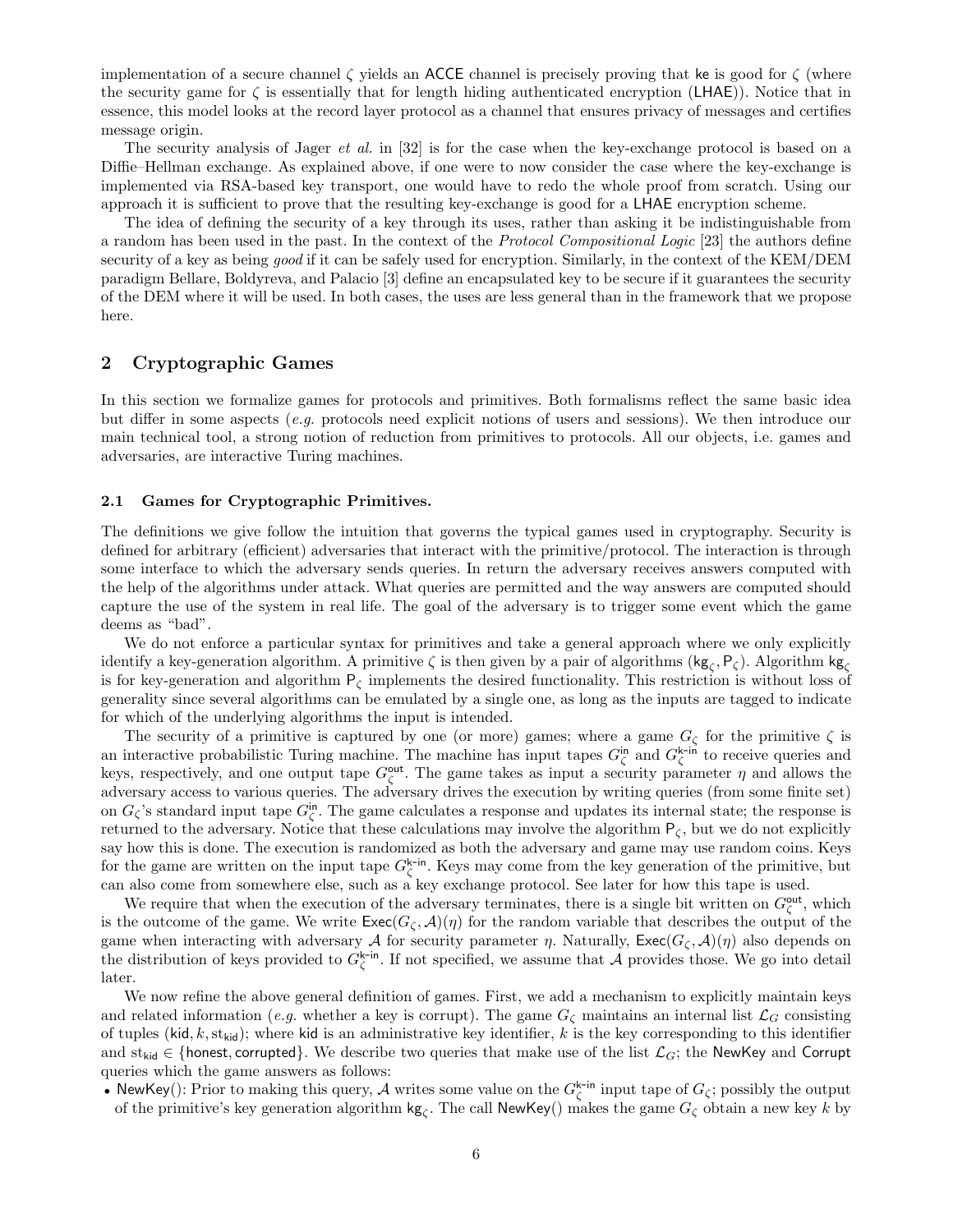implementation of a secure channel $\zeta$ yields an $\mathsf{ACCE}$ channel is precisely proving that $\mathsf{ke}$ is good for $\zeta$ (where the security game for $\zeta$ is essentially that for length hiding authenticated encryption ($\mathsf{LHAE}$)). Notice that in essence, this model looks at the record layer protocol as a channel that ensures privacy of messages and certifies message origin.

The security analysis of Jager *et al.* in [32] is for the case when the key-exchange protocol is based on a Diffie–Hellman exchange. As explained above, if one were to now consider the case where the key-exchange is implemented via RSA-based key transport, one would have to redo the whole proof from scratch. Using our approach it is sufficient to prove that the resulting key-exchange is good for a $\mathsf{LHAE}$ encryption scheme.

The idea of defining the security of a key through its uses, rather than asking it be indistinguishable from a random has been used in the past. In the context of the *Protocol Compositional Logic* [23] the authors define security of a key as being *good* if it can be safely used for encryption. Similarly, in the context of the KEM/DEM paradigm Bellare, Boldyreva, and Palacio [3] define an encapsulated key to be secure if it guarantees the security of the DEM where it will be used. In both cases, the uses are less general than in the framework that we propose here.

## 2 Cryptographic Games

In this section we formalize games for protocols and primitives. Both formalisms reflect the same basic idea but differ in some aspects (*e.g.* protocols need explicit notions of users and sessions). We then introduce our main technical tool, a strong notion of reduction from primitives to protocols. All our objects, i.e. games and adversaries, are interactive Turing machines.

### 2.1 Games for Cryptographic Primitives.

The definitions we give follow the intuition that governs the typical games used in cryptography. Security is defined for arbitrary (efficient) adversaries that interact with the primitive/protocol. The interaction is through some interface to which the adversary sends queries. In return the adversary receives answers computed with the help of the algorithms under attack. What queries are permitted and the way answers are computed should capture the use of the system in real life. The goal of the adversary is to trigger some event which the game deems as "bad".

We do not enforce a particular syntax for primitives and take a general approach where we only explicitly identify a key-generation algorithm. A primitive $\zeta$ is then given by a pair of algorithms $(\mathsf{kg}_\zeta, \mathsf{P}_\zeta)$. Algorithm $\mathsf{kg}_\zeta$ is for key-generation and algorithm $\mathsf{P}_\zeta$ implements the desired functionality. This restriction is without loss of generality since several algorithms can be emulated by a single one, as long as the inputs are tagged to indicate for which of the underlying algorithms the input is intended.

The security of a primitive is captured by one (or more) games; where a game $G_\zeta$ for the primitive $\zeta$ is an interactive probabilistic Turing machine. The machine has input tapes $G_\zeta^{\mathsf{in}}$ and $G_\zeta^{\mathsf{k\text{-}in}}$ to receive queries and keys, respectively, and one output tape $G_\zeta^{\mathsf{out}}$. The game takes as input a security parameter $\eta$ and allows the adversary access to various queries. The adversary drives the execution by writing queries (from some finite set) on $G_\zeta$'s standard input tape $G_\zeta^{\mathsf{in}}$. The game calculates a response and updates its internal state; the response is returned to the adversary. Notice that these calculations may involve the algorithm $\mathsf{P}_\zeta$, but we do not explicitly say how this is done. The execution is randomized as both the adversary and game may use random coins. Keys for the game are written on the input tape $G_\zeta^{\mathsf{k\text{-}in}}$. Keys may come from the key generation of the primitive, but can also come from somewhere else, such as a key exchange protocol. See later for how this tape is used.

We require that when the execution of the adversary terminates, there is a single bit written on $G_\zeta^{\mathsf{out}}$, which is the outcome of the game. We write $\mathsf{Exec}(G_\zeta, \mathcal{A})(\eta)$ for the random variable that describes the output of the game when interacting with adversary $\mathcal{A}$ for security parameter $\eta$. Naturally, $\mathsf{Exec}(G_\zeta, \mathcal{A})(\eta)$ also depends on the distribution of keys provided to $G_\zeta^{\mathsf{k\text{-}in}}$. If not specified, we assume that $\mathcal{A}$ provides those. We go into detail later.

We now refine the above general definition of games. First, we add a mechanism to explicitly maintain keys and related information (*e.g.* whether a key is corrupt). The game $G_\zeta$ maintains an internal list $\mathcal{L}_G$ consisting of tuples $(\mathsf{kid}, k, \mathrm{st}_{\mathsf{kid}})$; where $\mathsf{kid}$ is an administrative key identifier, $k$ is the key corresponding to this identifier and $\mathrm{st}_{\mathsf{kid}} \in \{\mathsf{honest}, \mathsf{corrupted}\}$. We describe two queries that make use of the list $\mathcal{L}_G$; the $\mathsf{NewKey}$ and $\mathsf{Corrupt}$ queries which the game answers as follows:

- $\mathsf{NewKey}()$: Prior to making this query, $\mathcal{A}$ writes some value on the $G_\zeta^{\mathsf{k\text{-}in}}$ input tape of $G_\zeta$; possibly the output of the primitive's key generation algorithm $\mathsf{kg}_\zeta$. The call $\mathsf{NewKey}()$ makes the game $G_\zeta$ obtain a new key $k$ by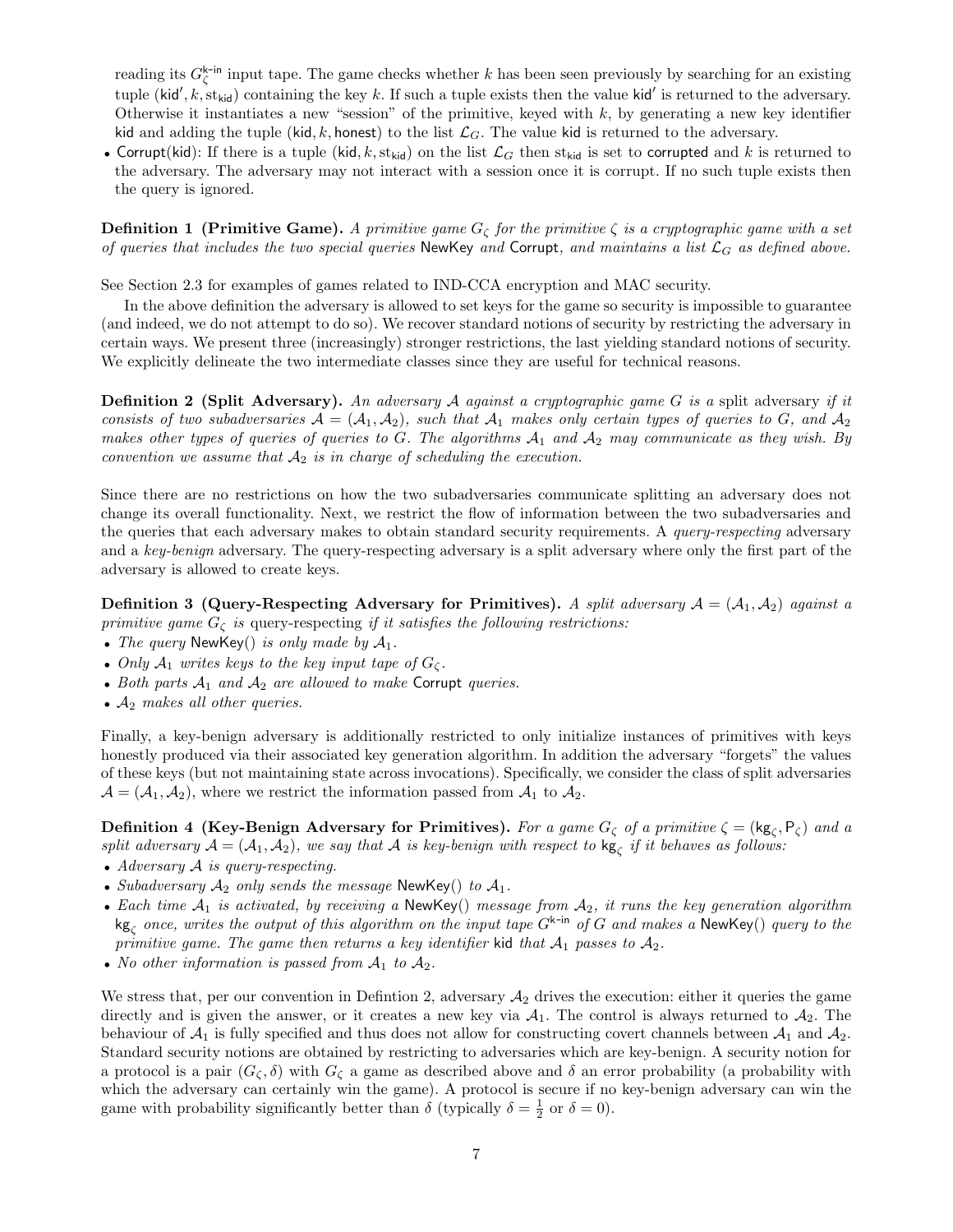reading its $G_\zeta^{\mathsf{k\text{-}in}}$ input tape. The game checks whether $k$ has been seen previously by searching for an existing tuple $(\mathsf{kid}', k, \mathrm{st}_{\mathsf{kid}})$ containing the key $k$. If such a tuple exists then the value $\mathsf{kid}'$ is returned to the adversary. Otherwise it instantiates a new "session" of the primitive, keyed with $k$, by generating a new key identifier $\mathsf{kid}$ and adding the tuple $(\mathsf{kid}, k, \mathsf{honest})$ to the list $\mathcal{L}_G$. The value $\mathsf{kid}$ is returned to the adversary.

- $\mathsf{Corrupt}(\mathsf{kid})$: If there is a tuple $(\mathsf{kid}, k, \mathrm{st}_{\mathsf{kid}})$ on the list $\mathcal{L}_G$ then $\mathrm{st}_{\mathsf{kid}}$ is set to $\mathsf{corrupted}$ and $k$ is returned to the adversary. The adversary may not interact with a session once it is corrupt. If no such tuple exists then the query is ignored.

**Definition 1 (Primitive Game).** *A primitive game $G_\zeta$ for the primitive $\zeta$ is a cryptographic game with a set of queries that includes the two special queries* $\mathsf{NewKey}$ *and* $\mathsf{Corrupt}$*, and maintains a list $\mathcal{L}_G$ as defined above.*

See Section 2.3 for examples of games related to IND-CCA encryption and MAC security.

In the above definition the adversary is allowed to set keys for the game so security is impossible to guarantee (and indeed, we do not attempt to do so). We recover standard notions of security by restricting the adversary in certain ways. We present three (increasingly) stronger restrictions, the last yielding standard notions of security. We explicitly delineate the two intermediate classes since they are useful for technical reasons.

**Definition 2 (Split Adversary).** *An adversary $\mathcal{A}$ against a cryptographic game $G$ is a* split adversary *if it consists of two subadversaries $\mathcal{A} = (\mathcal{A}_1, \mathcal{A}_2)$, such that $\mathcal{A}_1$ makes only certain types of queries to $G$, and $\mathcal{A}_2$ makes other types of queries of queries to $G$. The algorithms $\mathcal{A}_1$ and $\mathcal{A}_2$ may communicate as they wish. By convention we assume that $\mathcal{A}_2$ is in charge of scheduling the execution.*

Since there are no restrictions on how the two subadversaries communicate splitting an adversary does not change its overall functionality. Next, we restrict the flow of information between the two subadversaries and the queries that each adversary makes to obtain standard security requirements. A *query-respecting* adversary and a *key-benign* adversary. The query-respecting adversary is a split adversary where only the first part of the adversary is allowed to create keys.

**Definition 3 (Query-Respecting Adversary for Primitives).** *A split adversary $\mathcal{A} = (\mathcal{A}_1, \mathcal{A}_2)$ against a primitive game $G_\zeta$ is* query-respecting *if it satisfies the following restrictions:*

- *The query* $\mathsf{NewKey}()$ *is only made by $\mathcal{A}_1$.*
- *Only $\mathcal{A}_1$ writes keys to the key input tape of $G_\zeta$.*
- *Both parts $\mathcal{A}_1$ and $\mathcal{A}_2$ are allowed to make* $\mathsf{Corrupt}$ *queries.*
- *$\mathcal{A}_2$ makes all other queries.*

Finally, a key-benign adversary is additionally restricted to only initialize instances of primitives with keys honestly produced via their associated key generation algorithm. In addition the adversary "forgets" the values of these keys (but not maintaining state across invocations). Specifically, we consider the class of split adversaries $\mathcal{A} = (\mathcal{A}_1, \mathcal{A}_2)$, where we restrict the information passed from $\mathcal{A}_1$ to $\mathcal{A}_2$.

**Definition 4 (Key-Benign Adversary for Primitives).** *For a game $G_\zeta$ of a primitive $\zeta = (\mathsf{kg}_\zeta, \mathsf{P}_\zeta)$ and a split adversary $\mathcal{A} = (\mathcal{A}_1, \mathcal{A}_2)$, we say that $\mathcal{A}$ is key-benign with respect to $\mathsf{kg}_\zeta$ if it behaves as follows:*

- *Adversary $\mathcal{A}$ is query-respecting.*
- *Subadversary $\mathcal{A}_2$ only sends the message* $\mathsf{NewKey}()$ *to $\mathcal{A}_1$.*
- *Each time $\mathcal{A}_1$ is activated, by receiving a* $\mathsf{NewKey}()$ *message from $\mathcal{A}_2$, it runs the key generation algorithm $\mathsf{kg}_\zeta$ once, writes the output of this algorithm on the input tape $G^{\mathsf{k\text{-}in}}$ of $G$ and makes a* $\mathsf{NewKey}()$ *query to the primitive game. The game then returns a key identifier* $\mathsf{kid}$ *that $\mathcal{A}_1$ passes to $\mathcal{A}_2$.*
- *No other information is passed from $\mathcal{A}_1$ to $\mathcal{A}_2$.*

We stress that, per our convention in Defintion 2, adversary $\mathcal{A}_2$ drives the execution: either it queries the game directly and is given the answer, or it creates a new key via $\mathcal{A}_1$. The control is always returned to $\mathcal{A}_2$. The behaviour of $\mathcal{A}_1$ is fully specified and thus does not allow for constructing covert channels between $\mathcal{A}_1$ and $\mathcal{A}_2$. Standard security notions are obtained by restricting to adversaries which are key-benign. A security notion for a protocol is a pair $(G_\zeta, \delta)$ with $G_\zeta$ a game as described above and $\delta$ an error probability (a probability with which the adversary can certainly win the game). A protocol is secure if no key-benign adversary can win the game with probability significantly better than $\delta$ (typically $\delta = \frac{1}{2}$ or $\delta = 0$).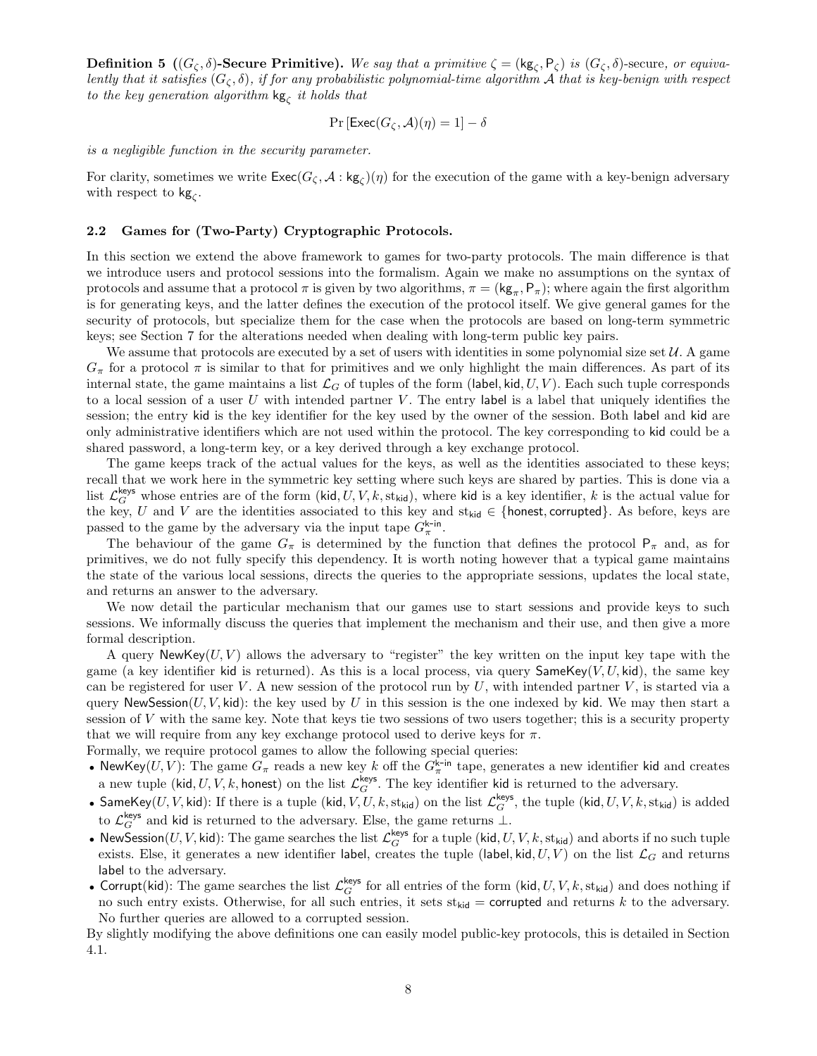**Definition 5** **($(G_\zeta, \delta)$-Secure Primitive).** *We say that a primitive $\zeta = (\mathsf{kg}_\zeta, \mathsf{P}_\zeta)$ is $(G_\zeta, \delta)$-secure, or equivalently that it satisfies $(G_\zeta, \delta)$, if for any probabilistic polynomial-time algorithm $\mathcal{A}$ that is key-benign with respect to the key generation algorithm $\mathsf{kg}_\zeta$ it holds that*

$$\Pr\left[\mathsf{Exec}(G_\zeta, \mathcal{A})(\eta) = 1\right] - \delta$$

*is a negligible function in the security parameter.*

For clarity, sometimes we write $\mathsf{Exec}(G_\zeta, \mathcal{A} : \mathsf{kg}_\zeta)(\eta)$ for the execution of the game with a key-benign adversary with respect to $\mathsf{kg}_\zeta$.

### 2.2 Games for (Two-Party) Cryptographic Protocols.

In this section we extend the above framework to games for two-party protocols. The main difference is that we introduce users and protocol sessions into the formalism. Again we make no assumptions on the syntax of protocols and assume that a protocol $\pi$ is given by two algorithms, $\pi = (\mathsf{kg}_\pi, \mathsf{P}_\pi)$; where again the first algorithm is for generating keys, and the latter defines the execution of the protocol itself. We give general games for the security of protocols, but specialize them for the case when the protocols are based on long-term symmetric keys; see Section 7 for the alterations needed when dealing with long-term public key pairs.

We assume that protocols are executed by a set of users with identities in some polynomial size set $\mathcal{U}$. A game $G_\pi$ for a protocol $\pi$ is similar to that for primitives and we only highlight the main differences. As part of its internal state, the game maintains a list $\mathcal{L}_G$ of tuples of the form $(\mathsf{label}, \mathsf{kid}, U, V)$. Each such tuple corresponds to a local session of a user $U$ with intended partner $V$. The entry $\mathsf{label}$ is a label that uniquely identifies the session; the entry $\mathsf{kid}$ is the key identifier for the key used by the owner of the session. Both $\mathsf{label}$ and $\mathsf{kid}$ are only administrative identifiers which are not used within the protocol. The key corresponding to $\mathsf{kid}$ could be a shared password, a long-term key, or a key derived through a key exchange protocol.

The game keeps track of the actual values for the keys, as well as the identities associated to these keys; recall that we work here in the symmetric key setting where such keys are shared by parties. This is done via a list $\mathcal{L}_G^{\mathsf{keys}}$ whose entries are of the form $(\mathsf{kid}, U, V, k, \mathrm{st}_{\mathsf{kid}})$, where $\mathsf{kid}$ is a key identifier, $k$ is the actual value for the key, $U$ and $V$ are the identities associated to this key and $\mathrm{st}_{\mathsf{kid}} \in \{\mathsf{honest}, \mathsf{corrupted}\}$. As before, keys are passed to the game by the adversary via the input tape $G_\pi^{\mathsf{k\text{-}in}}$.

The behaviour of the game $G_\pi$ is determined by the function that defines the protocol $\mathsf{P}_\pi$ and, as for primitives, we do not fully specify this dependency. It is worth noting however that a typical game maintains the state of the various local sessions, directs the queries to the appropriate sessions, updates the local state, and returns an answer to the adversary.

We now detail the particular mechanism that our games use to start sessions and provide keys to such sessions. We informally discuss the queries that implement the mechanism and their use, and then give a more formal description.

A query $\mathsf{NewKey}(U, V)$ allows the adversary to "register" the key written on the input key tape with the game (a key identifier $\mathsf{kid}$ is returned). As this is a local process, via query $\mathsf{SameKey}(V, U, \mathsf{kid})$, the same key can be registered for user $V$. A new session of the protocol run by $U$, with intended partner $V$, is started via a query $\mathsf{NewSession}(U, V, \mathsf{kid})$: the key used by $U$ in this session is the one indexed by $\mathsf{kid}$. We may then start a session of $V$ with the same key. Note that keys tie two sessions of two users together; this is a security property that we will require from any key exchange protocol used to derive keys for $\pi$.
Formally, we require protocol games to allow the following special queries:

- $\mathsf{NewKey}(U, V)$: The game $G_\pi$ reads a new key $k$ off the $G_\pi^{\mathsf{k\text{-}in}}$ tape, generates a new identifier $\mathsf{kid}$ and creates a new tuple $(\mathsf{kid}, U, V, k, \mathsf{honest})$ on the list $\mathcal{L}_G^{\mathsf{keys}}$. The key identifier $\mathsf{kid}$ is returned to the adversary.
- $\mathsf{SameKey}(U, V, \mathsf{kid})$: If there is a tuple $(\mathsf{kid}, V, U, k, \mathrm{st}_{\mathsf{kid}})$ on the list $\mathcal{L}_G^{\mathsf{keys}}$, the tuple $(\mathsf{kid}, U, V, k, \mathrm{st}_{\mathsf{kid}})$ is added to $\mathcal{L}_G^{\mathsf{keys}}$ and $\mathsf{kid}$ is returned to the adversary. Else, the game returns $\perp$.
- $\mathsf{NewSession}(U, V, \mathsf{kid})$: The game searches the list $\mathcal{L}_G^{\mathsf{keys}}$ for a tuple $(\mathsf{kid}, U, V, k, \mathrm{st}_{\mathsf{kid}})$ and aborts if no such tuple exists. Else, it generates a new identifier $\mathsf{label}$, creates the tuple $(\mathsf{label}, \mathsf{kid}, U, V)$ on the list $\mathcal{L}_G$ and returns $\mathsf{label}$ to the adversary.
- $\mathsf{Corrupt}(\mathsf{kid})$: The game searches the list $\mathcal{L}_G^{\mathsf{keys}}$ for all entries of the form $(\mathsf{kid}, U, V, k, \mathrm{st}_{\mathsf{kid}})$ and does nothing if no such entry exists. Otherwise, for all such entries, it sets $\mathrm{st}_{\mathsf{kid}} = \mathsf{corrupted}$ and returns $k$ to the adversary. No further queries are allowed to a corrupted session.

By slightly modifying the above definitions one can easily model public-key protocols, this is detailed in Section 4.1.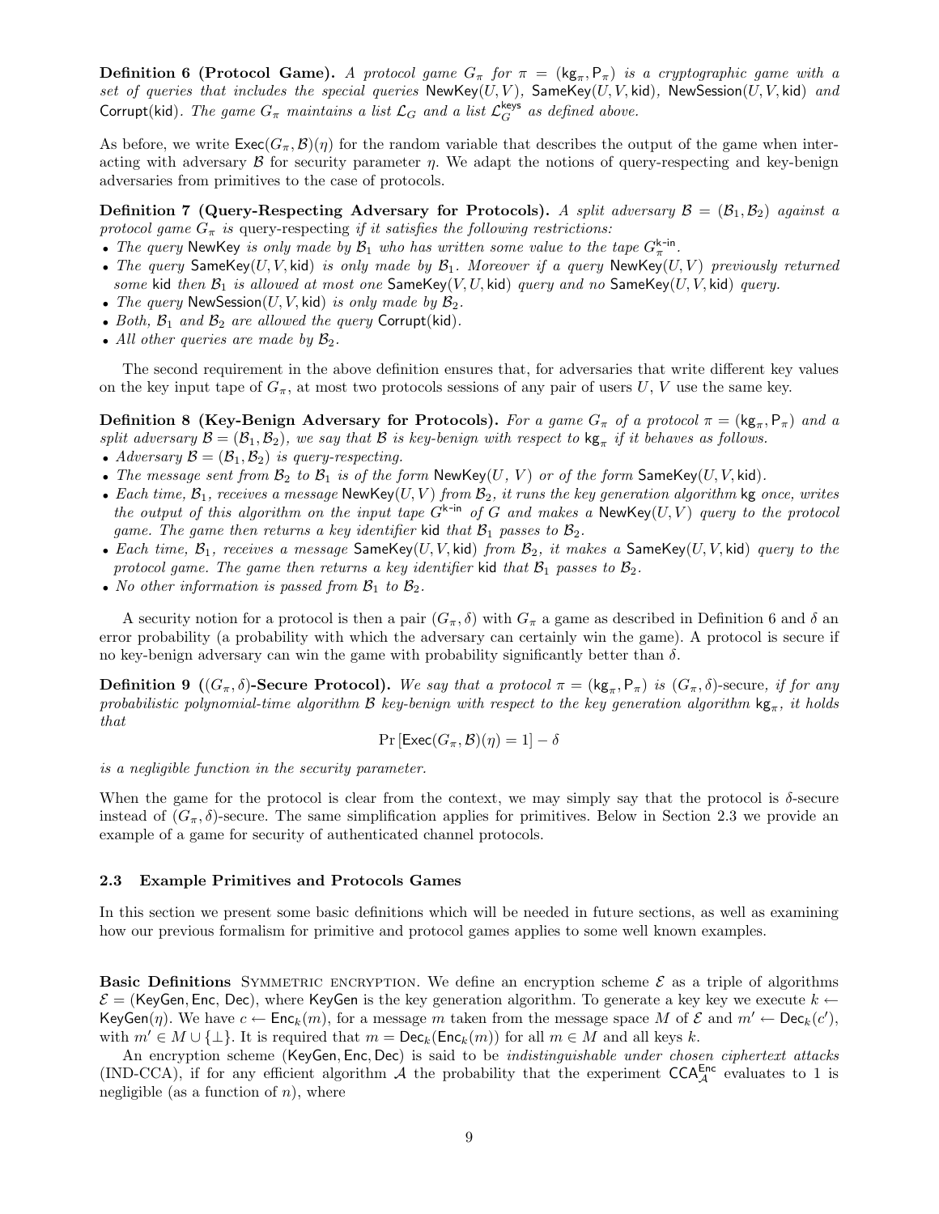**Definition 6 (Protocol Game).** *A protocol game $G_\pi$ for $\pi = (\mathsf{kg}_\pi, \mathsf{P}_\pi)$ is a cryptographic game with a set of queries that includes the special queries* $\mathsf{NewKey}(U, V)$*,* $\mathsf{SameKey}(U, V, \mathsf{kid})$*,* $\mathsf{NewSession}(U, V, \mathsf{kid})$ *and* $\mathsf{Corrupt}(\mathsf{kid})$*. The game $G_\pi$ maintains a list $\mathcal{L}_G$ and a list $\mathcal{L}_G^{\mathsf{keys}}$ as defined above.*

As before, we write $\mathsf{Exec}(G_\pi, \mathcal{B})(\eta)$ for the random variable that describes the output of the game when interacting with adversary $\mathcal{B}$ for security parameter $\eta$. We adapt the notions of query-respecting and key-benign adversaries from primitives to the case of protocols.

**Definition 7 (Query-Respecting Adversary for Protocols).** *A split adversary $\mathcal{B} = (\mathcal{B}_1, \mathcal{B}_2)$ against a protocol game $G_\pi$ is* query-respecting *if it satisfies the following restrictions:*

- *The query* $\mathsf{NewKey}$ *is only made by $\mathcal{B}_1$ who has written some value to the tape $G_\pi^{\mathsf{k\text{-}in}}$.*
- *The query* $\mathsf{SameKey}(U, V, \mathsf{kid})$ *is only made by $\mathcal{B}_1$. Moreover if a query* $\mathsf{NewKey}(U, V)$ *previously returned some* $\mathsf{kid}$ *then $\mathcal{B}_1$ is allowed at most one* $\mathsf{SameKey}(V, U, \mathsf{kid})$ *query and no* $\mathsf{SameKey}(U, V, \mathsf{kid})$ *query.*
- *The query* $\mathsf{NewSession}(U, V, \mathsf{kid})$ *is only made by $\mathcal{B}_2$.*
- *Both, $\mathcal{B}_1$ and $\mathcal{B}_2$ are allowed the query* $\mathsf{Corrupt}(\mathsf{kid})$*.*
- *All other queries are made by $\mathcal{B}_2$.*

The second requirement in the above definition ensures that, for adversaries that write different key values on the key input tape of $G_\pi$, at most two protocols sessions of any pair of users $U$, $V$ use the same key.

**Definition 8 (Key-Benign Adversary for Protocols).** *For a game $G_\pi$ of a protocol $\pi = (\mathsf{kg}_\pi, \mathsf{P}_\pi)$ and a split adversary $\mathcal{B} = (\mathcal{B}_1, \mathcal{B}_2)$, we say that $\mathcal{B}$ is key-benign with respect to $\mathsf{kg}_\pi$ if it behaves as follows.*

- *Adversary $\mathcal{B} = (\mathcal{B}_1, \mathcal{B}_2)$ is query-respecting.*
- *The message sent from $\mathcal{B}_2$ to $\mathcal{B}_1$ is of the form* $\mathsf{NewKey}(U, V)$ *or of the form* $\mathsf{SameKey}(U, V, \mathsf{kid})$*.*
- *Each time, $\mathcal{B}_1$, receives a message* $\mathsf{NewKey}(U, V)$ *from $\mathcal{B}_2$, it runs the key generation algorithm* $\mathsf{kg}$ *once, writes the output of this algorithm on the input tape $G^{\mathsf{k\text{-}in}}$ of $G$ and makes a* $\mathsf{NewKey}(U, V)$ *query to the protocol game. The game then returns a key identifier* $\mathsf{kid}$ *that $\mathcal{B}_1$ passes to $\mathcal{B}_2$.*
- *Each time, $\mathcal{B}_1$, receives a message* $\mathsf{SameKey}(U, V, \mathsf{kid})$ *from $\mathcal{B}_2$, it makes a* $\mathsf{SameKey}(U, V, \mathsf{kid})$ *query to the protocol game. The game then returns a key identifier* $\mathsf{kid}$ *that $\mathcal{B}_1$ passes to $\mathcal{B}_2$.*
- *No other information is passed from $\mathcal{B}_1$ to $\mathcal{B}_2$.*

A security notion for a protocol is then a pair $(G_\pi, \delta)$ with $G_\pi$ a game as described in Definition 6 and $\delta$ an error probability (a probability with which the adversary can certainly win the game). A protocol is secure if no key-benign adversary can win the game with probability significantly better than $\delta$.

**Definition 9 ($(G_\pi, \delta)$-Secure Protocol).** *We say that a protocol $\pi = (\mathsf{kg}_\pi, \mathsf{P}_\pi)$ is* $(G_\pi, \delta)$-secure*, if for any probabilistic polynomial-time algorithm $\mathcal{B}$ key-benign with respect to the key generation algorithm $\mathsf{kg}_\pi$, it holds that*

$$\Pr\left[\mathsf{Exec}(G_\pi, \mathcal{B})(\eta) = 1\right] - \delta$$

*is a negligible function in the security parameter.*

When the game for the protocol is clear from the context, we may simply say that the protocol is $\delta$-secure instead of $(G_\pi, \delta)$-secure. The same simplification applies for primitives. Below in Section 2.3 we provide an example of a game for security of authenticated channel protocols.

### 2.3 Example Primitives and Protocols Games

In this section we present some basic definitions which will be needed in future sections, as well as examining how our previous formalism for primitive and protocol games applies to some well known examples.

**Basic Definitions** SYMMETRIC ENCRYPTION. We define an encryption scheme $\mathcal{E}$ as a triple of algorithms $\mathcal{E} = (\mathsf{KeyGen}, \mathsf{Enc}, \mathsf{Dec})$, where $\mathsf{KeyGen}$ is the key generation algorithm. To generate a key key we execute $k \leftarrow \mathsf{KeyGen}(\eta)$. We have $c \leftarrow \mathsf{Enc}_k(m)$, for a message $m$ taken from the message space $M$ of $\mathcal{E}$ and $m' \leftarrow \mathsf{Dec}_k(c')$, with $m' \in M \cup \{\perp\}$. It is required that $m = \mathsf{Dec}_k(\mathsf{Enc}_k(m))$ for all $m \in M$ and all keys $k$.

An encryption scheme $(\mathsf{KeyGen}, \mathsf{Enc}, \mathsf{Dec})$ is said to be *indistinguishable under chosen ciphertext attacks* (IND-CCA), if for any efficient algorithm $\mathcal{A}$ the probability that the experiment $\mathsf{CCA}_{\mathcal{A}}^{\mathsf{Enc}}$ evaluates to 1 is negligible (as a function of $n$), where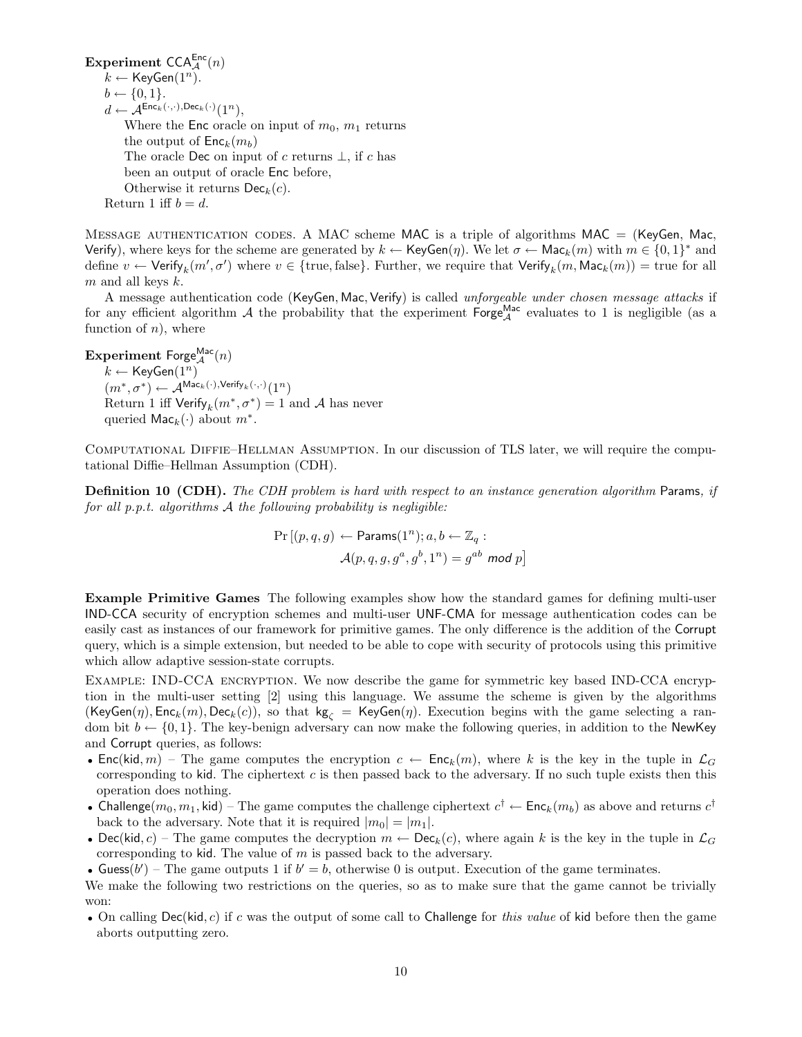**Experiment** $\mathsf{CCA}^{\mathsf{Enc}}_{\mathcal{A}}(n)$
$k \leftarrow \mathsf{KeyGen}(1^n)$.
$b \leftarrow \{0,1\}$.
$d \leftarrow \mathcal{A}^{\mathsf{Enc}_k(\cdot,\cdot),\mathsf{Dec}_k(\cdot)}(1^n)$,
Where the Enc oracle on input of $m_0$, $m_1$ returns the output of $\mathsf{Enc}_k(m_b)$
The oracle Dec on input of $c$ returns $\perp$, if $c$ has been an output of oracle Enc before,
Otherwise it returns $\mathsf{Dec}_k(c)$.
Return 1 iff $b = d$.

Message authentication codes. A MAC scheme MAC is a triple of algorithms MAC = (KeyGen, Mac, Verify), where keys for the scheme are generated by $k \leftarrow \mathsf{KeyGen}(\eta)$. We let $\sigma \leftarrow \mathsf{Mac}_k(m)$ with $m \in \{0,1\}^*$ and define $v \leftarrow \mathsf{Verify}_k(m', \sigma')$ where $v \in \{\text{true}, \text{false}\}$. Further, we require that $\mathsf{Verify}_k(m, \mathsf{Mac}_k(m)) = \text{true}$ for all $m$ and all keys $k$.

A message authentication code (KeyGen, Mac, Verify) is called *unforgeable under chosen message attacks* if for any efficient algorithm $\mathcal{A}$ the probability that the experiment $\mathsf{Forge}^{\mathsf{Mac}}_{\mathcal{A}}$ evaluates to 1 is negligible (as a function of $n$), where

**Experiment** $\mathsf{Forge}^{\mathsf{Mac}}_{\mathcal{A}}(n)$
$k \leftarrow \mathsf{KeyGen}(1^n)$
$(m^*, \sigma^*) \leftarrow \mathcal{A}^{\mathsf{Mac}_k(\cdot),\mathsf{Verify}_k(\cdot,\cdot)}(1^n)$
Return 1 iff $\mathsf{Verify}_k(m^*, \sigma^*) = 1$ and $\mathcal{A}$ has never queried $\mathsf{Mac}_k(\cdot)$ about $m^*$.

Computational Diffie–Hellman Assumption. In our discussion of TLS later, we will require the computational Diffie–Hellman Assumption (CDH).

**Definition 10 (CDH).** *The CDH problem is hard with respect to an instance generation algorithm* Params*, if for all p.p.t. algorithms $\mathcal{A}$ the following probability is negligible:*

$$\Pr\big[(p,q,g) \leftarrow \mathsf{Params}(1^n); a, b \leftarrow \mathbb{Z}_q : \\ \mathcal{A}(p,q,g,g^a,g^b,1^n) = g^{ab} \bmod p\big]$$

**Example Primitive Games** The following examples show how the standard games for defining multi-user IND-CCA security of encryption schemes and multi-user UNF-CMA for message authentication codes can be easily cast as instances of our framework for primitive games. The only difference is the addition of the Corrupt query, which is a simple extension, but needed to be able to cope with security of protocols using this primitive which allow adaptive session-state corrupts.

Example: IND-CCA encryption. We now describe the game for symmetric key based IND-CCA encryption in the multi-user setting [2] using this language. We assume the scheme is given by the algorithms $(\mathsf{KeyGen}(\eta), \mathsf{Enc}_k(m), \mathsf{Dec}_k(c))$, so that $\mathsf{kg}_\zeta = \mathsf{KeyGen}(\eta)$. Execution begins with the game selecting a random bit $b \leftarrow \{0,1\}$. The key-benign adversary can now make the following queries, in addition to the NewKey and Corrupt queries, as follows:

- $\mathsf{Enc}(\mathsf{kid}, m)$ – The game computes the encryption $c \leftarrow \mathsf{Enc}_k(m)$, where $k$ is the key in the tuple in $\mathcal{L}_G$ corresponding to kid. The ciphertext $c$ is then passed back to the adversary. If no such tuple exists then this operation does nothing.
- $\mathsf{Challenge}(m_0, m_1, \mathsf{kid})$ – The game computes the challenge ciphertext $c^\dagger \leftarrow \mathsf{Enc}_k(m_b)$ as above and returns $c^\dagger$ back to the adversary. Note that it is required $|m_0| = |m_1|$.
- $\mathsf{Dec}(\mathsf{kid}, c)$ – The game computes the decryption $m \leftarrow \mathsf{Dec}_k(c)$, where again $k$ is the key in the tuple in $\mathcal{L}_G$ corresponding to kid. The value of $m$ is passed back to the adversary.
- $\mathsf{Guess}(b')$ – The game outputs 1 if $b' = b$, otherwise 0 is output. Execution of the game terminates.

We make the following two restrictions on the queries, so as to make sure that the game cannot be trivially won:

- On calling $\mathsf{Dec}(\mathsf{kid}, c)$ if $c$ was the output of some call to Challenge for *this value* of kid before then the game aborts outputting zero.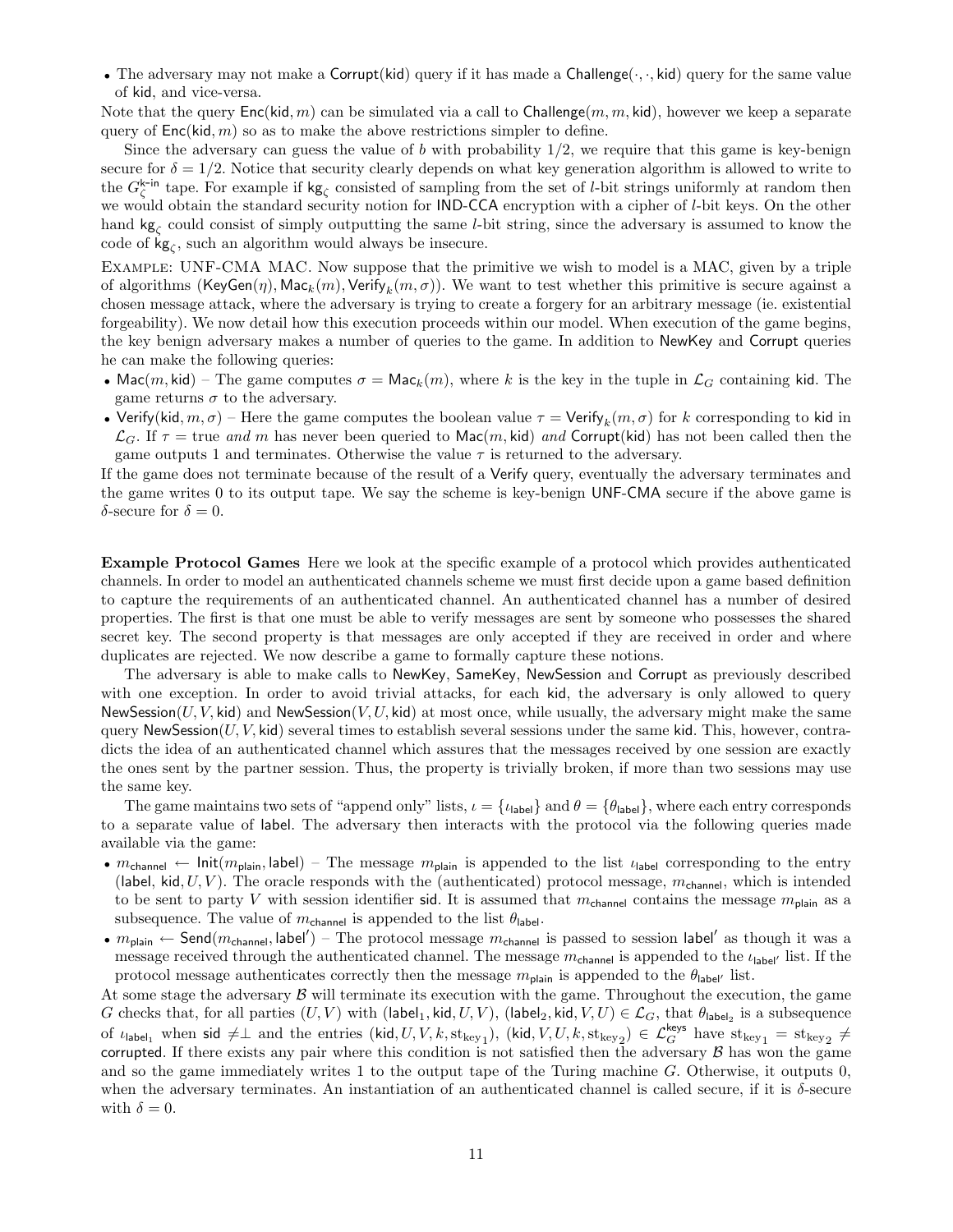- The adversary may not make a $\mathsf{Corrupt}(\mathsf{kid})$ query if it has made a $\mathsf{Challenge}(\cdot,\cdot,\mathsf{kid})$ query for the same value of $\mathsf{kid}$, and vice-versa.

Note that the query $\mathsf{Enc}(\mathsf{kid}, m)$ can be simulated via a call to $\mathsf{Challenge}(m, m, \mathsf{kid})$, however we keep a separate query of $\mathsf{Enc}(\mathsf{kid}, m)$ so as to make the above restrictions simpler to define.

Since the adversary can guess the value of $b$ with probability $1/2$, we require that this game is key-benign secure for $\delta = 1/2$. Notice that security clearly depends on what key generation algorithm is allowed to write to the $G_\zeta^{\mathsf{k\text{-}in}}$ tape. For example if $\mathsf{kg}_\zeta$ consisted of sampling from the set of $l$-bit strings uniformly at random then we would obtain the standard security notion for IND-CCA encryption with a cipher of $l$-bit keys. On the other hand $\mathsf{kg}_\zeta$ could consist of simply outputting the same $l$-bit string, since the adversary is assumed to know the code of $\mathsf{kg}_\zeta$, such an algorithm would always be insecure.

Example: UNF-CMA MAC. Now suppose that the primitive we wish to model is a MAC, given by a triple of algorithms $(\mathsf{KeyGen}(\eta), \mathsf{Mac}_k(m), \mathsf{Verify}_k(m,\sigma))$. We want to test whether this primitive is secure against a chosen message attack, where the adversary is trying to create a forgery for an arbitrary message (ie. existential forgeability). We now detail how this execution proceeds within our model. When execution of the game begins, the key benign adversary makes a number of queries to the game. In addition to $\mathsf{NewKey}$ and $\mathsf{Corrupt}$ queries he can make the following queries:

- $\mathsf{Mac}(m, \mathsf{kid})$ – The game computes $\sigma = \mathsf{Mac}_k(m)$, where $k$ is the key in the tuple in $\mathcal{L}_G$ containing $\mathsf{kid}$. The game returns $\sigma$ to the adversary.
- $\mathsf{Verify}(\mathsf{kid}, m, \sigma)$ – Here the game computes the boolean value $\tau = \mathsf{Verify}_k(m,\sigma)$ for $k$ corresponding to $\mathsf{kid}$ in $\mathcal{L}_G$. If $\tau = \text{true}$ *and* $m$ has never been queried to $\mathsf{Mac}(m, \mathsf{kid})$ *and* $\mathsf{Corrupt}(\mathsf{kid})$ has not been called then the game outputs 1 and terminates. Otherwise the value $\tau$ is returned to the adversary.

If the game does not terminate because of the result of a $\mathsf{Verify}$ query, eventually the adversary terminates and the game writes 0 to its output tape. We say the scheme is key-benign UNF-CMA secure if the above game is $\delta$-secure for $\delta = 0$.

**Example Protocol Games** Here we look at the specific example of a protocol which provides authenticated channels. In order to model an authenticated channels scheme we must first decide upon a game based definition to capture the requirements of an authenticated channel. An authenticated channel has a number of desired properties. The first is that one must be able to verify messages are sent by someone who possesses the shared secret key. The second property is that messages are only accepted if they are received in order and where duplicates are rejected. We now describe a game to formally capture these notions.

The adversary is able to make calls to $\mathsf{NewKey}$, $\mathsf{SameKey}$, $\mathsf{NewSession}$ and $\mathsf{Corrupt}$ as previously described with one exception. In order to avoid trivial attacks, for each $\mathsf{kid}$, the adversary is only allowed to query $\mathsf{NewSession}(U, V, \mathsf{kid})$ and $\mathsf{NewSession}(V, U, \mathsf{kid})$ at most once, while usually, the adversary might make the same query $\mathsf{NewSession}(U, V, \mathsf{kid})$ several times to establish several sessions under the same $\mathsf{kid}$. This, however, contradicts the idea of an authenticated channel which assures that the messages received by one session are exactly the ones sent by the partner session. Thus, the property is trivially broken, if more than two sessions may use the same key.

The game maintains two sets of "append only" lists, $\iota = \{\iota_{\mathsf{label}}\}$ and $\theta = \{\theta_{\mathsf{label}}\}$, where each entry corresponds to a separate value of $\mathsf{label}$. The adversary then interacts with the protocol via the following queries made available via the game:

- $m_{\mathsf{channel}} \leftarrow \mathsf{Init}(m_{\mathsf{plain}}, \mathsf{label})$ – The message $m_{\mathsf{plain}}$ is appended to the list $\iota_{\mathsf{label}}$ corresponding to the entry $(\mathsf{label}, \mathsf{kid}, U, V)$. The oracle responds with the (authenticated) protocol message, $m_{\mathsf{channel}}$, which is intended to be sent to party $V$ with session identifier $\mathsf{sid}$. It is assumed that $m_{\mathsf{channel}}$ contains the message $m_{\mathsf{plain}}$ as a subsequence. The value of $m_{\mathsf{channel}}$ is appended to the list $\theta_{\mathsf{label}}$.
- $m_{\mathsf{plain}} \leftarrow \mathsf{Send}(m_{\mathsf{channel}}, \mathsf{label}')$ – The protocol message $m_{\mathsf{channel}}$ is passed to session $\mathsf{label}'$ as though it was a message received through the authenticated channel. The message $m_{\mathsf{channel}}$ is appended to the $\iota_{\mathsf{label}'}$ list. If the protocol message authenticates correctly then the message $m_{\mathsf{plain}}$ is appended to the $\theta_{\mathsf{label}'}$ list.

At some stage the adversary $\mathcal{B}$ will terminate its execution with the game. Throughout the execution, the game $G$ checks that, for all parties $(U, V)$ with $(\mathsf{label}_1, \mathsf{kid}, U, V)$, $(\mathsf{label}_2, \mathsf{kid}, V, U) \in \mathcal{L}_G$, that $\theta_{\mathsf{label}_2}$ is a subsequence of $\iota_{\mathsf{label}_1}$ when $\mathsf{sid} \neq \perp$ and the entries $(\mathsf{kid}, U, V, k, \mathrm{st}_{\mathrm{key}_1})$, $(\mathsf{kid}, V, U, k, \mathrm{st}_{\mathrm{key}_2}) \in \mathcal{L}_G^{\mathsf{keys}}$ have $\mathrm{st}_{\mathrm{key}_1} = \mathrm{st}_{\mathrm{key}_2} \neq \mathsf{corrupted}$. If there exists any pair where this condition is not satisfied then the adversary $\mathcal{B}$ has won the game and so the game immediately writes 1 to the output tape of the Turing machine $G$. Otherwise, it outputs 0, when the adversary terminates. An instantiation of an authenticated channel is called secure, if it is $\delta$-secure with $\delta = 0$.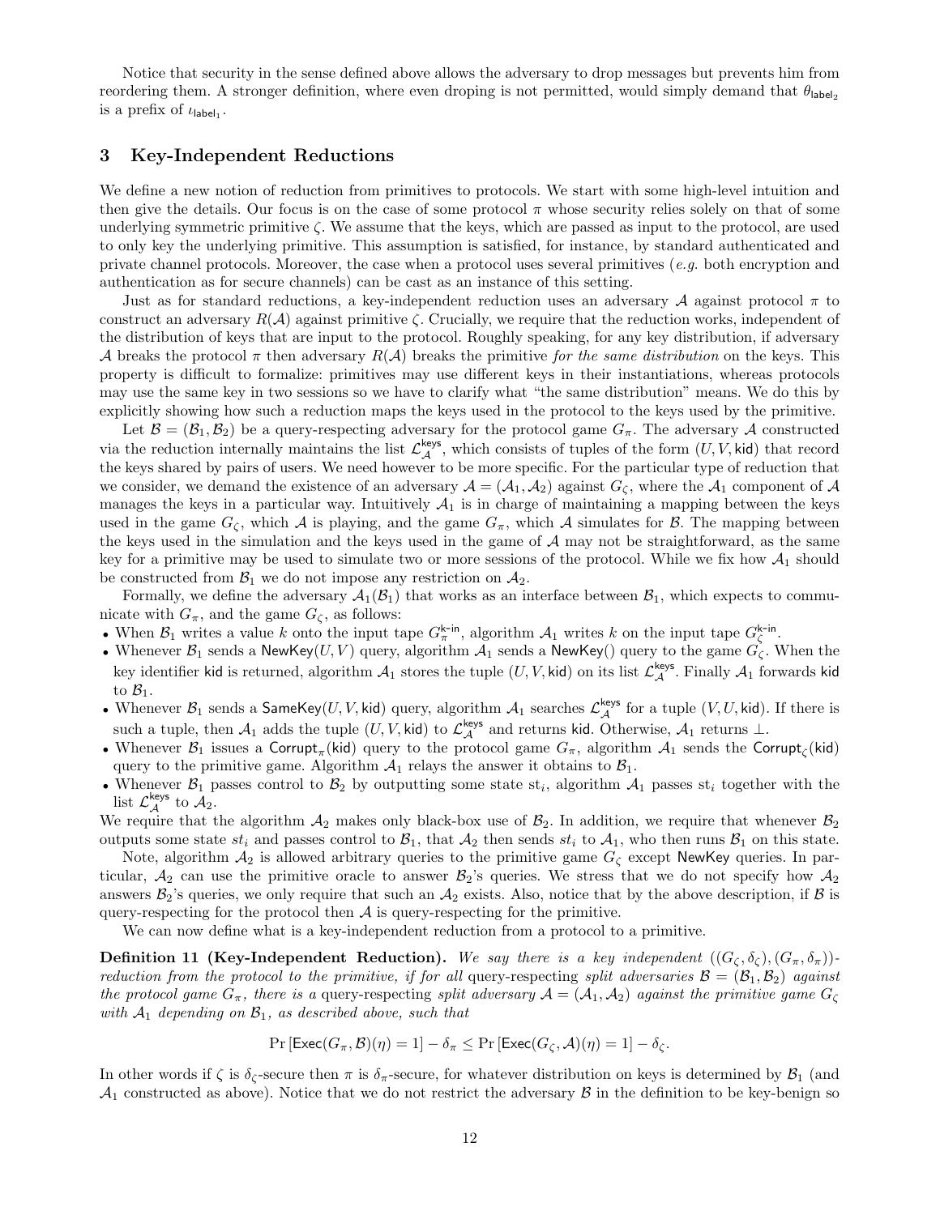Notice that security in the sense defined above allows the adversary to drop messages but prevents him from reordering them. A stronger definition, where even droping is not permitted, would simply demand that $\theta_{\mathsf{label}_2}$ is a prefix of $\iota_{\mathsf{label}_1}$.

## 3 Key-Independent Reductions

We define a new notion of reduction from primitives to protocols. We start with some high-level intuition and then give the details. Our focus is on the case of some protocol $\pi$ whose security relies solely on that of some underlying symmetric primitive $\zeta$. We assume that the keys, which are passed as input to the protocol, are used to only key the underlying primitive. This assumption is satisfied, for instance, by standard authenticated and private channel protocols. Moreover, the case when a protocol uses several primitives (*e.g.* both encryption and authentication as for secure channels) can be cast as an instance of this setting.

Just as for standard reductions, a key-independent reduction uses an adversary $\mathcal{A}$ against protocol $\pi$ to construct an adversary $R(\mathcal{A})$ against primitive $\zeta$. Crucially, we require that the reduction works, independent of the distribution of keys that are input to the protocol. Roughly speaking, for any key distribution, if adversary $\mathcal{A}$ breaks the protocol $\pi$ then adversary $R(\mathcal{A})$ breaks the primitive *for the same distribution* on the keys. This property is difficult to formalize: primitives may use different keys in their instantiations, whereas protocols may use the same key in two sessions so we have to clarify what "the same distribution" means. We do this by explicitly showing how such a reduction maps the keys used in the protocol to the keys used by the primitive.

Let $\mathcal{B} = (\mathcal{B}_1, \mathcal{B}_2)$ be a query-respecting adversary for the protocol game $G_\pi$. The adversary $\mathcal{A}$ constructed via the reduction internally maintains the list $\mathcal{L}^{\mathsf{keys}}_{\mathcal{A}}$, which consists of tuples of the form $(U, V, \mathsf{kid})$ that record the keys shared by pairs of users. We need however to be more specific. For the particular type of reduction that we consider, we demand the existence of an adversary $\mathcal{A} = (\mathcal{A}_1, \mathcal{A}_2)$ against $G_\zeta$, where the $\mathcal{A}_1$ component of $\mathcal{A}$ manages the keys in a particular way. Intuitively $\mathcal{A}_1$ is in charge of maintaining a mapping between the keys used in the game $G_\zeta$, which $\mathcal{A}$ is playing, and the game $G_\pi$, which $\mathcal{A}$ simulates for $\mathcal{B}$. The mapping between the keys used in the simulation and the keys used in the game of $\mathcal{A}$ may not be straightforward, as the same key for a primitive may be used to simulate two or more sessions of the protocol. While we fix how $\mathcal{A}_1$ should be constructed from $\mathcal{B}_1$ we do not impose any restriction on $\mathcal{A}_2$.

Formally, we define the adversary $\mathcal{A}_1(\mathcal{B}_1)$ that works as an interface between $\mathcal{B}_1$, which expects to communicate with $G_\pi$, and the game $G_\zeta$, as follows:

- When $\mathcal{B}_1$ writes a value $k$ onto the input tape $G^{\mathsf{k\text{-}in}}_\pi$, algorithm $\mathcal{A}_1$ writes $k$ on the input tape $G^{\mathsf{k\text{-}in}}_\zeta$.
- Whenever $\mathcal{B}_1$ sends a $\mathsf{NewKey}(U, V)$ query, algorithm $\mathcal{A}_1$ sends a $\mathsf{NewKey}()$ query to the game $G_\zeta$. When the key identifier $\mathsf{kid}$ is returned, algorithm $\mathcal{A}_1$ stores the tuple $(U, V, \mathsf{kid})$ on its list $\mathcal{L}^{\mathsf{keys}}_{\mathcal{A}}$. Finally $\mathcal{A}_1$ forwards $\mathsf{kid}$ to $\mathcal{B}_1$.
- Whenever $\mathcal{B}_1$ sends a $\mathsf{SameKey}(U, V, \mathsf{kid})$ query, algorithm $\mathcal{A}_1$ searches $\mathcal{L}^{\mathsf{keys}}_{\mathcal{A}}$ for a tuple $(V, U, \mathsf{kid})$. If there is such a tuple, then $\mathcal{A}_1$ adds the tuple $(U, V, \mathsf{kid})$ to $\mathcal{L}^{\mathsf{keys}}_{\mathcal{A}}$ and returns $\mathsf{kid}$. Otherwise, $\mathcal{A}_1$ returns $\perp$.
- Whenever $\mathcal{B}_1$ issues a $\mathsf{Corrupt}_\pi(\mathsf{kid})$ query to the protocol game $G_\pi$, algorithm $\mathcal{A}_1$ sends the $\mathsf{Corrupt}_\zeta(\mathsf{kid})$ query to the primitive game. Algorithm $\mathcal{A}_1$ relays the answer it obtains to $\mathcal{B}_1$.
- Whenever $\mathcal{B}_1$ passes control to $\mathcal{B}_2$ by outputting some state $\mathrm{st}_i$, algorithm $\mathcal{A}_1$ passes $\mathrm{st}_i$ together with the list $\mathcal{L}^{\mathsf{keys}}_{\mathcal{A}}$ to $\mathcal{A}_2$.

We require that the algorithm $\mathcal{A}_2$ makes only black-box use of $\mathcal{B}_2$. In addition, we require that whenever $\mathcal{B}_2$ outputs some state $st_i$ and passes control to $\mathcal{B}_1$, that $\mathcal{A}_2$ then sends $st_i$ to $\mathcal{A}_1$, who then runs $\mathcal{B}_1$ on this state.

Note, algorithm $\mathcal{A}_2$ is allowed arbitrary queries to the primitive game $G_\zeta$ except $\mathsf{NewKey}$ queries. In particular, $\mathcal{A}_2$ can use the primitive oracle to answer $\mathcal{B}_2$'s queries. We stress that we do not specify how $\mathcal{A}_2$ answers $\mathcal{B}_2$'s queries, we only require that such an $\mathcal{A}_2$ exists. Also, notice that by the above description, if $\mathcal{B}$ is query-respecting for the protocol then $\mathcal{A}$ is query-respecting for the primitive.

We can now define what is a key-independent reduction from a protocol to a primitive.

**Definition 11 (Key-Independent Reduction).** *We say there is a key independent $((G_\zeta, \delta_\zeta), (G_\pi, \delta_\pi))$-reduction from the protocol to the primitive, if for all* query-respecting *split adversaries $\mathcal{B} = (\mathcal{B}_1, \mathcal{B}_2)$ against the protocol game $G_\pi$, there is a* query-respecting *split adversary $\mathcal{A} = (\mathcal{A}_1, \mathcal{A}_2)$ against the primitive game $G_\zeta$ with $\mathcal{A}_1$ depending on $\mathcal{B}_1$, as described above, such that*

$$\Pr\left[\mathsf{Exec}(G_\pi, \mathcal{B})(\eta) = 1\right] - \delta_\pi \leq \Pr\left[\mathsf{Exec}(G_\zeta, \mathcal{A})(\eta) = 1\right] - \delta_\zeta.$$

In other words if $\zeta$ is $\delta_\zeta$-secure then $\pi$ is $\delta_\pi$-secure, for whatever distribution on keys is determined by $\mathcal{B}_1$ (and $\mathcal{A}_1$ constructed as above). Notice that we do not restrict the adversary $\mathcal{B}$ in the definition to be key-benign so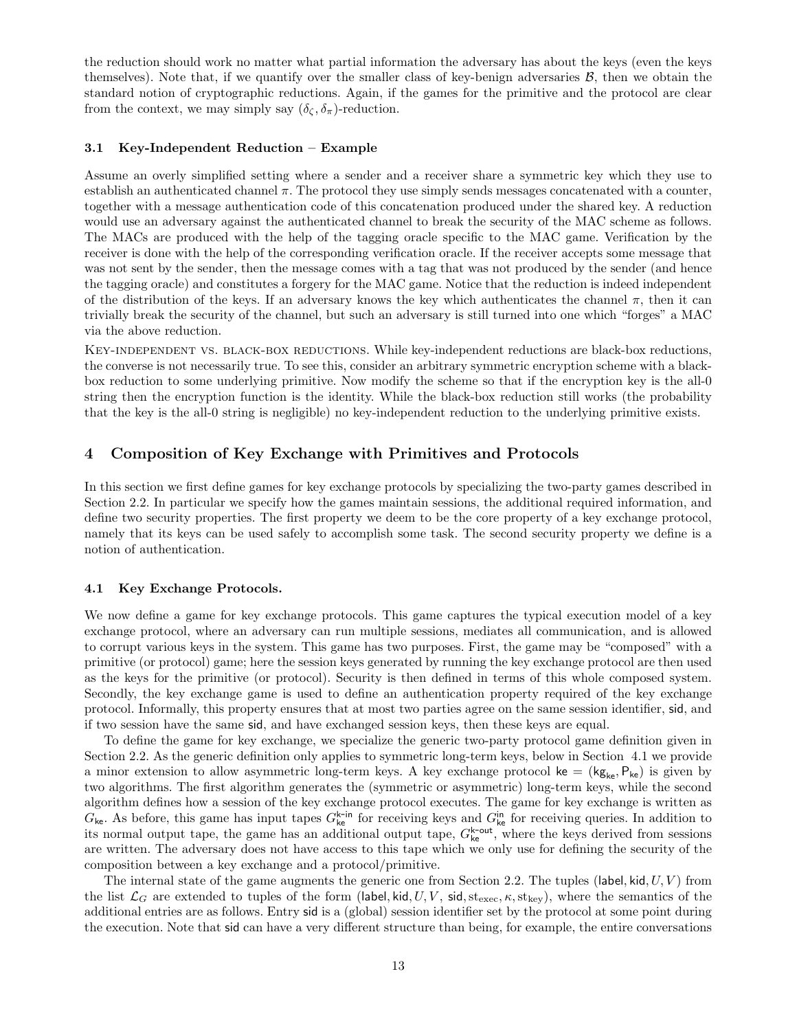the reduction should work no matter what partial information the adversary has about the keys (even the keys themselves). Note that, if we quantify over the smaller class of key-benign adversaries $\mathcal{B}$, then we obtain the standard notion of cryptographic reductions. Again, if the games for the primitive and the protocol are clear from the context, we may simply say $(\delta_\zeta, \delta_\pi)$-reduction.

### 3.1 Key-Independent Reduction – Example

Assume an overly simplified setting where a sender and a receiver share a symmetric key which they use to establish an authenticated channel $\pi$. The protocol they use simply sends messages concatenated with a counter, together with a message authentication code of this concatenation produced under the shared key. A reduction would use an adversary against the authenticated channel to break the security of the MAC scheme as follows. The MACs are produced with the help of the tagging oracle specific to the MAC game. Verification by the receiver is done with the help of the corresponding verification oracle. If the receiver accepts some message that was not sent by the sender, then the message comes with a tag that was not produced by the sender (and hence the tagging oracle) and constitutes a forgery for the MAC game. Notice that the reduction is indeed independent of the distribution of the keys. If an adversary knows the key which authenticates the channel $\pi$, then it can trivially break the security of the channel, but such an adversary is still turned into one which "forges" a MAC via the above reduction.

Key-independent vs. black-box reductions. While key-independent reductions are black-box reductions, the converse is not necessarily true. To see this, consider an arbitrary symmetric encryption scheme with a black-box reduction to some underlying primitive. Now modify the scheme so that if the encryption key is the all-0 string then the encryption function is the identity. While the black-box reduction still works (the probability that the key is the all-0 string is negligible) no key-independent reduction to the underlying primitive exists.

## 4 Composition of Key Exchange with Primitives and Protocols

In this section we first define games for key exchange protocols by specializing the two-party games described in Section 2.2. In particular we specify how the games maintain sessions, the additional required information, and define two security properties. The first property we deem to be the core property of a key exchange protocol, namely that its keys can be used safely to accomplish some task. The second security property we define is a notion of authentication.

### 4.1 Key Exchange Protocols.

We now define a game for key exchange protocols. This game captures the typical execution model of a key exchange protocol, where an adversary can run multiple sessions, mediates all communication, and is allowed to corrupt various keys in the system. This game has two purposes. First, the game may be "composed" with a primitive (or protocol) game; here the session keys generated by running the key exchange protocol are then used as the keys for the primitive (or protocol). Security is then defined in terms of this whole composed system. Secondly, the key exchange game is used to define an authentication property required of the key exchange protocol. Informally, this property ensures that at most two parties agree on the same session identifier, sid, and if two session have the same sid, and have exchanged session keys, then these keys are equal.

To define the game for key exchange, we specialize the generic two-party protocol game definition given in Section 2.2. As the generic definition only applies to symmetric long-term keys, below in Section 4.1 we provide a minor extension to allow asymmetric long-term keys. A key exchange protocol $\mathsf{ke} = (\mathsf{kg}_{\mathsf{ke}}, \mathsf{P}_{\mathsf{ke}})$ is given by two algorithms. The first algorithm generates the (symmetric or asymmetric) long-term keys, while the second algorithm defines how a session of the key exchange protocol executes. The game for key exchange is written as $G_{\mathsf{ke}}$. As before, this game has input tapes $G^{\mathsf{k\text{-}in}}_{\mathsf{ke}}$ for receiving keys and $G^{\mathsf{in}}_{\mathsf{ke}}$ for receiving queries. In addition to its normal output tape, the game has an additional output tape, $G^{\mathsf{k\text{-}out}}_{\mathsf{ke}}$, where the keys derived from sessions are written. The adversary does not have access to this tape which we only use for defining the security of the composition between a key exchange and a protocol/primitive.

The internal state of the game augments the generic one from Section 2.2. The tuples $(\mathsf{label}, \mathsf{kid}, U, V)$ from the list $\mathcal{L}_G$ are extended to tuples of the form $(\mathsf{label}, \mathsf{kid}, U, V, \mathsf{sid}, \mathrm{st}_{\mathrm{exec}}, \kappa, \mathrm{st}_{\mathrm{key}})$, where the semantics of the additional entries are as follows. Entry sid is a (global) session identifier set by the protocol at some point during the execution. Note that sid can have a very different structure than being, for example, the entire conversations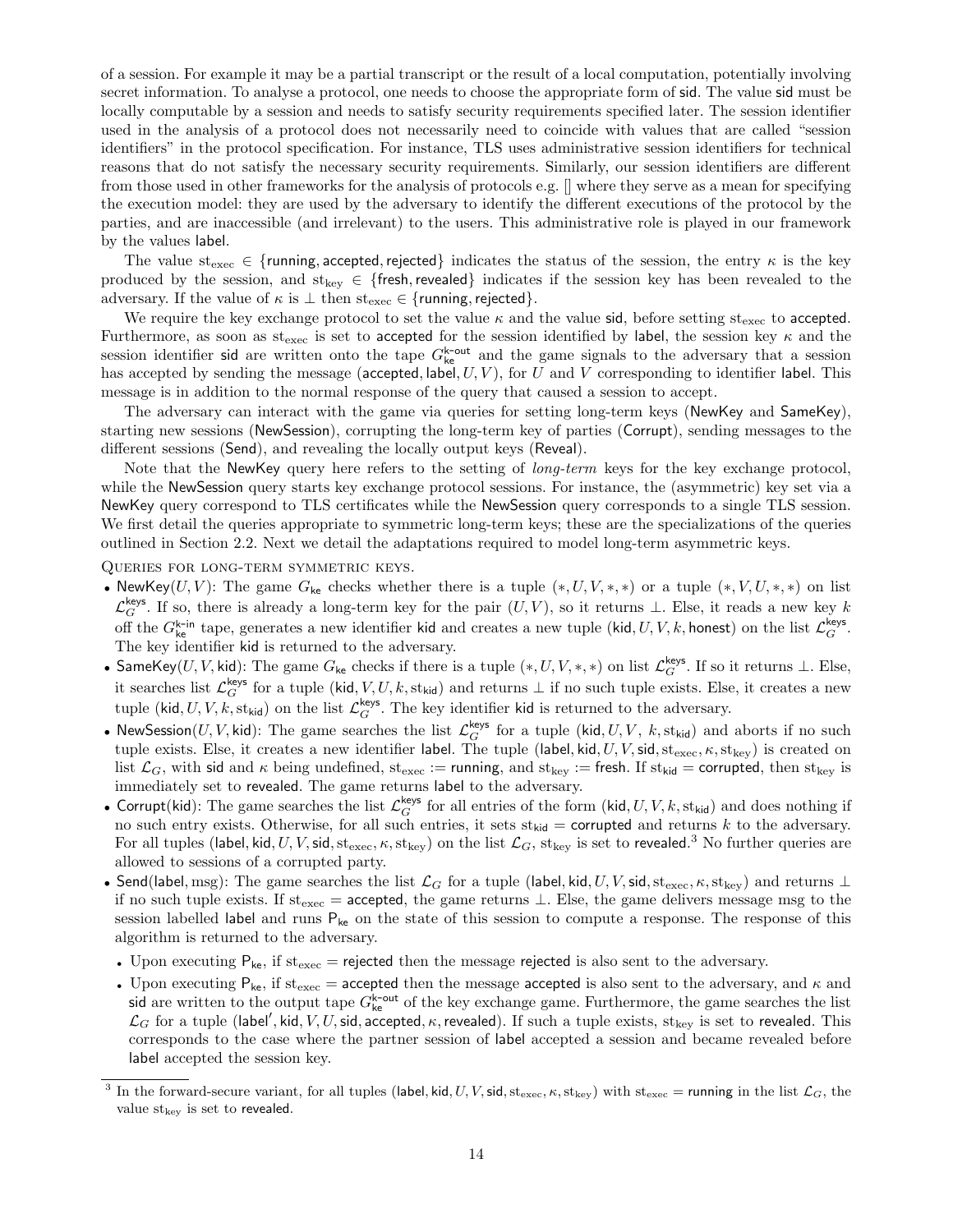of a session. For example it may be a partial transcript or the result of a local computation, potentially involving secret information. To analyse a protocol, one needs to choose the appropriate form of sid. The value sid must be locally computable by a session and needs to satisfy security requirements specified later. The session identifier used in the analysis of a protocol does not necessarily need to coincide with values that are called "session identifiers" in the protocol specification. For instance, TLS uses administrative session identifiers for technical reasons that do not satisfy the necessary security requirements. Similarly, our session identifiers are different from those used in other frameworks for the analysis of protocols e.g. [] where they serve as a mean for specifying the execution model: they are used by the adversary to identify the different executions of the protocol by the parties, and are inaccessible (and irrelevant) to the users. This administrative role is played in our framework by the values label.

The value $\mathrm{st}_{\mathrm{exec}} \in \{\mathsf{running}, \mathsf{accepted}, \mathsf{rejected}\}$ indicates the status of the session, the entry $\kappa$ is the key produced by the session, and $\mathrm{st}_{\mathrm{key}} \in \{\mathsf{fresh}, \mathsf{revealed}\}$ indicates if the session key has been revealed to the adversary. If the value of $\kappa$ is $\perp$ then $\mathrm{st}_{\mathrm{exec}} \in \{\mathsf{running}, \mathsf{rejected}\}$.

We require the key exchange protocol to set the value $\kappa$ and the value sid, before setting $\mathrm{st}_{\mathrm{exec}}$ to accepted. Furthermore, as soon as $\mathrm{st}_{\mathrm{exec}}$ is set to accepted for the session identified by label, the session key $\kappa$ and the session identifier sid are written onto the tape $G_{\mathsf{ke}}^{\mathsf{k\text{-}out}}$ and the game signals to the adversary that a session has accepted by sending the message (accepted, label, $U, V$), for $U$ and $V$ corresponding to identifier label. This message is in addition to the normal response of the query that caused a session to accept.

The adversary can interact with the game via queries for setting long-term keys (NewKey and SameKey), starting new sessions (NewSession), corrupting the long-term key of parties (Corrupt), sending messages to the different sessions (Send), and revealing the locally output keys (Reveal).

Note that the NewKey query here refers to the setting of *long-term* keys for the key exchange protocol, while the NewSession query starts key exchange protocol sessions. For instance, the (asymmetric) key set via a NewKey query correspond to TLS certificates while the NewSession query corresponds to a single TLS session. We first detail the queries appropriate to symmetric long-term keys; these are the specializations of the queries outlined in Section 2.2. Next we detail the adaptations required to model long-term asymmetric keys.

Queries for long-term symmetric keys.

- NewKey$(U, V)$: The game $G_{\mathsf{ke}}$ checks whether there is a tuple $(*, U, V, *, *)$ or a tuple $(*, V, U, *, *)$ on list $\mathcal{L}_G^{\mathsf{keys}}$. If so, there is already a long-term key for the pair $(U, V)$, so it returns $\perp$. Else, it reads a new key $k$ off the $G_{\mathsf{ke}}^{\mathsf{k\text{-}in}}$ tape, generates a new identifier kid and creates a new tuple $(\mathsf{kid}, U, V, k, \mathsf{honest})$ on the list $\mathcal{L}_G^{\mathsf{keys}}$. The key identifier kid is returned to the adversary.
- SameKey$(U, V, \mathsf{kid})$: The game $G_{\mathsf{ke}}$ checks if there is a tuple $(*, U, V, *, *)$ on list $\mathcal{L}_G^{\mathsf{keys}}$. If so it returns $\perp$. Else, it searches list $\mathcal{L}_G^{\mathsf{keys}}$ for a tuple $(\mathsf{kid}, V, U, k, \mathrm{st}_{\mathsf{kid}})$ and returns $\perp$ if no such tuple exists. Else, it creates a new tuple $(\mathsf{kid}, U, V, k, \mathrm{st}_{\mathsf{kid}})$ on the list $\mathcal{L}_G^{\mathsf{keys}}$. The key identifier kid is returned to the adversary.
- NewSession$(U, V, \mathsf{kid})$: The game searches the list $\mathcal{L}_G^{\mathsf{keys}}$ for a tuple $(\mathsf{kid}, U, V, k, \mathrm{st}_{\mathsf{kid}})$ and aborts if no such tuple exists. Else, it creates a new identifier label. The tuple $(\mathsf{label}, \mathsf{kid}, U, V, \mathsf{sid}, \mathrm{st}_{\mathrm{exec}}, \kappa, \mathrm{st}_{\mathrm{key}})$ is created on list $\mathcal{L}_G$, with sid and $\kappa$ being undefined, $\mathrm{st}_{\mathrm{exec}} := \mathsf{running}$, and $\mathrm{st}_{\mathrm{key}} := \mathsf{fresh}$. If $\mathrm{st}_{\mathsf{kid}} = \mathsf{corrupted}$, then $\mathrm{st}_{\mathrm{key}}$ is immediately set to revealed. The game returns label to the adversary.
- Corrupt(kid): The game searches the list $\mathcal{L}_G^{\mathsf{keys}}$ for all entries of the form $(\mathsf{kid}, U, V, k, \mathrm{st}_{\mathsf{kid}})$ and does nothing if no such entry exists. Otherwise, for all such entries, it sets $\mathrm{st}_{\mathsf{kid}} = \mathsf{corrupted}$ and returns $k$ to the adversary. For all tuples $(\mathsf{label}, \mathsf{kid}, U, V, \mathsf{sid}, \mathrm{st}_{\mathrm{exec}}, \kappa, \mathrm{st}_{\mathrm{key}})$ on the list $\mathcal{L}_G$, $\mathrm{st}_{\mathrm{key}}$ is set to revealed.[3] No further queries are allowed to sessions of a corrupted party.
- Send(label, msg): The game searches the list $\mathcal{L}_G$ for a tuple $(\mathsf{label}, \mathsf{kid}, U, V, \mathsf{sid}, \mathrm{st}_{\mathrm{exec}}, \kappa, \mathrm{st}_{\mathrm{key}})$ and returns $\perp$ if no such tuple exists. If $\mathrm{st}_{\mathrm{exec}} = \mathsf{accepted}$, the game returns $\perp$. Else, the game delivers message msg to the session labelled label and runs $\mathsf{P}_{\mathsf{ke}}$ on the state of this session to compute a response. The response of this algorithm is returned to the adversary.
  - Upon executing $\mathsf{P}_{\mathsf{ke}}$, if $\mathrm{st}_{\mathrm{exec}} = \mathsf{rejected}$ then the message rejected is also sent to the adversary.
  - Upon executing $\mathsf{P}_{\mathsf{ke}}$, if $\mathrm{st}_{\mathrm{exec}} = \mathsf{accepted}$ then the message accepted is also sent to the adversary, and $\kappa$ and sid are written to the output tape $G_{\mathsf{ke}}^{\mathsf{k\text{-}out}}$ of the key exchange game. Furthermore, the game searches the list $\mathcal{L}_G$ for a tuple $(\mathsf{label}', \mathsf{kid}, V, U, \mathsf{sid}, \mathsf{accepted}, \kappa, \mathsf{revealed})$. If such a tuple exists, $\mathrm{st}_{\mathrm{key}}$ is set to revealed. This corresponds to the case where the partner session of label accepted a session and became revealed before label accepted the session key.

[3] In the forward-secure variant, for all tuples $(\mathsf{label}, \mathsf{kid}, U, V, \mathsf{sid}, \mathrm{st}_{\mathrm{exec}}, \kappa, \mathrm{st}_{\mathrm{key}})$ with $\mathrm{st}_{\mathrm{exec}} = \mathsf{running}$ in the list $\mathcal{L}_G$, the value $\mathrm{st}_{\mathrm{key}}$ is set to revealed.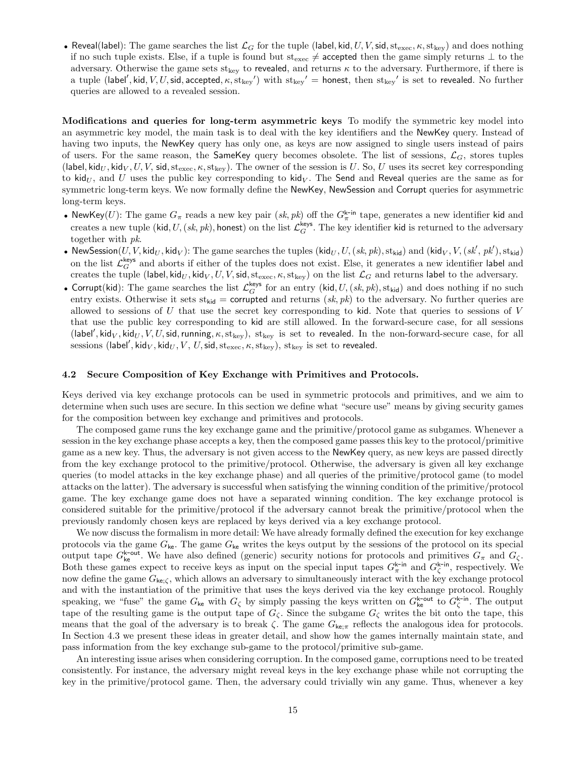- $\mathsf{Reveal}(\mathsf{label})$: The game searches the list $\mathcal{L}_G$ for the tuple $(\mathsf{label}, \mathsf{kid}, U, V, \mathsf{sid}, \mathrm{st}_{\mathrm{exec}}, \kappa, \mathrm{st}_{\mathrm{key}})$ and does nothing if no such tuple exists. Else, if a tuple is found but $\mathrm{st}_{\mathrm{exec}} \neq \mathsf{accepted}$ then the game simply returns $\perp$ to the adversary. Otherwise the game sets $\mathrm{st}_{\mathrm{key}}$ to $\mathsf{revealed}$, and returns $\kappa$ to the adversary. Furthermore, if there is a tuple $(\mathsf{label}', \mathsf{kid}, V, U, \mathsf{sid}, \mathsf{accepted}, \kappa, \mathrm{st}_{\mathrm{key}}')$ with $\mathrm{st}_{\mathrm{key}}' = \mathsf{honest}$, then $\mathrm{st}_{\mathrm{key}}'$ is set to $\mathsf{revealed}$. No further queries are allowed to a revealed session.

**Modifications and queries for long-term asymmetric keys** To modify the symmetric key model into an asymmetric key model, the main task is to deal with the key identifiers and the $\mathsf{NewKey}$ query. Instead of having two inputs, the $\mathsf{NewKey}$ query has only one, as keys are now assigned to single users instead of pairs of users. For the same reason, the $\mathsf{SameKey}$ query becomes obsolete. The list of sessions, $\mathcal{L}_G$, stores tuples $(\mathsf{label}, \mathsf{kid}_U, \mathsf{kid}_V, U, V, \mathsf{sid}, \mathrm{st}_{\mathrm{exec}}, \kappa, \mathrm{st}_{\mathrm{key}})$. The owner of the session is $U$. So, $U$ uses its secret key corresponding to $\mathsf{kid}_U$, and $U$ uses the public key corresponding to $\mathsf{kid}_V$. The $\mathsf{Send}$ and $\mathsf{Reveal}$ queries are the same as for symmetric long-term keys. We now formally define the $\mathsf{NewKey}$, $\mathsf{NewSession}$ and $\mathsf{Corrupt}$ queries for asymmetric long-term keys.

- $\mathsf{NewKey}(U)$: The game $G_\pi$ reads a new key pair $(sk, pk)$ off the $G_\pi^{\mathsf{k\text{-}in}}$ tape, generates a new identifier $\mathsf{kid}$ and creates a new tuple $(\mathsf{kid}, U, (sk, pk), \mathsf{honest})$ on the list $\mathcal{L}_G^{\mathsf{keys}}$. The key identifier $\mathsf{kid}$ is returned to the adversary together with $pk$.
- $\mathsf{NewSession}(U, V, \mathsf{kid}_U, \mathsf{kid}_V)$: The game searches the tuples $(\mathsf{kid}_U, U, (sk, pk), \mathrm{st}_{\mathsf{kid}})$ and $(\mathsf{kid}_V, V, (sk', pk'), \mathrm{st}_{\mathsf{kid}})$ on the list $\mathcal{L}_G^{\mathsf{keys}}$ and aborts if either of the tuples does not exist. Else, it generates a new identifier $\mathsf{label}$ and creates the tuple $(\mathsf{label}, \mathsf{kid}_U, \mathsf{kid}_V, U, V, \mathsf{sid}, \mathrm{st}_{\mathrm{exec}}, \kappa, \mathrm{st}_{\mathrm{key}})$ on the list $\mathcal{L}_G$ and returns $\mathsf{label}$ to the adversary.
- $\mathsf{Corrupt}(\mathsf{kid})$: The game searches the list $\mathcal{L}_G^{\mathsf{keys}}$ for an entry $(\mathsf{kid}, U, (sk, pk), \mathrm{st}_{\mathsf{kid}})$ and does nothing if no such entry exists. Otherwise it sets $\mathrm{st}_{\mathsf{kid}} = \mathsf{corrupted}$ and returns $(sk, pk)$ to the adversary. No further queries are allowed to sessions of $U$ that use the secret key corresponding to $\mathsf{kid}$. Note that queries to sessions of $V$ that use the public key corresponding to $\mathsf{kid}$ are still allowed. In the forward-secure case, for all sessions $(\mathsf{label}', \mathsf{kid}_V, \mathsf{kid}_U, V, U, \mathsf{sid}, \mathsf{running}, \kappa, \mathrm{st}_{\mathrm{key}})$, $\mathrm{st}_{\mathrm{key}}$ is set to $\mathsf{revealed}$. In the non-forward-secure case, for all sessions $(\mathsf{label}', \mathsf{kid}_V, \mathsf{kid}_U, V, U, \mathsf{sid}, \mathrm{st}_{\mathrm{exec}}, \kappa, \mathrm{st}_{\mathrm{key}})$, $\mathrm{st}_{\mathrm{key}}$ is set to $\mathsf{revealed}$.

### 4.2 Secure Composition of Key Exchange with Primitives and Protocols.

Keys derived via key exchange protocols can be used in symmetric protocols and primitives, and we aim to determine when such uses are secure. In this section we define what "secure use" means by giving security games for the composition between key exchange and primitives and protocols.

The composed game runs the key exchange game and the primitive/protocol game as subgames. Whenever a session in the key exchange phase accepts a key, then the composed game passes this key to the protocol/primitive game as a new key. Thus, the adversary is not given access to the $\mathsf{NewKey}$ query, as new keys are passed directly from the key exchange protocol to the primitive/protocol. Otherwise, the adversary is given all key exchange queries (to model attacks in the key exchange phase) and all queries of the primitive/protocol game (to model attacks on the latter). The adversary is successful when satisfying the winning condition of the primitive/protocol game. The key exchange game does not have a separated winning condition. The key exchange protocol is considered suitable for the primitive/protocol if the adversary cannot break the primitive/protocol when the previously randomly chosen keys are replaced by keys derived via a key exchange protocol.

We now discuss the formalism in more detail: We have already formally defined the execution for key exchange protocols via the game $G_{\mathsf{ke}}$. The game $G_{\mathsf{ke}}$ writes the keys output by the sessions of the protocol on its special output tape $G_{\mathsf{ke}}^{\mathsf{k\text{-}out}}$. We have also defined (generic) security notions for protocols and primitives $G_\pi$ and $G_\zeta$. Both these games expect to receive keys as input on the special input tapes $G_\pi^{\mathsf{k\text{-}in}}$ and $G_\zeta^{\mathsf{k\text{-}in}}$, respectively. We now define the game $G_{\mathsf{ke};\zeta}$, which allows an adversary to simultaneously interact with the key exchange protocol and with the instantiation of the primitive that uses the keys derived via the key exchange protocol. Roughly speaking, we "fuse" the game $G_{\mathsf{ke}}$ with $G_\zeta$ by simply passing the keys written on $G_{\mathsf{ke}}^{\mathsf{k\text{-}out}}$ to $G_\zeta^{\mathsf{k\text{-}in}}$. The output tape of the resulting game is the output tape of $G_\zeta$. Since the subgame $G_\zeta$ writes the bit onto the tape, this means that the goal of the adversary is to break $\zeta$. The game $G_{\mathsf{ke};\pi}$ reflects the analogous idea for protocols. In Section 4.3 we present these ideas in greater detail, and show how the games internally maintain state, and pass information from the key exchange sub-game to the protocol/primitive sub-game.

An interesting issue arises when considering corruption. In the composed game, corruptions need to be treated consistently. For instance, the adversary might reveal keys in the key exchange phase while not corrupting the key in the primitive/protocol game. Then, the adversary could trivially win any game. Thus, whenever a key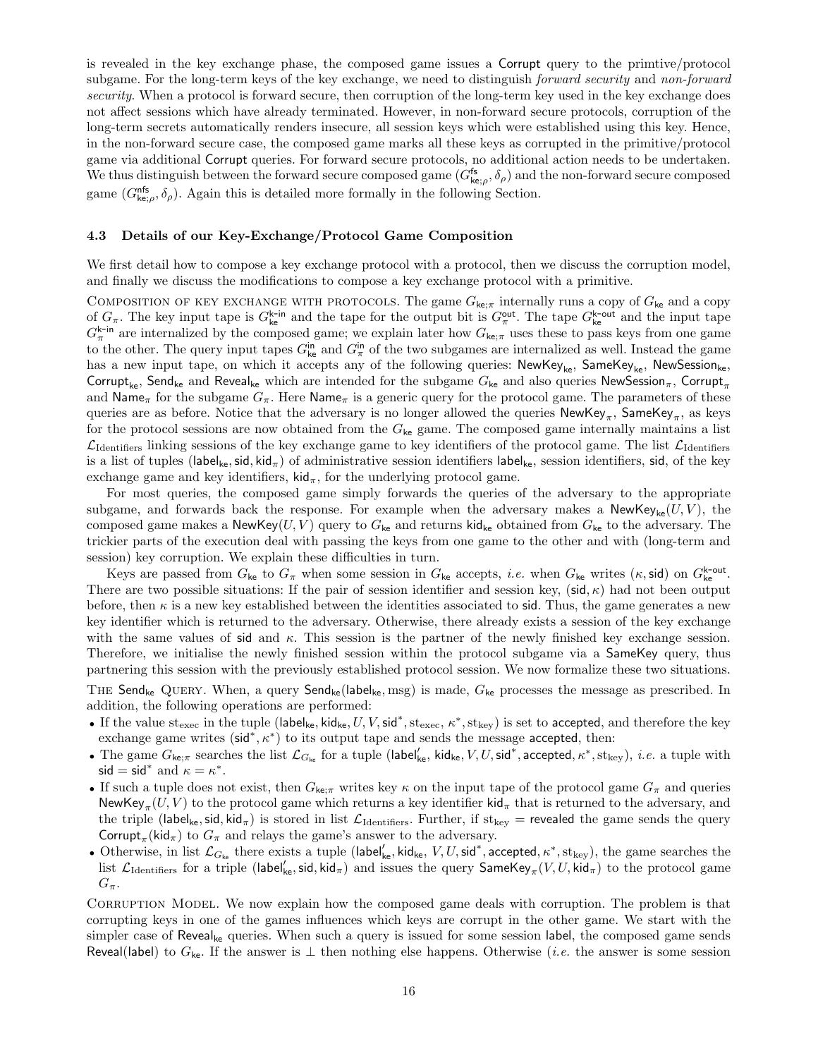is revealed in the key exchange phase, the composed game issues a Corrupt query to the primtive/protocol subgame. For the long-term keys of the key exchange, we need to distinguish *forward security* and *non-forward security*. When a protocol is forward secure, then corruption of the long-term key used in the key exchange does not affect sessions which have already terminated. However, in non-forward secure protocols, corruption of the long-term secrets automatically renders insecure, all session keys which were established using this key. Hence, in the non-forward secure case, the composed game marks all these keys as corrupted in the primitive/protocol game via additional Corrupt queries. For forward secure protocols, no additional action needs to be undertaken. We thus distinguish between the forward secure composed game $(G^{\mathsf{fs}}_{\mathsf{ke};\rho}, \delta_\rho)$ and the non-forward secure composed game $(G^{\mathsf{nfs}}_{\mathsf{ke};\rho}, \delta_\rho)$. Again this is detailed more formally in the following Section.

### 4.3 Details of our Key-Exchange/Protocol Game Composition

We first detail how to compose a key exchange protocol with a protocol, then we discuss the corruption model, and finally we discuss the modifications to compose a key exchange protocol with a primitive.

Composition of key exchange with protocols. The game $G_{\mathsf{ke};\pi}$ internally runs a copy of $G_{\mathsf{ke}}$ and a copy of $G_\pi$. The key input tape is $G^{\mathsf{k\text{-}in}}_{\mathsf{ke}}$ and the tape for the output bit is $G^{\mathsf{out}}_{\pi}$. The tape $G^{\mathsf{k\text{-}out}}_{\mathsf{ke}}$ and the input tape $G^{\mathsf{k\text{-}in}}_{\pi}$ are internalized by the composed game; we explain later how $G_{\mathsf{ke};\pi}$ uses these to pass keys from one game to the other. The query input tapes $G^{\mathsf{in}}_{\mathsf{ke}}$ and $G^{\mathsf{in}}_{\pi}$ of the two subgames are internalized as well. Instead the game has a new input tape, on which it accepts any of the following queries: $\mathsf{NewKey}_{\mathsf{ke}}$, $\mathsf{SameKey}_{\mathsf{ke}}$, $\mathsf{NewSession}_{\mathsf{ke}}$, $\mathsf{Corrupt}_{\mathsf{ke}}$, $\mathsf{Send}_{\mathsf{ke}}$ and $\mathsf{Reveal}_{\mathsf{ke}}$ which are intended for the subgame $G_{\mathsf{ke}}$ and also queries $\mathsf{NewSession}_\pi$, $\mathsf{Corrupt}_\pi$ and $\mathsf{Name}_\pi$ for the subgame $G_\pi$. Here $\mathsf{Name}_\pi$ is a generic query for the protocol game. The parameters of these queries are as before. Notice that the adversary is no longer allowed the queries $\mathsf{NewKey}_\pi$, $\mathsf{SameKey}_\pi$, as keys for the protocol sessions are now obtained from the $G_{\mathsf{ke}}$ game. The composed game internally maintains a list $\mathcal{L}_{\text{Identifiers}}$ linking sessions of the key exchange game to key identifiers of the protocol game. The list $\mathcal{L}_{\text{Identifiers}}$ is a list of tuples $(\mathsf{label}_{\mathsf{ke}}, \mathsf{sid}, \mathsf{kid}_\pi)$ of administrative session identifiers $\mathsf{label}_{\mathsf{ke}}$, session identifiers, $\mathsf{sid}$, of the key exchange game and key identifiers, $\mathsf{kid}_\pi$, for the underlying protocol game.

For most queries, the composed game simply forwards the queries of the adversary to the appropriate subgame, and forwards back the response. For example when the adversary makes a $\mathsf{NewKey}_{\mathsf{ke}}(U, V)$, the composed game makes a $\mathsf{NewKey}(U, V)$ query to $G_{\mathsf{ke}}$ and returns $\mathsf{kid}_{\mathsf{ke}}$ obtained from $G_{\mathsf{ke}}$ to the adversary. The trickier parts of the execution deal with passing the keys from one game to the other and with (long-term and session) key corruption. We explain these difficulties in turn.

Keys are passed from $G_{\mathsf{ke}}$ to $G_\pi$ when some session in $G_{\mathsf{ke}}$ accepts, *i.e.* when $G_{\mathsf{ke}}$ writes $(\kappa, \mathsf{sid})$ on $G^{\mathsf{k\text{-}out}}_{\mathsf{ke}}$. There are two possible situations: If the pair of session identifier and session key, $(\mathsf{sid}, \kappa)$ had not been output before, then $\kappa$ is a new key established between the identities associated to $\mathsf{sid}$. Thus, the game generates a new key identifier which is returned to the adversary. Otherwise, there already exists a session of the key exchange with the same values of $\mathsf{sid}$ and $\kappa$. This session is the partner of the newly finished key exchange session. Therefore, we initialise the newly finished session within the protocol subgame via a SameKey query, thus partnering this session with the previously established protocol session. We now formalize these two situations.

The $\mathsf{Send}_{\mathsf{ke}}$ Query. When, a query $\mathsf{Send}_{\mathsf{ke}}(\mathsf{label}_{\mathsf{ke}}, \mathrm{msg})$ is made, $G_{\mathsf{ke}}$ processes the message as prescribed. In addition, the following operations are performed:

- If the value $\mathrm{st}_{\mathrm{exec}}$ in the tuple $(\mathsf{label}_{\mathsf{ke}}, \mathsf{kid}_{\mathsf{ke}}, U, V, \mathsf{sid}^*, \mathrm{st}_{\mathrm{exec}}, \kappa^*, \mathrm{st}_{\mathrm{key}})$ is set to $\mathsf{accepted}$, and therefore the key exchange game writes $(\mathsf{sid}^*, \kappa^*)$ to its output tape and sends the message $\mathsf{accepted}$, then:
- The game $G_{\mathsf{ke};\pi}$ searches the list $\mathcal{L}_{G_{\mathsf{ke}}}$ for a tuple $(\mathsf{label}'_{\mathsf{ke}}, \mathsf{kid}_{\mathsf{ke}}, V, U, \mathsf{sid}^*, \mathsf{accepted}, \kappa^*, \mathrm{st}_{\mathrm{key}})$, *i.e.* a tuple with $\mathsf{sid} = \mathsf{sid}^*$ and $\kappa = \kappa^*$.
- If such a tuple does not exist, then $G_{\mathsf{ke};\pi}$ writes key $\kappa$ on the input tape of the protocol game $G_\pi$ and queries $\mathsf{NewKey}_\pi(U, V)$ to the protocol game which returns a key identifier $\mathsf{kid}_\pi$ that is returned to the adversary, and the triple $(\mathsf{label}_{\mathsf{ke}}, \mathsf{sid}, \mathsf{kid}_\pi)$ is stored in list $\mathcal{L}_{\text{Identifiers}}$. Further, if $\mathrm{st}_{\mathrm{key}} = \mathsf{revealed}$ the game sends the query $\mathsf{Corrupt}_\pi(\mathsf{kid}_\pi)$ to $G_\pi$ and relays the game's answer to the adversary.
- Otherwise, in list $\mathcal{L}_{G_{\mathsf{ke}}}$ there exists a tuple $(\mathsf{label}'_{\mathsf{ke}}, \mathsf{kid}_{\mathsf{ke}}, V, U, \mathsf{sid}^*, \mathsf{accepted}, \kappa^*, \mathrm{st}_{\mathrm{key}})$, the game searches the list $\mathcal{L}_{\text{Identifiers}}$ for a triple $(\mathsf{label}'_{\mathsf{ke}}, \mathsf{sid}, \mathsf{kid}_\pi)$ and issues the query $\mathsf{SameKey}_\pi(V, U, \mathsf{kid}_\pi)$ to the protocol game $G_\pi$.

Corruption Model. We now explain how the composed game deals with corruption. The problem is that corrupting keys in one of the games influences which keys are corrupt in the other game. We start with the simpler case of $\mathsf{Reveal}_{\mathsf{ke}}$ queries. When such a query is issued for some session $\mathsf{label}$, the composed game sends $\mathsf{Reveal}(\mathsf{label})$ to $G_{\mathsf{ke}}$. If the answer is $\perp$ then nothing else happens. Otherwise (*i.e.* the answer is some session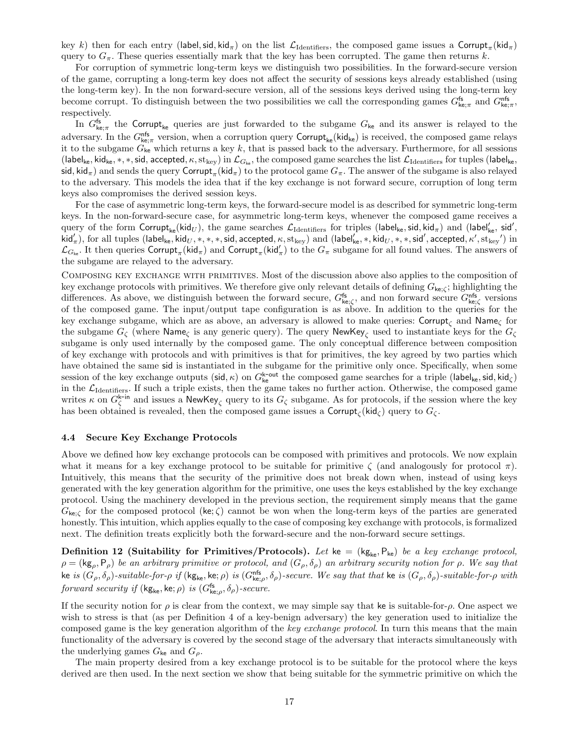key $k$) then for each entry $(\mathsf{label}, \mathsf{sid}, \mathsf{kid}_\pi)$ on the list $\mathcal{L}_{\mathrm{Identifiers}}$, the composed game issues a $\mathsf{Corrupt}_\pi(\mathsf{kid}_\pi)$ query to $G_\pi$. These queries essentially mark that the key has been corrupted. The game then returns $k$.

For corruption of symmetric long-term keys we distinguish two possibilities. In the forward-secure version of the game, corrupting a long-term key does not affect the security of sessions keys already established (using the long-term key). In the non forward-secure version, all of the sessions keys derived using the long-term key become corrupt. To distinguish between the two possibilities we call the corresponding games $G^{\mathsf{fs}}_{\mathsf{ke};\pi}$ and $G^{\mathsf{nfs}}_{\mathsf{ke};\pi}$, respectively.

In $G^{\mathsf{fs}}_{\mathsf{ke};\pi}$ the $\mathsf{Corrupt}_{\mathsf{ke}}$ queries are just forwarded to the subgame $G_{\mathsf{ke}}$ and its answer is relayed to the adversary. In the $G^{\mathsf{nfs}}_{\mathsf{ke};\pi}$ version, when a corruption query $\mathsf{Corrupt}_{\mathsf{ke}}(\mathsf{kid}_{\mathsf{ke}})$ is received, the composed game relays it to the subgame $G_{\mathsf{ke}}$ which returns a key $k$, that is passed back to the adversary. Furthermore, for all sessions $(\mathsf{label}_{\mathsf{ke}}, \mathsf{kid}_{\mathsf{ke}}, *, *, \mathsf{sid}, \mathsf{accepted}, \kappa, \mathrm{st}_{\mathrm{key}})$ in $\mathcal{L}_{G_{\mathsf{ke}}}$, the composed game searches the list $\mathcal{L}_{\mathrm{Identifiers}}$ for tuples $(\mathsf{label}_{\mathsf{ke}}, \mathsf{sid}, \mathsf{kid}_\pi)$ and sends the query $\mathsf{Corrupt}_\pi(\mathsf{kid}_\pi)$ to the protocol game $G_\pi$. The answer of the subgame is also relayed to the adversary. This models the idea that if the key exchange is not forward secure, corruption of long term keys also compromises the derived session keys.

For the case of asymmetric long-term keys, the forward-secure model is as described for symmetric long-term keys. In the non-forward-secure case, for asymmetric long-term keys, whenever the composed game receives a query of the form $\mathsf{Corrupt}_{\mathsf{ke}}(\mathsf{kid}_U)$, the game searches $\mathcal{L}_{\mathrm{Identifiers}}$ for triples $(\mathsf{label}_{\mathsf{ke}}, \mathsf{sid}, \mathsf{kid}_\pi)$ and $(\mathsf{label}'_{\mathsf{ke}}, \mathsf{sid}', \mathsf{kid}'_\pi)$, for all tuples $(\mathsf{label}_{\mathsf{ke}}, \mathsf{kid}_U, *, *, *, \mathsf{sid}, \mathsf{accepted}, \kappa, \mathrm{st}_{\mathrm{key}})$ and $(\mathsf{label}'_{\mathsf{ke}}, *, \mathsf{kid}_U, *, *, \mathsf{sid}', \mathsf{accepted}, \kappa', \mathrm{st}_{\mathrm{key}}')$ in $\mathcal{L}_{G_{\mathsf{ke}}}$. It then queries $\mathsf{Corrupt}_\pi(\mathsf{kid}_\pi)$ and $\mathsf{Corrupt}_\pi(\mathsf{kid}'_\pi)$ to the $G_\pi$ subgame for all found values. The answers of the subgame are relayed to the adversary.

Composing key exchange with primitives. Most of the discussion above also applies to the composition of key exchange protocols with primitives. We therefore give only relevant details of defining $G_{\mathsf{ke};\zeta}$; highlighting the differences. As above, we distinguish between the forward secure, $G^{\mathsf{fs}}_{\mathsf{ke};\zeta}$, and non forward secure $G^{\mathsf{nfs}}_{\mathsf{ke};\zeta}$ versions of the composed game. The input/output tape configuration is as above. In addition to the queries for the key exchange subgame, which are as above, an adversary is allowed to make queries: $\mathsf{Corrupt}_\zeta$ and $\mathsf{Name}_\zeta$ for the subgame $G_\zeta$ (where $\mathsf{Name}_\zeta$ is any generic query). The query $\mathsf{NewKey}_\zeta$ used to instantiate keys for the $G_\zeta$ subgame is only used internally by the composed game. The only conceptual difference between composition of key exchange with protocols and with primitives is that for primitives, the key agreed by two parties which have obtained the same $\mathsf{sid}$ is instantiated in the subgame for the primitive only once. Specifically, when some session of the key exchange outputs $(\mathsf{sid}, \kappa)$ on $G^{\mathsf{k\text{-}out}}_{\mathsf{ke}}$ the composed game searches for a triple $(\mathsf{label}_{\mathsf{ke}}, \mathsf{sid}, \mathsf{kid}_\zeta)$ in the $\mathcal{L}_{\mathrm{Identifiers}}$. If such a triple exists, then the game takes no further action. Otherwise, the composed game writes $\kappa$ on $G^{\mathsf{k\text{-}in}}_\zeta$ and issues a $\mathsf{NewKey}_\zeta$ query to its $G_\zeta$ subgame. As for protocols, if the session where the key has been obtained is revealed, then the composed game issues a $\mathsf{Corrupt}_\zeta(\mathsf{kid}_\zeta)$ query to $G_\zeta$.

### 4.4 Secure Key Exchange Protocols

Above we defined how key exchange protocols can be composed with primitives and protocols. We now explain what it means for a key exchange protocol to be suitable for primitive $\zeta$ (and analogously for protocol $\pi$). Intuitively, this means that the security of the primitive does not break down when, instead of using keys generated with the key generation algorithm for the primitive, one uses the keys established by the key exchange protocol. Using the machinery developed in the previous section, the requirement simply means that the game $G_{\mathsf{ke};\zeta}$ for the composed protocol $(\mathsf{ke};\zeta)$ cannot be won when the long-term keys of the parties are generated honestly. This intuition, which applies equally to the case of composing key exchange with protocols, is formalized next. The definition treats explicitly both the forward-secure and the non-forward secure settings.

**Definition 12 (Suitability for Primitives/Protocols).** *Let $\mathsf{ke} = (\mathsf{kg}_{\mathsf{ke}}, \mathsf{P}_{\mathsf{ke}})$ be a key exchange protocol, $\rho = (\mathsf{kg}_\rho, \mathsf{P}_\rho)$ be an arbitrary primitive or protocol, and $(G_\rho, \delta_\rho)$ an arbitrary security notion for $\rho$. We say that $\mathsf{ke}$ is $(G_\rho, \delta_\rho)$-suitable-for-$\rho$ if $(\mathsf{kg}_{\mathsf{ke}}, \mathsf{ke};\rho)$ is $(G^{\mathsf{nfs}}_{\mathsf{ke};\rho}, \delta_\rho)$-secure. We say that that $\mathsf{ke}$ is $(G_\rho, \delta_\rho)$-suitable-for-$\rho$ with forward security if $(\mathsf{kg}_{\mathsf{ke}}, \mathsf{ke};\rho)$ is $(G^{\mathsf{fs}}_{\mathsf{ke};\rho}, \delta_\rho)$-secure.*

If the security notion for $\rho$ is clear from the context, we may simple say that $\mathsf{ke}$ is suitable-for-$\rho$. One aspect we wish to stress is that (as per Definition 4 of a key-benign adversary) the key generation used to initialize the composed game is the key generation algorithm of the *key exchange protocol*. In turn this means that the main functionality of the adversary is covered by the second stage of the adversary that interacts simultaneously with the underlying games $G_{\mathsf{ke}}$ and $G_\rho$.

The main property desired from a key exchange protocol is to be suitable for the protocol where the keys derived are then used. In the next section we show that being suitable for the symmetric primitive on which the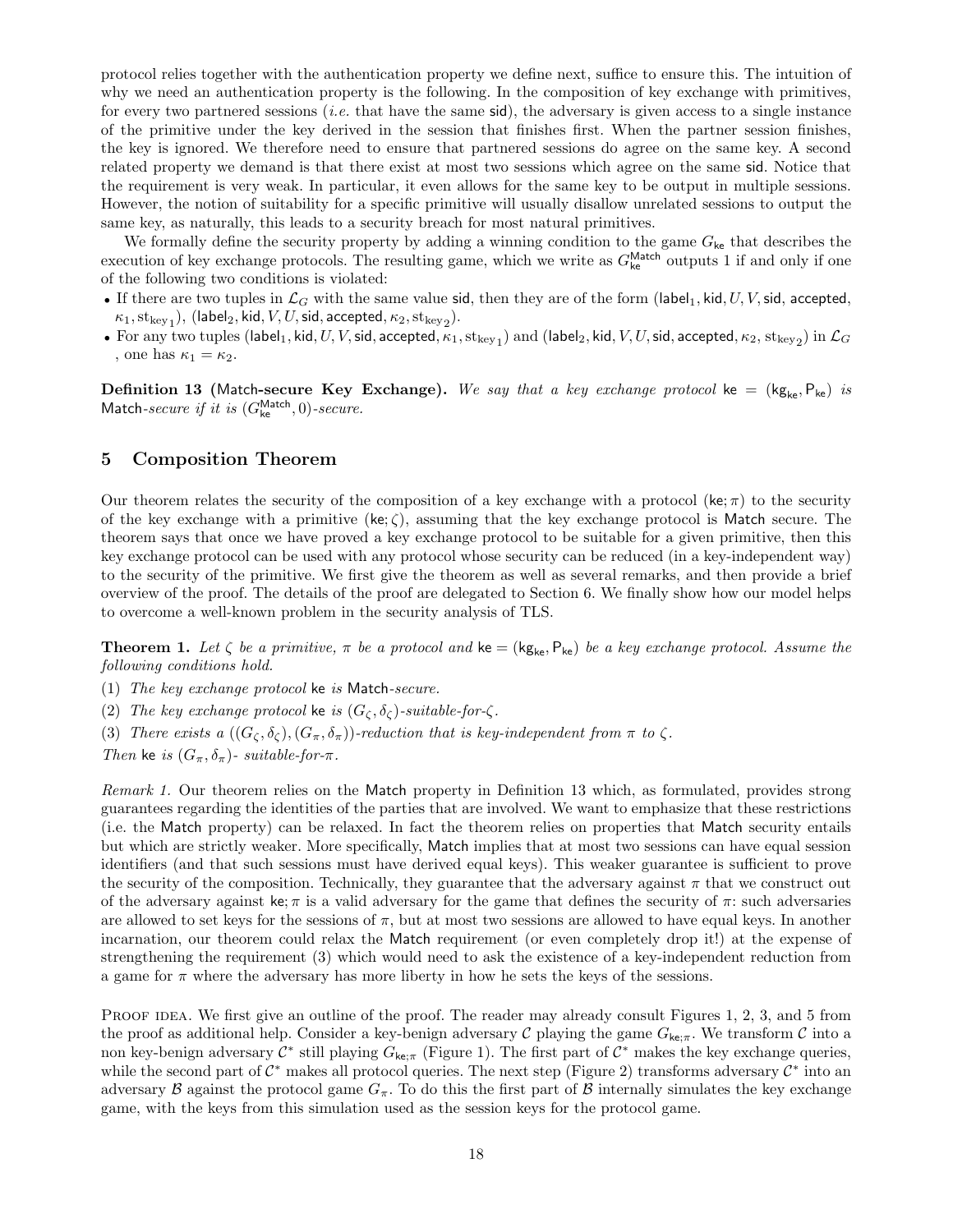protocol relies together with the authentication property we define next, suffice to ensure this. The intuition of why we need an authentication property is the following. In the composition of key exchange with primitives, for every two partnered sessions (*i.e.* that have the same $\mathsf{sid}$), the adversary is given access to a single instance of the primitive under the key derived in the session that finishes first. When the partner session finishes, the key is ignored. We therefore need to ensure that partnered sessions do agree on the same key. A second related property we demand is that there exist at most two sessions which agree on the same $\mathsf{sid}$. Notice that the requirement is very weak. In particular, it even allows for the same key to be output in multiple sessions. However, the notion of suitability for a specific primitive will usually disallow unrelated sessions to output the same key, as naturally, this leads to a security breach for most natural primitives.

We formally define the security property by adding a winning condition to the game $G_{\mathsf{ke}}$ that describes the execution of key exchange protocols. The resulting game, which we write as $G_{\mathsf{ke}}^{\mathsf{Match}}$ outputs 1 if and only if one of the following two conditions is violated:

- If there are two tuples in $\mathcal{L}_G$ with the same value $\mathsf{sid}$, then they are of the form $(\mathsf{label}_1, \mathsf{kid}, U, V, \mathsf{sid}, \mathsf{accepted}, \kappa_1, \mathrm{st_{key}}_1)$, $(\mathsf{label}_2, \mathsf{kid}, V, U, \mathsf{sid}, \mathsf{accepted}, \kappa_2, \mathrm{st_{key}}_2)$.
- For any two tuples $(\mathsf{label}_1, \mathsf{kid}, U, V, \mathsf{sid}, \mathsf{accepted}, \kappa_1, \mathrm{st_{key}}_1)$ and $(\mathsf{label}_2, \mathsf{kid}, V, U, \mathsf{sid}, \mathsf{accepted}, \kappa_2, \mathrm{st_{key}}_2)$ in $\mathcal{L}_G$ , one has $\kappa_1 = \kappa_2$.

**Definition 13 (Match-secure Key Exchange).** *We say that a key exchange protocol $\mathsf{ke} = (\mathsf{kg}_{\mathsf{ke}}, \mathsf{P}_{\mathsf{ke}})$ is Match-secure if it is $(G_{\mathsf{ke}}^{\mathsf{Match}}, 0)$-secure.*

## 5 Composition Theorem

Our theorem relates the security of the composition of a key exchange with a protocol $(\mathsf{ke}; \pi)$ to the security of the key exchange with a primitive $(\mathsf{ke}; \zeta)$, assuming that the key exchange protocol is Match secure. The theorem says that once we have proved a key exchange protocol to be suitable for a given primitive, then this key exchange protocol can be used with any protocol whose security can be reduced (in a key-independent way) to the security of the primitive. We first give the theorem as well as several remarks, and then provide a brief overview of the proof. The details of the proof are delegated to Section 6. We finally show how our model helps to overcome a well-known problem in the security analysis of TLS.

**Theorem 1.** *Let $\zeta$ be a primitive, $\pi$ be a protocol and $\mathsf{ke} = (\mathsf{kg}_{\mathsf{ke}}, \mathsf{P}_{\mathsf{ke}})$ be a key exchange protocol. Assume the following conditions hold.*

*(1) The key exchange protocol $\mathsf{ke}$ is Match-secure.*

*(2) The key exchange protocol $\mathsf{ke}$ is $(G_\zeta, \delta_\zeta)$-suitable-for-$\zeta$.*

*(3) There exists a $((G_\zeta, \delta_\zeta), (G_\pi, \delta_\pi))$-reduction that is key-independent from $\pi$ to $\zeta$.*

*Then $\mathsf{ke}$ is $(G_\pi, \delta_\pi)$- suitable-for-$\pi$.*

*Remark 1.* Our theorem relies on the Match property in Definition 13 which, as formulated, provides strong guarantees regarding the identities of the parties that are involved. We want to emphasize that these restrictions (i.e. the Match property) can be relaxed. In fact the theorem relies on properties that Match security entails but which are strictly weaker. More specifically, Match implies that at most two sessions can have equal session identifiers (and that such sessions must have derived equal keys). This weaker guarantee is sufficient to prove the security of the composition. Technically, they guarantee that the adversary against $\pi$ that we construct out of the adversary against $\mathsf{ke}; \pi$ is a valid adversary for the game that defines the security of $\pi$: such adversaries are allowed to set keys for the sessions of $\pi$, but at most two sessions are allowed to have equal keys. In another incarnation, our theorem could relax the Match requirement (or even completely drop it!) at the expense of strengthening the requirement (3) which would need to ask the existence of a key-independent reduction from a game for $\pi$ where the adversary has more liberty in how he sets the keys of the sessions.

Proof idea. We first give an outline of the proof. The reader may already consult Figures 1, 2, 3, and 5 from the proof as additional help. Consider a key-benign adversary $\mathcal{C}$ playing the game $G_{\mathsf{ke};\pi}$. We transform $\mathcal{C}$ into a non key-benign adversary $\mathcal{C}^*$ still playing $G_{\mathsf{ke};\pi}$ (Figure 1). The first part of $\mathcal{C}^*$ makes the key exchange queries, while the second part of $\mathcal{C}^*$ makes all protocol queries. The next step (Figure 2) transforms adversary $\mathcal{C}^*$ into an adversary $\mathcal{B}$ against the protocol game $G_\pi$. To do this the first part of $\mathcal{B}$ internally simulates the key exchange game, with the keys from this simulation used as the session keys for the protocol game.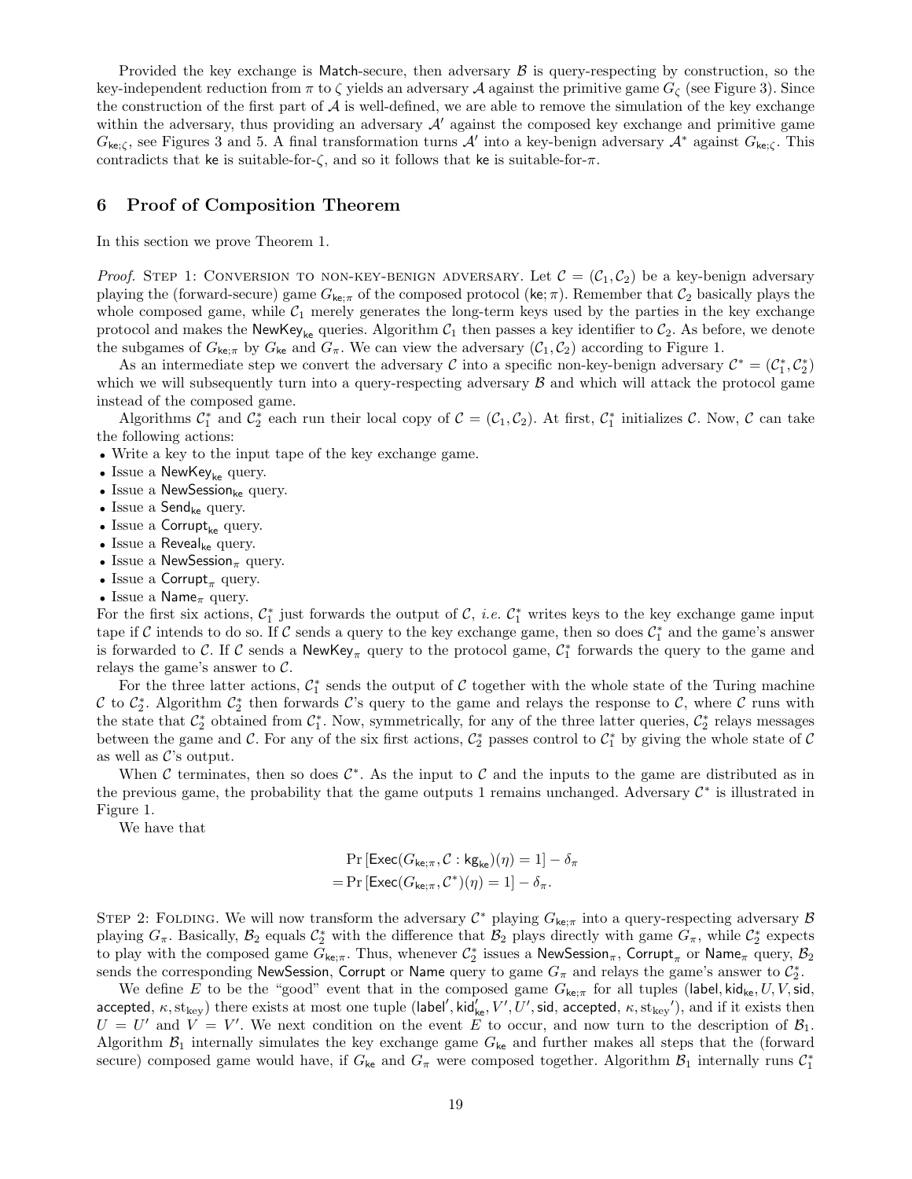Provided the key exchange is $\mathsf{Match}$-secure, then adversary $\mathcal{B}$ is query-respecting by construction, so the key-independent reduction from $\pi$ to $\zeta$ yields an adversary $\mathcal{A}$ against the primitive game $G_\zeta$ (see Figure 3). Since the construction of the first part of $\mathcal{A}$ is well-defined, we are able to remove the simulation of the key exchange within the adversary, thus providing an adversary $\mathcal{A}'$ against the composed key exchange and primitive game $G_{\mathsf{ke};\zeta}$, see Figures 3 and 5. A final transformation turns $\mathcal{A}'$ into a key-benign adversary $\mathcal{A}^*$ against $G_{\mathsf{ke};\zeta}$. This contradicts that $\mathsf{ke}$ is suitable-for-$\zeta$, and so it follows that $\mathsf{ke}$ is suitable-for-$\pi$.

## 6 Proof of Composition Theorem

In this section we prove Theorem 1.

*Proof.* Step 1: Conversion to non-key-benign adversary. Let $\mathcal{C} = (\mathcal{C}_1, \mathcal{C}_2)$ be a key-benign adversary playing the (forward-secure) game $G_{\mathsf{ke};\pi}$ of the composed protocol $(\mathsf{ke};\pi)$. Remember that $\mathcal{C}_2$ basically plays the whole composed game, while $\mathcal{C}_1$ merely generates the long-term keys used by the parties in the key exchange protocol and makes the $\mathsf{NewKey}_{\mathsf{ke}}$ queries. Algorithm $\mathcal{C}_1$ then passes a key identifier to $\mathcal{C}_2$. As before, we denote the subgames of $G_{\mathsf{ke};\pi}$ by $G_{\mathsf{ke}}$ and $G_\pi$. We can view the adversary $(\mathcal{C}_1, \mathcal{C}_2)$ according to Figure 1.

As an intermediate step we convert the adversary $\mathcal{C}$ into a specific non-key-benign adversary $\mathcal{C}^* = (\mathcal{C}_1^*, \mathcal{C}_2^*)$ which we will subsequently turn into a query-respecting adversary $\mathcal{B}$ and which will attack the protocol game instead of the composed game.

Algorithms $\mathcal{C}_1^*$ and $\mathcal{C}_2^*$ each run their local copy of $\mathcal{C} = (\mathcal{C}_1, \mathcal{C}_2)$. At first, $\mathcal{C}_1^*$ initializes $\mathcal{C}$. Now, $\mathcal{C}$ can take the following actions:

- Write a key to the input tape of the key exchange game.
- Issue a $\mathsf{NewKey}_{\mathsf{ke}}$ query.
- Issue a $\mathsf{NewSession}_{\mathsf{ke}}$ query.
- Issue a $\mathsf{Send}_{\mathsf{ke}}$ query.
- Issue a $\mathsf{Corrupt}_{\mathsf{ke}}$ query.
- Issue a $\mathsf{Reveal}_{\mathsf{ke}}$ query.
- Issue a $\mathsf{NewSession}_\pi$ query.
- Issue a $\mathsf{Corrupt}_\pi$ query.
- Issue a $\mathsf{Name}_\pi$ query.

For the first six actions, $\mathcal{C}_1^*$ just forwards the output of $\mathcal{C}$, *i.e.* $\mathcal{C}_1^*$ writes keys to the key exchange game input tape if $\mathcal{C}$ intends to do so. If $\mathcal{C}$ sends a query to the key exchange game, then so does $\mathcal{C}_1^*$ and the game's answer is forwarded to $\mathcal{C}$. If $\mathcal{C}$ sends a $\mathsf{NewKey}_\pi$ query to the protocol game, $\mathcal{C}_1^*$ forwards the query to the game and relays the game's answer to $\mathcal{C}$.

For the three latter actions, $\mathcal{C}_1^*$ sends the output of $\mathcal{C}$ together with the whole state of the Turing machine $\mathcal{C}$ to $\mathcal{C}_2^*$. Algorithm $\mathcal{C}_2^*$ then forwards $\mathcal{C}$'s query to the game and relays the response to $\mathcal{C}$, where $\mathcal{C}$ runs with the state that $\mathcal{C}_2^*$ obtained from $\mathcal{C}_1^*$. Now, symmetrically, for any of the three latter queries, $\mathcal{C}_2^*$ relays messages between the game and $\mathcal{C}$. For any of the six first actions, $\mathcal{C}_2^*$ passes control to $\mathcal{C}_1^*$ by giving the whole state of $\mathcal{C}$ as well as $\mathcal{C}$'s output.

When $\mathcal{C}$ terminates, then so does $\mathcal{C}^*$. As the input to $\mathcal{C}$ and the inputs to the game are distributed as in the previous game, the probability that the game outputs 1 remains unchanged. Adversary $\mathcal{C}^*$ is illustrated in Figure 1.

We have that

$$
\begin{aligned}
&\Pr\left[\mathsf{Exec}(G_{\mathsf{ke};\pi}, \mathcal{C} : \mathsf{kg}_{\mathsf{ke}})(\eta) = 1\right] - \delta_\pi \\
=&\Pr\left[\mathsf{Exec}(G_{\mathsf{ke};\pi}, \mathcal{C}^*)(\eta) = 1\right] - \delta_\pi.
\end{aligned}
$$

Step 2: Folding. We will now transform the adversary $\mathcal{C}^*$ playing $G_{\mathsf{ke};\pi}$ into a query-respecting adversary $\mathcal{B}$ playing $G_\pi$. Basically, $\mathcal{B}_2$ equals $\mathcal{C}_2^*$ with the difference that $\mathcal{B}_2$ plays directly with game $G_\pi$, while $\mathcal{C}_2^*$ expects to play with the composed game $G_{\mathsf{ke};\pi}$. Thus, whenever $\mathcal{C}_2^*$ issues a $\mathsf{NewSession}_\pi$, $\mathsf{Corrupt}_\pi$ or $\mathsf{Name}_\pi$ query, $\mathcal{B}_2$ sends the corresponding $\mathsf{NewSession}$, $\mathsf{Corrupt}$ or $\mathsf{Name}$ query to game $G_\pi$ and relays the game's answer to $\mathcal{C}_2^*$.

We define $E$ to be the "good" event that in the composed game $G_{\mathsf{ke};\pi}$ for all tuples $(\mathsf{label}, \mathsf{kid}_{\mathsf{ke}}, U, V, \mathsf{sid}, \mathsf{accepted}, \kappa, \mathrm{st}_{\mathrm{key}})$ there exists at most one tuple $(\mathsf{label}', \mathsf{kid}_{\mathsf{ke}}', V', U', \mathsf{sid}, \mathsf{accepted}, \kappa, \mathrm{st}_{\mathrm{key}}')$, and if it exists then $U = U'$ and $V = V'$. We next condition on the event $E$ to occur, and now turn to the description of $\mathcal{B}_1$. Algorithm $\mathcal{B}_1$ internally simulates the key exchange game $G_{\mathsf{ke}}$ and further makes all steps that the (forward secure) composed game would have, if $G_{\mathsf{ke}}$ and $G_\pi$ were composed together. Algorithm $\mathcal{B}_1$ internally runs $\mathcal{C}_1^*$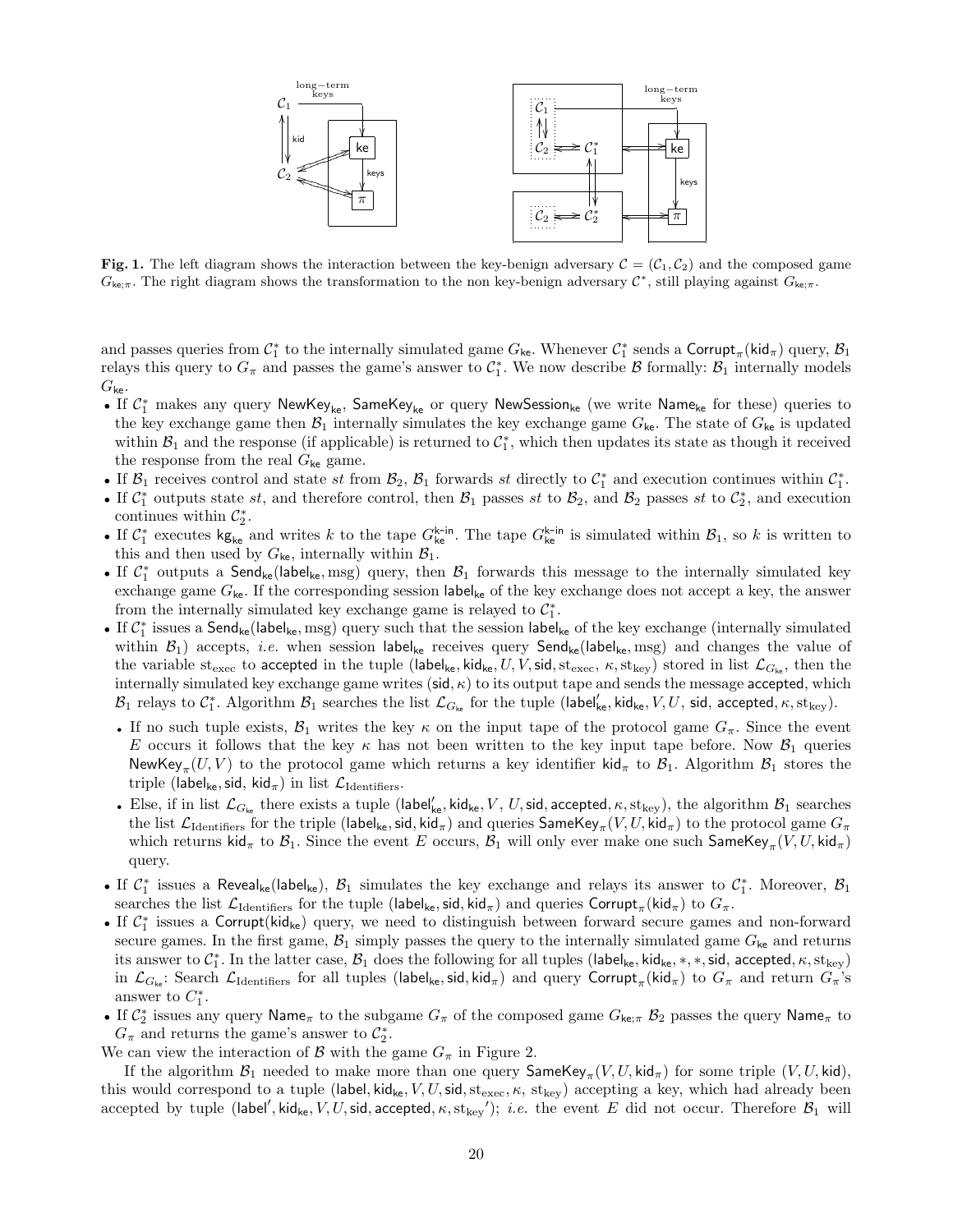long−term keys

$\mathcal{C}_1$

kid

$\mathcal{C}_2$

ke

keys

$\pi$

$\mathcal{C}_1$

$\mathcal{C}_2$ $\mathcal{C}_1^*$

$\mathcal{C}_2$ $\mathcal{C}_2^*$

long−term keys

ke

keys

$\pi$

**Fig. 1.** The left diagram shows the interaction between the key-benign adversary $\mathcal{C} = (\mathcal{C}_1, \mathcal{C}_2)$ and the composed game $G_{\mathsf{ke};\pi}$. The right diagram shows the transformation to the non key-benign adversary $\mathcal{C}^*$, still playing against $G_{\mathsf{ke};\pi}$.

and passes queries from $\mathcal{C}_1^*$ to the internally simulated game $G_{\mathsf{ke}}$. Whenever $\mathcal{C}_1^*$ sends a $\mathsf{Corrupt}_\pi(\mathsf{kid}_\pi)$ query, $\mathcal{B}_1$ relays this query to $G_\pi$ and passes the game's answer to $\mathcal{C}_1^*$. We now describe $\mathcal{B}$ formally: $\mathcal{B}_1$ internally models $G_{\mathsf{ke}}$.

- If $\mathcal{C}_1^*$ makes any query $\mathsf{NewKey}_{\mathsf{ke}}$, $\mathsf{SameKey}_{\mathsf{ke}}$ or query $\mathsf{NewSession}_{\mathsf{ke}}$ (we write $\mathsf{Name}_{\mathsf{ke}}$ for these) queries to the key exchange game then $\mathcal{B}_1$ internally simulates the key exchange game $G_{\mathsf{ke}}$. The state of $G_{\mathsf{ke}}$ is updated within $\mathcal{B}_1$ and the response (if applicable) is returned to $\mathcal{C}_1^*$, which then updates its state as though it received the response from the real $G_{\mathsf{ke}}$ game.
- If $\mathcal{B}_1$ receives control and state $st$ from $\mathcal{B}_2$, $\mathcal{B}_1$ forwards $st$ directly to $\mathcal{C}_1^*$ and execution continues within $\mathcal{C}_1^*$.
- If $\mathcal{C}_1^*$ outputs state $st$, and therefore control, then $\mathcal{B}_1$ passes $st$ to $\mathcal{B}_2$, and $\mathcal{B}_2$ passes $st$ to $\mathcal{C}_2^*$, and execution continues within $\mathcal{C}_2^*$.
- If $\mathcal{C}_1^*$ executes $\mathsf{kg}_{\mathsf{ke}}$ and writes $k$ to the tape $G_{\mathsf{ke}}^{\mathsf{k\text{-}in}}$. The tape $G_{\mathsf{ke}}^{\mathsf{k\text{-}in}}$ is simulated within $\mathcal{B}_1$, so $k$ is written to this and then used by $G_{\mathsf{ke}}$, internally within $\mathcal{B}_1$.
- If $\mathcal{C}_1^*$ outputs a $\mathsf{Send}_{\mathsf{ke}}(\mathsf{label}_{\mathsf{ke}}, \mathrm{msg})$ query, then $\mathcal{B}_1$ forwards this message to the internally simulated key exchange game $G_{\mathsf{ke}}$. If the corresponding session $\mathsf{label}_{\mathsf{ke}}$ of the key exchange does not accept a key, the answer from the internally simulated key exchange game is relayed to $\mathcal{C}_1^*$.
- If $\mathcal{C}_1^*$ issues a $\mathsf{Send}_{\mathsf{ke}}(\mathsf{label}_{\mathsf{ke}}, \mathrm{msg})$ query such that the session $\mathsf{label}_{\mathsf{ke}}$ of the key exchange (internally simulated within $\mathcal{B}_1$) accepts, *i.e.* when session $\mathsf{label}_{\mathsf{ke}}$ receives query $\mathsf{Send}_{\mathsf{ke}}(\mathsf{label}_{\mathsf{ke}}, \mathrm{msg})$ and changes the value of the variable $\mathrm{st}_{\mathrm{exec}}$ to $\mathsf{accepted}$ in the tuple $(\mathsf{label}_{\mathsf{ke}}, \mathsf{kid}_{\mathsf{ke}}, U, V, \mathsf{sid}, \mathrm{st}_{\mathrm{exec}}, \kappa, \mathrm{st}_{\mathrm{key}})$ stored in list $\mathcal{L}_{G_{\mathsf{ke}}}$, then the internally simulated key exchange game writes $(\mathsf{sid}, \kappa)$ to its output tape and sends the message $\mathsf{accepted}$, which $\mathcal{B}_1$ relays to $\mathcal{C}_1^*$. Algorithm $\mathcal{B}_1$ searches the list $\mathcal{L}_{G_{\mathsf{ke}}}$ for the tuple $(\mathsf{label}'_{\mathsf{ke}}, \mathsf{kid}_{\mathsf{ke}}, V, U, \mathsf{sid}, \mathsf{accepted}, \kappa, \mathrm{st}_{\mathrm{key}})$.
  - If no such tuple exists, $\mathcal{B}_1$ writes the key $\kappa$ on the input tape of the protocol game $G_\pi$. Since the event $E$ occurs it follows that the key $\kappa$ has not been written to the key input tape before. Now $\mathcal{B}_1$ queries $\mathsf{NewKey}_\pi(U, V)$ to the protocol game which returns a key identifier $\mathsf{kid}_\pi$ to $\mathcal{B}_1$. Algorithm $\mathcal{B}_1$ stores the triple $(\mathsf{label}_{\mathsf{ke}}, \mathsf{sid}, \mathsf{kid}_\pi)$ in list $\mathcal{L}_{\mathrm{Identifiers}}$.
  - Else, if in list $\mathcal{L}_{G_{\mathsf{ke}}}$ there exists a tuple $(\mathsf{label}'_{\mathsf{ke}}, \mathsf{kid}_{\mathsf{ke}}, V, U, \mathsf{sid}, \mathsf{accepted}, \kappa, \mathrm{st}_{\mathrm{key}})$, the algorithm $\mathcal{B}_1$ searches the list $\mathcal{L}_{\mathrm{Identifiers}}$ for the triple $(\mathsf{label}_{\mathsf{ke}}, \mathsf{sid}, \mathsf{kid}_\pi)$ and queries $\mathsf{SameKey}_\pi(V, U, \mathsf{kid}_\pi)$ to the protocol game $G_\pi$ which returns $\mathsf{kid}_\pi$ to $\mathcal{B}_1$. Since the event $E$ occurs, $\mathcal{B}_1$ will only ever make one such $\mathsf{SameKey}_\pi(V, U, \mathsf{kid}_\pi)$ query.
- If $\mathcal{C}_1^*$ issues a $\mathsf{Reveal}_{\mathsf{ke}}(\mathsf{label}_{\mathsf{ke}})$, $\mathcal{B}_1$ simulates the key exchange and relays its answer to $\mathcal{C}_1^*$. Moreover, $\mathcal{B}_1$ searches the list $\mathcal{L}_{\mathrm{Identifiers}}$ for the tuple $(\mathsf{label}_{\mathsf{ke}}, \mathsf{sid}, \mathsf{kid}_\pi)$ and queries $\mathsf{Corrupt}_\pi(\mathsf{kid}_\pi)$ to $G_\pi$.
- If $\mathcal{C}_1^*$ issues a $\mathsf{Corrupt}(\mathsf{kid}_{\mathsf{ke}})$ query, we need to distinguish between forward secure games and non-forward secure games. In the first game, $\mathcal{B}_1$ simply passes the query to the internally simulated game $G_{\mathsf{ke}}$ and returns its answer to $\mathcal{C}_1^*$. In the latter case, $\mathcal{B}_1$ does the following for all tuples $(\mathsf{label}_{\mathsf{ke}}, \mathsf{kid}_{\mathsf{ke}}, *, *, \mathsf{sid}, \mathsf{accepted}, \kappa, \mathrm{st}_{\mathrm{key}})$ in $\mathcal{L}_{G_{\mathsf{ke}}}$: Search $\mathcal{L}_{\mathrm{Identifiers}}$ for all tuples $(\mathsf{label}_{\mathsf{ke}}, \mathsf{sid}, \mathsf{kid}_\pi)$ and query $\mathsf{Corrupt}_\pi(\mathsf{kid}_\pi)$ to $G_\pi$ and return $G_\pi$'s answer to $C_1^*$.
- If $\mathcal{C}_2^*$ issues any query $\mathsf{Name}_\pi$ to the subgame $G_\pi$ of the composed game $G_{\mathsf{ke};\pi}$ $\mathcal{B}_2$ passes the query $\mathsf{Name}_\pi$ to $G_\pi$ and returns the game's answer to $\mathcal{C}_2^*$.

We can view the interaction of $\mathcal{B}$ with the game $G_\pi$ in Figure 2.

If the algorithm $\mathcal{B}_1$ needed to make more than one query $\mathsf{SameKey}_\pi(V, U, \mathsf{kid}_\pi)$ for some triple $(V, U, \mathsf{kid})$, this would correspond to a tuple $(\mathsf{label}, \mathsf{kid}_{\mathsf{ke}}, V, U, \mathsf{sid}, \mathrm{st}_{\mathrm{exec}}, \kappa, \mathrm{st}_{\mathrm{key}})$ accepting a key, which had already been accepted by tuple $(\mathsf{label}', \mathsf{kid}_{\mathsf{ke}}, V, U, \mathsf{sid}, \mathsf{accepted}, \kappa, \mathrm{st}_{\mathrm{key}}{}')$; *i.e.* the event $E$ did not occur. Therefore $\mathcal{B}_1$ will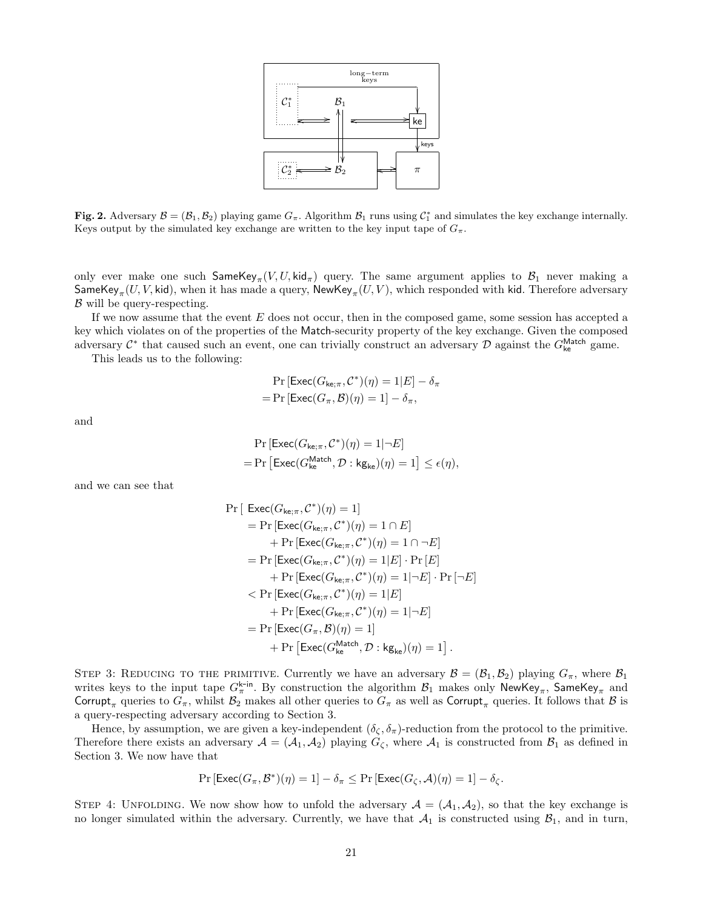long−term keys

$\mathcal{C}_1^*$ $\mathcal{B}_1$ ke

keys

$\mathcal{C}_2^*$ $\mathcal{B}_2$ $\pi$

**Fig. 2.** Adversary $\mathcal{B} = (\mathcal{B}_1, \mathcal{B}_2)$ playing game $G_\pi$. Algorithm $\mathcal{B}_1$ runs using $\mathcal{C}_1^*$ and simulates the key exchange internally. Keys output by the simulated key exchange are written to the key input tape of $G_\pi$.

only ever make one such $\mathsf{SameKey}_\pi(V, U, \mathsf{kid}_\pi)$ query. The same argument applies to $\mathcal{B}_1$ never making a $\mathsf{SameKey}_\pi(U, V, \mathsf{kid})$, when it has made a query, $\mathsf{NewKey}_\pi(U, V)$, which responded with $\mathsf{kid}$. Therefore adversary $\mathcal{B}$ will be query-respecting.

If we now assume that the event $E$ does not occur, then in the composed game, some session has accepted a key which violates on of the properties of the $\mathsf{Match}$-security property of the key exchange. Given the composed adversary $\mathcal{C}^*$ that caused such an event, one can trivially construct an adversary $\mathcal{D}$ against the $G_{\mathsf{ke}}^{\mathsf{Match}}$ game.

This leads us to the following:

$$\begin{aligned}
&\Pr\left[\mathsf{Exec}(G_{\mathsf{ke};\pi}, \mathcal{C}^*)(\eta) = 1 | E\right] - \delta_\pi \\
=&\Pr\left[\mathsf{Exec}(G_\pi, \mathcal{B})(\eta) = 1\right] - \delta_\pi,
\end{aligned}$$

and

$$\begin{aligned}
&\Pr\left[\mathsf{Exec}(G_{\mathsf{ke};\pi}, \mathcal{C}^*)(\eta) = 1 | \neg E\right] \\
=&\Pr\left[\mathsf{Exec}(G_{\mathsf{ke}}^{\mathsf{Match}}, \mathcal{D} : \mathsf{kg}_{\mathsf{ke}})(\eta) = 1\right] \leq \epsilon(\eta),
\end{aligned}$$

and we can see that

$$\begin{aligned}
\Pr[\ &\mathsf{Exec}(G_{\mathsf{ke};\pi}, \mathcal{C}^*)(\eta) = 1] \\
&= \Pr\left[\mathsf{Exec}(G_{\mathsf{ke};\pi}, \mathcal{C}^*)(\eta) = 1 \cap E\right] \\
&\quad + \Pr\left[\mathsf{Exec}(G_{\mathsf{ke};\pi}, \mathcal{C}^*)(\eta) = 1 \cap \neg E\right] \\
&= \Pr\left[\mathsf{Exec}(G_{\mathsf{ke};\pi}, \mathcal{C}^*)(\eta) = 1 | E\right] \cdot \Pr\left[E\right] \\
&\quad + \Pr\left[\mathsf{Exec}(G_{\mathsf{ke};\pi}, \mathcal{C}^*)(\eta) = 1 | \neg E\right] \cdot \Pr\left[\neg E\right] \\
&< \Pr\left[\mathsf{Exec}(G_{\mathsf{ke};\pi}, \mathcal{C}^*)(\eta) = 1 | E\right] \\
&\quad + \Pr\left[\mathsf{Exec}(G_{\mathsf{ke};\pi}, \mathcal{C}^*)(\eta) = 1 | \neg E\right] \\
&= \Pr\left[\mathsf{Exec}(G_\pi, \mathcal{B})(\eta) = 1\right] \\
&\quad + \Pr\left[\mathsf{Exec}(G_{\mathsf{ke}}^{\mathsf{Match}}, \mathcal{D} : \mathsf{kg}_{\mathsf{ke}})(\eta) = 1\right].
\end{aligned}$$

Step 3: Reducing to the primitive. Currently we have an adversary $\mathcal{B} = (\mathcal{B}_1, \mathcal{B}_2)$ playing $G_\pi$, where $\mathcal{B}_1$ writes keys to the input tape $G_\pi^{\mathsf{k\text{-}in}}$. By construction the algorithm $\mathcal{B}_1$ makes only $\mathsf{NewKey}_\pi$, $\mathsf{SameKey}_\pi$ and $\mathsf{Corrupt}_\pi$ queries to $G_\pi$, whilst $\mathcal{B}_2$ makes all other queries to $G_\pi$ as well as $\mathsf{Corrupt}_\pi$ queries. It follows that $\mathcal{B}$ is a query-respecting adversary according to Section 3.

Hence, by assumption, we are given a key-independent $(\delta_\zeta, \delta_\pi)$-reduction from the protocol to the primitive. Therefore there exists an adversary $\mathcal{A} = (\mathcal{A}_1, \mathcal{A}_2)$ playing $G_\zeta$, where $\mathcal{A}_1$ is constructed from $\mathcal{B}_1$ as defined in Section 3. We now have that

$$\Pr\left[\mathsf{Exec}(G_\pi, \mathcal{B}^*)(\eta) = 1\right] - \delta_\pi \leq \Pr\left[\mathsf{Exec}(G_\zeta, \mathcal{A})(\eta) = 1\right] - \delta_\zeta.$$

Step 4: Unfolding. We now show how to unfold the adversary $\mathcal{A} = (\mathcal{A}_1, \mathcal{A}_2)$, so that the key exchange is no longer simulated within the adversary. Currently, we have that $\mathcal{A}_1$ is constructed using $\mathcal{B}_1$, and in turn,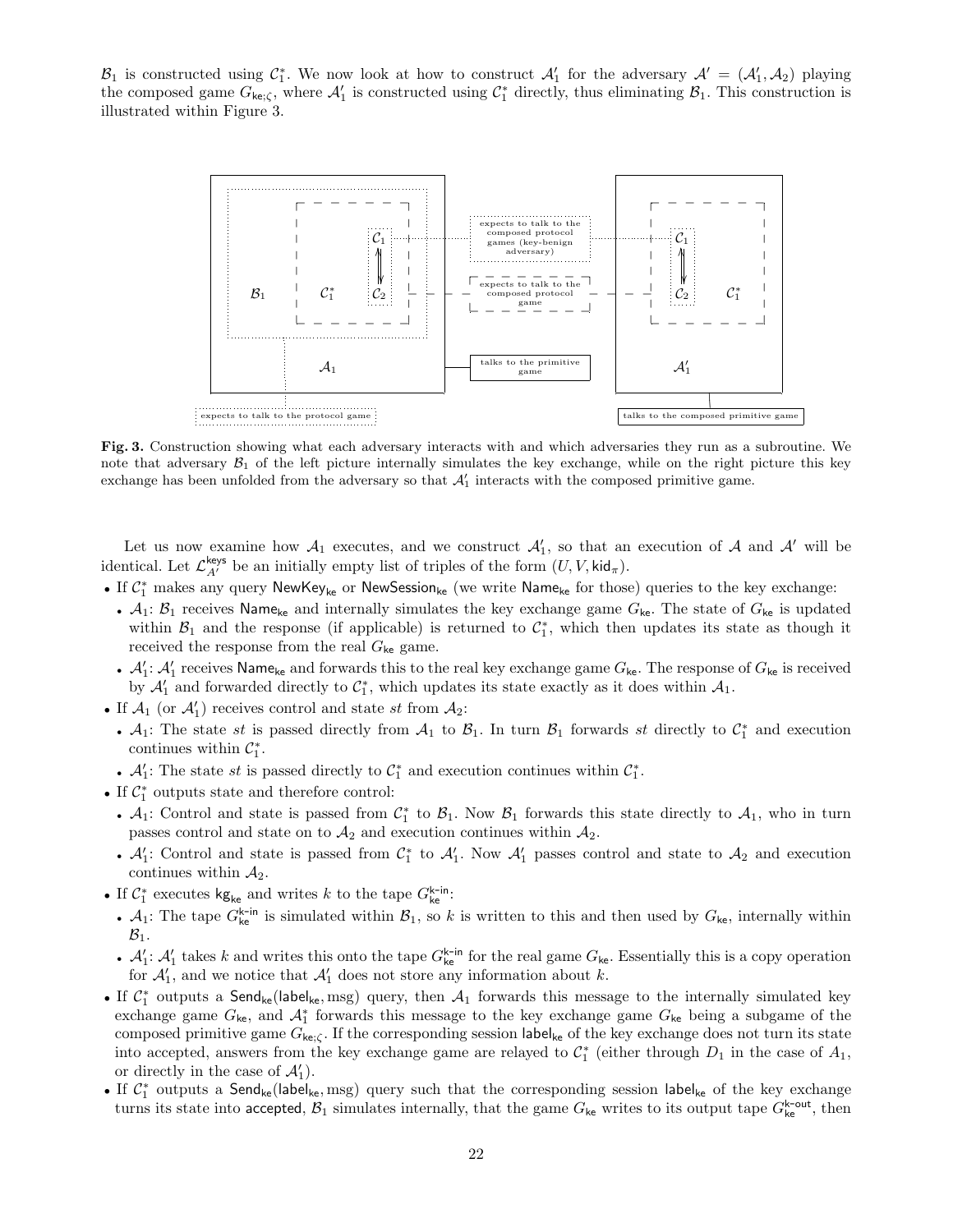$\mathcal{B}_1$ is constructed using $\mathcal{C}_1^*$. We now look at how to construct $\mathcal{A}_1'$ for the adversary $\mathcal{A}' = (\mathcal{A}_1', \mathcal{A}_2)$ playing the composed game $G_{\mathsf{ke};\zeta}$, where $\mathcal{A}_1'$ is constructed using $\mathcal{C}_1^*$ directly, thus eliminating $\mathcal{B}_1$. This construction is illustrated within Figure 3.

$\mathcal{B}_1$

$\mathcal{C}_1^*$

$\mathcal{C}_1$

$\mathcal{C}_2$

$\mathcal{A}_1$

expects to talk to the composed protocol games (key-benign adversary)

expects to talk to the composed protocol game

talks to the primitive game

$\mathcal{C}_1$

$\mathcal{C}_2$

$\mathcal{C}_1^*$

$\mathcal{A}_1'$

expects to talk to the protocol game

talks to the composed primitive game

**Fig. 3.** Construction showing what each adversary interacts with and which adversaries they run as a subroutine. We note that adversary $\mathcal{B}_1$ of the left picture internally simulates the key exchange, while on the right picture this key exchange has been unfolded from the adversary so that $\mathcal{A}_1'$ interacts with the composed primitive game.

Let us now examine how $\mathcal{A}_1$ executes, and we construct $\mathcal{A}_1'$, so that an execution of $\mathcal{A}$ and $\mathcal{A}'$ will be identical. Let $\mathcal{L}_{\mathcal{A}'}^{\mathsf{keys}}$ be an initially empty list of triples of the form $(U, V, \mathsf{kid}_\pi)$.

- If $\mathcal{C}_1^*$ makes any query $\mathsf{NewKey_{ke}}$ or $\mathsf{NewSession_{ke}}$ (we write $\mathsf{Name_{ke}}$ for those) queries to the key exchange:
  - $\mathcal{A}_1$: $\mathcal{B}_1$ receives $\mathsf{Name_{ke}}$ and internally simulates the key exchange game $G_{\mathsf{ke}}$. The state of $G_{\mathsf{ke}}$ is updated within $\mathcal{B}_1$ and the response (if applicable) is returned to $\mathcal{C}_1^*$, which then updates its state as though it received the response from the real $G_{\mathsf{ke}}$ game.
  - $\mathcal{A}_1'$: $\mathcal{A}_1'$ receives $\mathsf{Name_{ke}}$ and forwards this to the real key exchange game $G_{\mathsf{ke}}$. The response of $G_{\mathsf{ke}}$ is received by $\mathcal{A}_1'$ and forwarded directly to $\mathcal{C}_1^*$, which updates its state exactly as it does within $\mathcal{A}_1$.
- If $\mathcal{A}_1$ (or $\mathcal{A}_1'$) receives control and state $st$ from $\mathcal{A}_2$:
  - $\mathcal{A}_1$: The state $st$ is passed directly from $\mathcal{A}_1$ to $\mathcal{B}_1$. In turn $\mathcal{B}_1$ forwards $st$ directly to $\mathcal{C}_1^*$ and execution continues within $\mathcal{C}_1^*$.
  - $\mathcal{A}_1'$: The state $st$ is passed directly to $\mathcal{C}_1^*$ and execution continues within $\mathcal{C}_1^*$.
- If $\mathcal{C}_1^*$ outputs state and therefore control:
  - $\mathcal{A}_1$: Control and state is passed from $\mathcal{C}_1^*$ to $\mathcal{B}_1$. Now $\mathcal{B}_1$ forwards this state directly to $\mathcal{A}_1$, who in turn passes control and state on to $\mathcal{A}_2$ and execution continues within $\mathcal{A}_2$.
  - $\mathcal{A}_1'$: Control and state is passed from $\mathcal{C}_1^*$ to $\mathcal{A}_1'$. Now $\mathcal{A}_1'$ passes control and state to $\mathcal{A}_2$ and execution continues within $\mathcal{A}_2$.
- If $\mathcal{C}_1^*$ executes $\mathsf{kg_{ke}}$ and writes $k$ to the tape $G_{\mathsf{ke}}^{\mathsf{k\text{-}in}}$:
  - $\mathcal{A}_1$: The tape $G_{\mathsf{ke}}^{\mathsf{k\text{-}in}}$ is simulated within $\mathcal{B}_1$, so $k$ is written to this and then used by $G_{\mathsf{ke}}$, internally within $\mathcal{B}_1$.
  - $\mathcal{A}_1'$: $\mathcal{A}_1'$ takes $k$ and writes this onto the tape $G_{\mathsf{ke}}^{\mathsf{k\text{-}in}}$ for the real game $G_{\mathsf{ke}}$. Essentially this is a copy operation for $\mathcal{A}_1'$, and we notice that $\mathcal{A}_1'$ does not store any information about $k$.
- If $\mathcal{C}_1^*$ outputs a $\mathsf{Send_{ke}}(\mathsf{label_{ke}}, \mathrm{msg})$ query, then $\mathcal{A}_1$ forwards this message to the internally simulated key exchange game $G_{\mathsf{ke}}$, and $\mathcal{A}_1^*$ forwards this message to the key exchange game $G_{\mathsf{ke}}$ being a subgame of the composed primitive game $G_{\mathsf{ke};\zeta}$. If the corresponding session $\mathsf{label_{ke}}$ of the key exchange does not turn its state into accepted, answers from the key exchange game are relayed to $\mathcal{C}_1^*$ (either through $D_1$ in the case of $A_1$, or directly in the case of $\mathcal{A}_1'$).
- If $\mathcal{C}_1^*$ outputs a $\mathsf{Send_{ke}}(\mathsf{label_{ke}}, \mathrm{msg})$ query such that the corresponding session $\mathsf{label_{ke}}$ of the key exchange turns its state into $\mathsf{accepted}$, $\mathcal{B}_1$ simulates internally, that the game $G_{\mathsf{ke}}$ writes to its output tape $G_{\mathsf{ke}}^{\mathsf{k\text{-}out}}$, then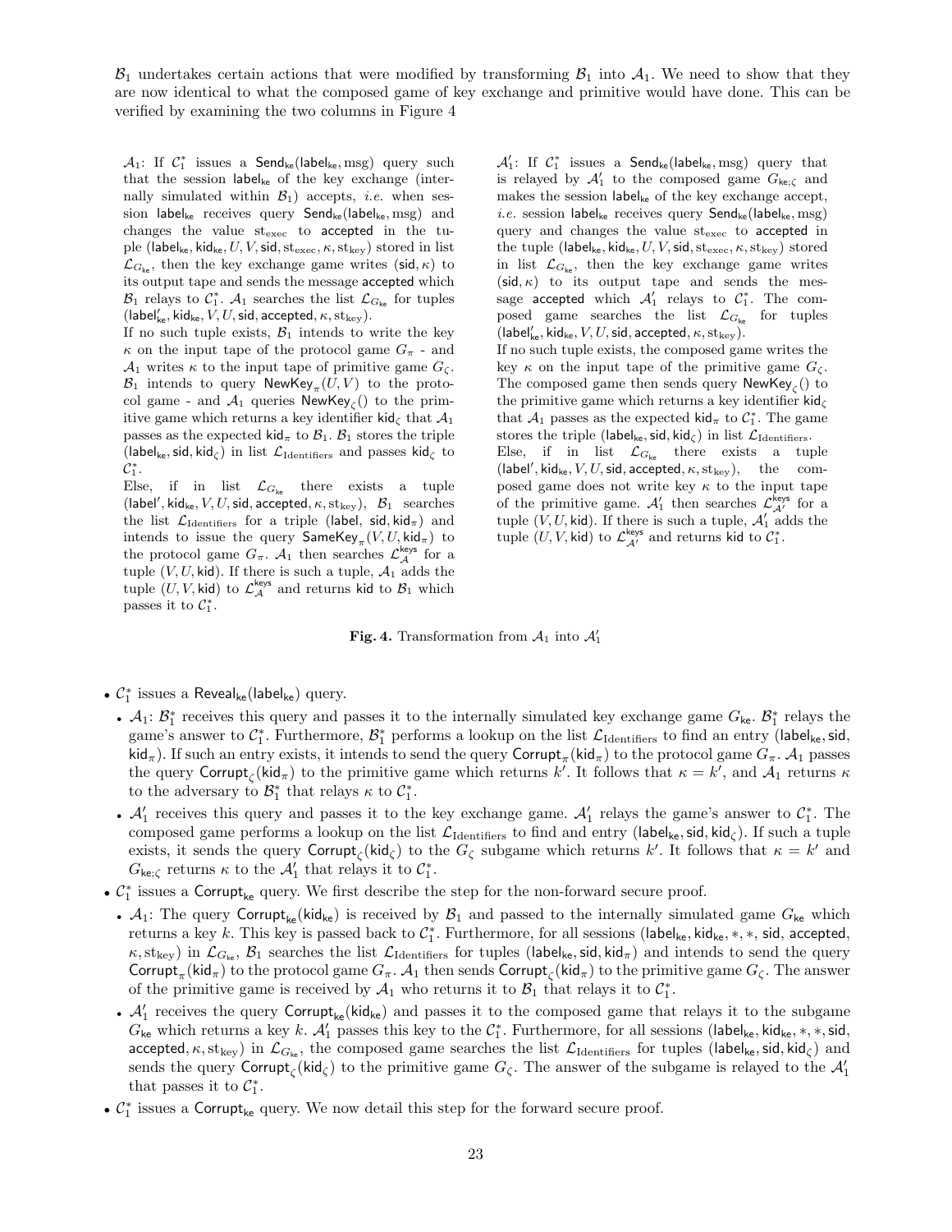$\mathcal{B}_1$ undertakes certain actions that were modified by transforming $\mathcal{B}_1$ into $\mathcal{A}_1$. We need to show that they are now identical to what the composed game of key exchange and primitive would have done. This can be verified by examining the two columns in Figure 4

$\mathcal{A}_1$: If $\mathcal{C}_1^*$ issues a $\mathsf{Send}_{\mathsf{ke}}(\mathsf{label}_{\mathsf{ke}}, \mathrm{msg})$ query such that the session $\mathsf{label}_{\mathsf{ke}}$ of the key exchange (internally simulated within $\mathcal{B}_1$) accepts, *i.e.* when session $\mathsf{label}_{\mathsf{ke}}$ receives query $\mathsf{Send}_{\mathsf{ke}}(\mathsf{label}_{\mathsf{ke}}, \mathrm{msg})$ and changes the value $\mathrm{st}_{\mathrm{exec}}$ to $\mathsf{accepted}$ in the tuple $(\mathsf{label}_{\mathsf{ke}}, \mathsf{kid}_{\mathsf{ke}}, U, V, \mathsf{sid}, \mathrm{st}_{\mathrm{exec}}, \kappa, \mathrm{st}_{\mathrm{key}})$ stored in list $\mathcal{L}_{G_{\mathsf{ke}}}$, then the key exchange game writes $(\mathsf{sid}, \kappa)$ to its output tape and sends the message $\mathsf{accepted}$ which $\mathcal{B}_1$ relays to $\mathcal{C}_1^*$. $\mathcal{A}_1$ searches the list $\mathcal{L}_{G_{\mathsf{ke}}}$ for tuples $(\mathsf{label}'_{\mathsf{ke}}, \mathsf{kid}_{\mathsf{ke}}, V, U, \mathsf{sid}, \mathsf{accepted}, \kappa, \mathrm{st}_{\mathrm{key}})$.
If no such tuple exists, $\mathcal{B}_1$ intends to write the key $\kappa$ on the input tape of the protocol game $G_\pi$ - and $\mathcal{A}_1$ writes $\kappa$ to the input tape of primitive game $G_\zeta$. $\mathcal{B}_1$ intends to query $\mathsf{NewKey}_\pi(U, V)$ to the protocol game - and $\mathcal{A}_1$ queries $\mathsf{NewKey}_\zeta()$ to the primitive game which returns a key identifier $\mathsf{kid}_\zeta$ that $\mathcal{A}_1$ passes as the expected $\mathsf{kid}_\pi$ to $\mathcal{B}_1$. $\mathcal{B}_1$ stores the triple $(\mathsf{label}_{\mathsf{ke}}, \mathsf{sid}, \mathsf{kid}_\zeta)$ in list $\mathcal{L}_{\mathrm{Identifiers}}$ and passes $\mathsf{kid}_\zeta$ to $\mathcal{C}_1^*$.
Else, if in list $\mathcal{L}_{G_{\mathsf{ke}}}$ there exists a tuple $(\mathsf{label}', \mathsf{kid}_{\mathsf{ke}}, V, U, \mathsf{sid}, \mathsf{accepted}, \kappa, \mathrm{st}_{\mathrm{key}})$, $\mathcal{B}_1$ searches the list $\mathcal{L}_{\mathrm{Identifiers}}$ for a triple $(\mathsf{label}, \mathsf{sid}, \mathsf{kid}_\pi)$ and intends to issue the query $\mathsf{SameKey}_\pi(V, U, \mathsf{kid}_\pi)$ to the protocol game $G_\pi$. $\mathcal{A}_1$ then searches $\mathcal{L}_{\mathcal{A}}^{\mathsf{keys}}$ for a tuple $(V, U, \mathsf{kid})$. If there is such a tuple, $\mathcal{A}_1$ adds the tuple $(U, V, \mathsf{kid})$ to $\mathcal{L}_{\mathcal{A}}^{\mathsf{keys}}$ and returns $\mathsf{kid}$ to $\mathcal{B}_1$ which passes it to $\mathcal{C}_1^*$.

$\mathcal{A}_1'$: If $\mathcal{C}_1^*$ issues a $\mathsf{Send}_{\mathsf{ke}}(\mathsf{label}_{\mathsf{ke}}, \mathrm{msg})$ query that is relayed by $\mathcal{A}_1'$ to the composed game $G_{\mathsf{ke};\zeta}$ and makes the session $\mathsf{label}_{\mathsf{ke}}$ of the key exchange accept, *i.e.* session $\mathsf{label}_{\mathsf{ke}}$ receives query $\mathsf{Send}_{\mathsf{ke}}(\mathsf{label}_{\mathsf{ke}}, \mathrm{msg})$ query and changes the value $\mathrm{st}_{\mathrm{exec}}$ to $\mathsf{accepted}$ in the tuple $(\mathsf{label}_{\mathsf{ke}}, \mathsf{kid}_{\mathsf{ke}}, U, V, \mathsf{sid}, \mathrm{st}_{\mathrm{exec}}, \kappa, \mathrm{st}_{\mathrm{key}})$ stored in list $\mathcal{L}_{G_{\mathsf{ke}}}$, then the key exchange game writes $(\mathsf{sid}, \kappa)$ to its output tape and sends the message $\mathsf{accepted}$ which $\mathcal{A}_1'$ relays to $\mathcal{C}_1^*$. The composed game searches the list $\mathcal{L}_{G_{\mathsf{ke}}}$ for tuples $(\mathsf{label}'_{\mathsf{ke}}, \mathsf{kid}_{\mathsf{ke}}, V, U, \mathsf{sid}, \mathsf{accepted}, \kappa, \mathrm{st}_{\mathrm{key}})$.
If no such tuple exists, the composed game writes the key $\kappa$ on the input tape of the primitive game $G_\zeta$. The composed game then sends query $\mathsf{NewKey}_\zeta()$ to the primitive game which returns a key identifier $\mathsf{kid}_\zeta$ that $\mathcal{A}_1$ passes as the expected $\mathsf{kid}_\pi$ to $\mathcal{C}_1^*$. The game stores the triple $(\mathsf{label}_{\mathsf{ke}}, \mathsf{sid}, \mathsf{kid}_\zeta)$ in list $\mathcal{L}_{\mathrm{Identifiers}}$.
Else, if in list $\mathcal{L}_{G_{\mathsf{ke}}}$ there exists a tuple $(\mathsf{label}', \mathsf{kid}_{\mathsf{ke}}, V, U, \mathsf{sid}, \mathsf{accepted}, \kappa, \mathrm{st}_{\mathrm{key}})$, the composed game does not write key $\kappa$ to the input tape of the primitive game. $\mathcal{A}_1'$ then searches $\mathcal{L}_{\mathcal{A}'}^{\mathsf{keys}}$ for a tuple $(V, U, \mathsf{kid})$. If there is such a tuple, $\mathcal{A}_1'$ adds the tuple $(U, V, \mathsf{kid})$ to $\mathcal{L}_{\mathcal{A}'}^{\mathsf{keys}}$ and returns $\mathsf{kid}$ to $\mathcal{C}_1^*$.

**Fig. 4.** Transformation from $\mathcal{A}_1$ into $\mathcal{A}_1'$

- $\mathcal{C}_1^*$ issues a $\mathsf{Reveal}_{\mathsf{ke}}(\mathsf{label}_{\mathsf{ke}})$ query.
  - $\mathcal{A}_1$: $\mathcal{B}_1^*$ receives this query and passes it to the internally simulated key exchange game $G_{\mathsf{ke}}$. $\mathcal{B}_1^*$ relays the game's answer to $\mathcal{C}_1^*$. Furthermore, $\mathcal{B}_1^*$ performs a lookup on the list $\mathcal{L}_{\mathrm{Identifiers}}$ to find an entry $(\mathsf{label}_{\mathsf{ke}}, \mathsf{sid}, \mathsf{kid}_\pi)$. If such an entry exists, it intends to send the query $\mathsf{Corrupt}_\pi(\mathsf{kid}_\pi)$ to the protocol game $G_\pi$. $\mathcal{A}_1$ passes the query $\mathsf{Corrupt}_\zeta(\mathsf{kid}_\pi)$ to the primitive game which returns $k'$. It follows that $\kappa = k'$, and $\mathcal{A}_1$ returns $\kappa$ to the adversary to $\mathcal{B}_1^*$ that relays $\kappa$ to $\mathcal{C}_1^*$.
  - $\mathcal{A}_1'$ receives this query and passes it to the key exchange game. $\mathcal{A}_1'$ relays the game's answer to $\mathcal{C}_1^*$. The composed game performs a lookup on the list $\mathcal{L}_{\mathrm{Identifiers}}$ to find and entry $(\mathsf{label}_{\mathsf{ke}}, \mathsf{sid}, \mathsf{kid}_\zeta)$. If such a tuple exists, it sends the query $\mathsf{Corrupt}_\zeta(\mathsf{kid}_\zeta)$ to the $G_\zeta$ subgame which returns $k'$. It follows that $\kappa = k'$ and $G_{\mathsf{ke};\zeta}$ returns $\kappa$ to the $\mathcal{A}_1'$ that relays it to $\mathcal{C}_1^*$.
- $\mathcal{C}_1^*$ issues a $\mathsf{Corrupt}_{\mathsf{ke}}$ query. We first describe the step for the non-forward secure proof.
  - $\mathcal{A}_1$: The query $\mathsf{Corrupt}_{\mathsf{ke}}(\mathsf{kid}_{\mathsf{ke}})$ is received by $\mathcal{B}_1$ and passed to the internally simulated game $G_{\mathsf{ke}}$ which returns a key $k$. This key is passed back to $\mathcal{C}_1^*$. Furthermore, for all sessions $(\mathsf{label}_{\mathsf{ke}}, \mathsf{kid}_{\mathsf{ke}}, *, *, \mathsf{sid}, \mathsf{accepted}, \kappa, \mathrm{st}_{\mathrm{key}})$ in $\mathcal{L}_{G_{\mathsf{ke}}}$, $\mathcal{B}_1$ searches the list $\mathcal{L}_{\mathrm{Identifiers}}$ for tuples $(\mathsf{label}_{\mathsf{ke}}, \mathsf{sid}, \mathsf{kid}_\pi)$ and intends to send the query $\mathsf{Corrupt}_\pi(\mathsf{kid}_\pi)$ to the protocol game $G_\pi$. $\mathcal{A}_1$ then sends $\mathsf{Corrupt}_\zeta(\mathsf{kid}_\pi)$ to the primitive game $G_\zeta$. The answer of the primitive game is received by $\mathcal{A}_1$ who returns it to $\mathcal{B}_1$ that relays it to $\mathcal{C}_1^*$.
  - $\mathcal{A}_1'$ receives the query $\mathsf{Corrupt}_{\mathsf{ke}}(\mathsf{kid}_{\mathsf{ke}})$ and passes it to the composed game that relays it to the subgame $G_{\mathsf{ke}}$ which returns a key $k$. $\mathcal{A}_1'$ passes this key to the $\mathcal{C}_1^*$. Furthermore, for all sessions $(\mathsf{label}_{\mathsf{ke}}, \mathsf{kid}_{\mathsf{ke}}, *, *, \mathsf{sid}, \mathsf{accepted}, \kappa, \mathrm{st}_{\mathrm{key}})$ in $\mathcal{L}_{G_{\mathsf{ke}}}$, the composed game searches the list $\mathcal{L}_{\mathrm{Identifiers}}$ for tuples $(\mathsf{label}_{\mathsf{ke}}, \mathsf{sid}, \mathsf{kid}_\zeta)$ and sends the query $\mathsf{Corrupt}_\zeta(\mathsf{kid}_\zeta)$ to the primitive game $G_\zeta$. The answer of the subgame is relayed to the $\mathcal{A}_1'$ that passes it to $\mathcal{C}_1^*$.
- $\mathcal{C}_1^*$ issues a $\mathsf{Corrupt}_{\mathsf{ke}}$ query. We now detail this step for the forward secure proof.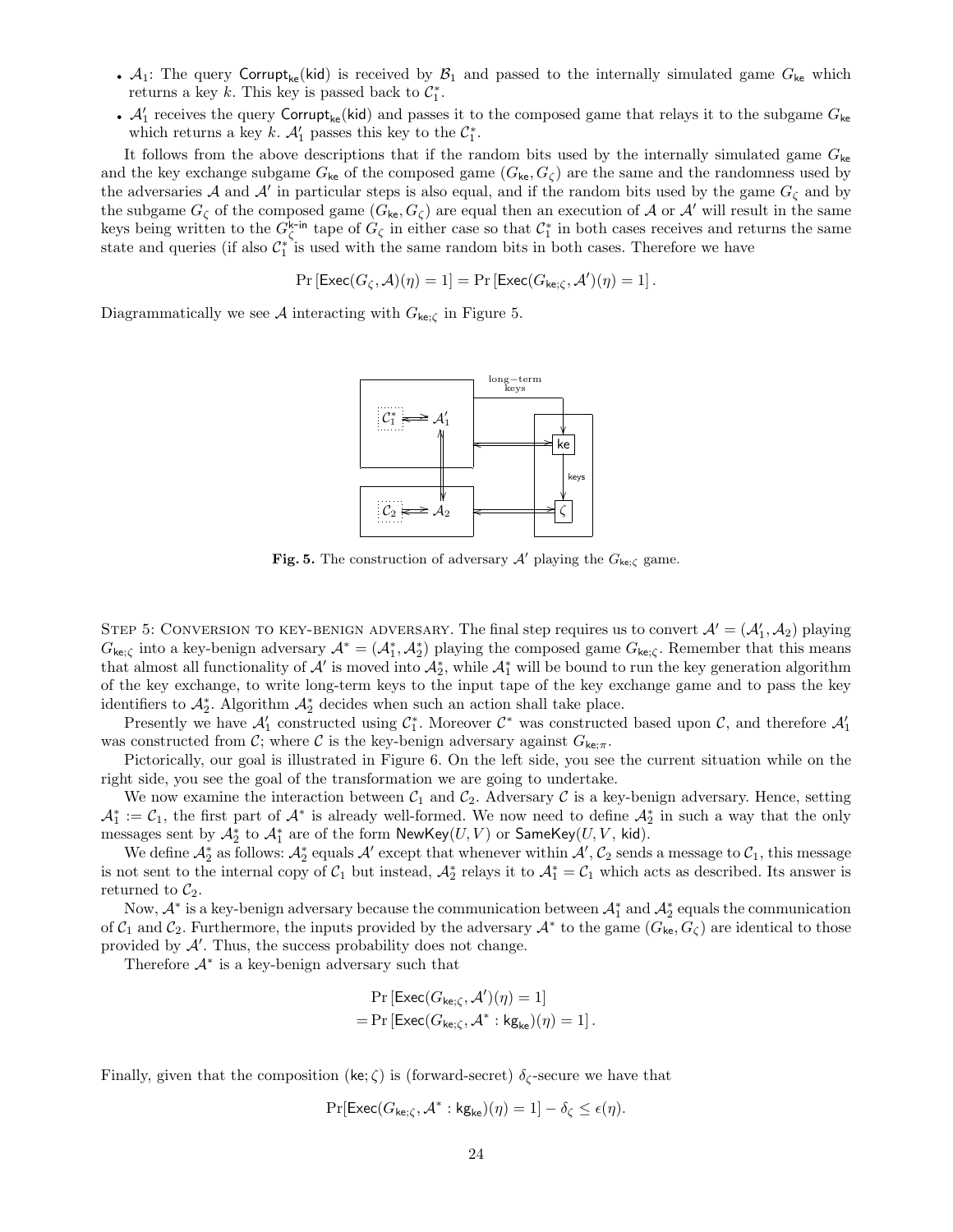- $\mathcal{A}_1$: The query $\mathsf{Corrupt_{ke}}(\mathsf{kid})$ is received by $\mathcal{B}_1$ and passed to the internally simulated game $G_{\mathsf{ke}}$ which returns a key $k$. This key is passed back to $\mathcal{C}_1^*$.
- $\mathcal{A}_1'$ receives the query $\mathsf{Corrupt_{ke}}(\mathsf{kid})$ and passes it to the composed game that relays it to the subgame $G_{\mathsf{ke}}$ which returns a key $k$. $\mathcal{A}_1'$ passes this key to the $\mathcal{C}_1^*$.

It follows from the above descriptions that if the random bits used by the internally simulated game $G_{\mathsf{ke}}$ and the key exchange subgame $G_{\mathsf{ke}}$ of the composed game $(G_{\mathsf{ke}}, G_\zeta)$ are the same and the randomness used by the adversaries $\mathcal{A}$ and $\mathcal{A}'$ in particular steps is also equal, and if the random bits used by the game $G_\zeta$ and by the subgame $G_\zeta$ of the composed game $(G_{\mathsf{ke}}, G_\zeta)$ are equal then an execution of $\mathcal{A}$ or $\mathcal{A}'$ will result in the same keys being written to the $G_\zeta^{\mathsf{k\text{-}in}}$ tape of $G_\zeta$ in either case so that $\mathcal{C}_1^*$ in both cases receives and returns the same state and queries (if also $\mathcal{C}_1^*$ is used with the same random bits in both cases. Therefore we have

$$\Pr\left[\mathsf{Exec}(G_\zeta, \mathcal{A})(\eta) = 1\right] = \Pr\left[\mathsf{Exec}(G_{\mathsf{ke};\zeta}, \mathcal{A}')(\eta) = 1\right].$$

Diagrammatically we see $\mathcal{A}$ interacting with $G_{\mathsf{ke};\zeta}$ in Figure 5.

long−term keys

$\mathcal{C}_1^*$ $\mathcal{A}_1'$

ke

keys

$\mathcal{C}_2$ $\mathcal{A}_2$

$\zeta$

**Fig. 5.** The construction of adversary $\mathcal{A}'$ playing the $G_{\mathsf{ke};\zeta}$ game.

Step 5: Conversion to key-benign adversary. The final step requires us to convert $\mathcal{A}' = (\mathcal{A}_1', \mathcal{A}_2)$ playing $G_{\mathsf{ke};\zeta}$ into a key-benign adversary $\mathcal{A}^* = (\mathcal{A}_1^*, \mathcal{A}_2^*)$ playing the composed game $G_{\mathsf{ke};\zeta}$. Remember that this means that almost all functionality of $\mathcal{A}'$ is moved into $\mathcal{A}_2^*$, while $\mathcal{A}_1^*$ will be bound to run the key generation algorithm of the key exchange, to write long-term keys to the input tape of the key exchange game and to pass the key identifiers to $\mathcal{A}_2^*$. Algorithm $\mathcal{A}_2^*$ decides when such an action shall take place.

Presently we have $\mathcal{A}_1'$ constructed using $\mathcal{C}_1^*$. Moreover $\mathcal{C}^*$ was constructed based upon $\mathcal{C}$, and therefore $\mathcal{A}_1'$ was constructed from $\mathcal{C}$; where $\mathcal{C}$ is the key-benign adversary against $G_{\mathsf{ke};\pi}$.

Pictorically, our goal is illustrated in Figure 6. On the left side, you see the current situation while on the right side, you see the goal of the transformation we are going to undertake.

We now examine the interaction between $\mathcal{C}_1$ and $\mathcal{C}_2$. Adversary $\mathcal{C}$ is a key-benign adversary. Hence, setting $\mathcal{A}_1^* := \mathcal{C}_1$, the first part of $\mathcal{A}^*$ is already well-formed. We now need to define $\mathcal{A}_2^*$ in such a way that the only messages sent by $\mathcal{A}_2^*$ to $\mathcal{A}_1^*$ are of the form $\mathsf{NewKey}(U, V)$ or $\mathsf{SameKey}(U, V, \mathsf{kid})$.

We define $\mathcal{A}_2^*$ as follows: $\mathcal{A}_2^*$ equals $\mathcal{A}'$ except that whenever within $\mathcal{A}'$, $\mathcal{C}_2$ sends a message to $\mathcal{C}_1$, this message is not sent to the internal copy of $\mathcal{C}_1$ but instead, $\mathcal{A}_2^*$ relays it to $\mathcal{A}_1^* = \mathcal{C}_1$ which acts as described. Its answer is returned to $\mathcal{C}_2$.

Now, $\mathcal{A}^*$ is a key-benign adversary because the communication between $\mathcal{A}_1^*$ and $\mathcal{A}_2^*$ equals the communication of $\mathcal{C}_1$ and $\mathcal{C}_2$. Furthermore, the inputs provided by the adversary $\mathcal{A}^*$ to the game $(G_{\mathsf{ke}}, G_\zeta)$ are identical to those provided by $\mathcal{A}'$. Thus, the success probability does not change.

Therefore $\mathcal{A}^*$ is a key-benign adversary such that

$$\begin{aligned}
&\Pr\left[\mathsf{Exec}(G_{\mathsf{ke};\zeta}, \mathcal{A}')(\eta) = 1\right] \\
&= \Pr\left[\mathsf{Exec}(G_{\mathsf{ke};\zeta}, \mathcal{A}^* : \mathsf{kg_{ke}})(\eta) = 1\right].
\end{aligned}$$

Finally, given that the composition $(\mathsf{ke};\zeta)$ is (forward-secret) $\delta_\zeta$-secure we have that

$$\Pr[\mathsf{Exec}(G_{\mathsf{ke};\zeta}, \mathcal{A}^* : \mathsf{kg_{ke}})(\eta) = 1] - \delta_\zeta \leq \epsilon(\eta).$$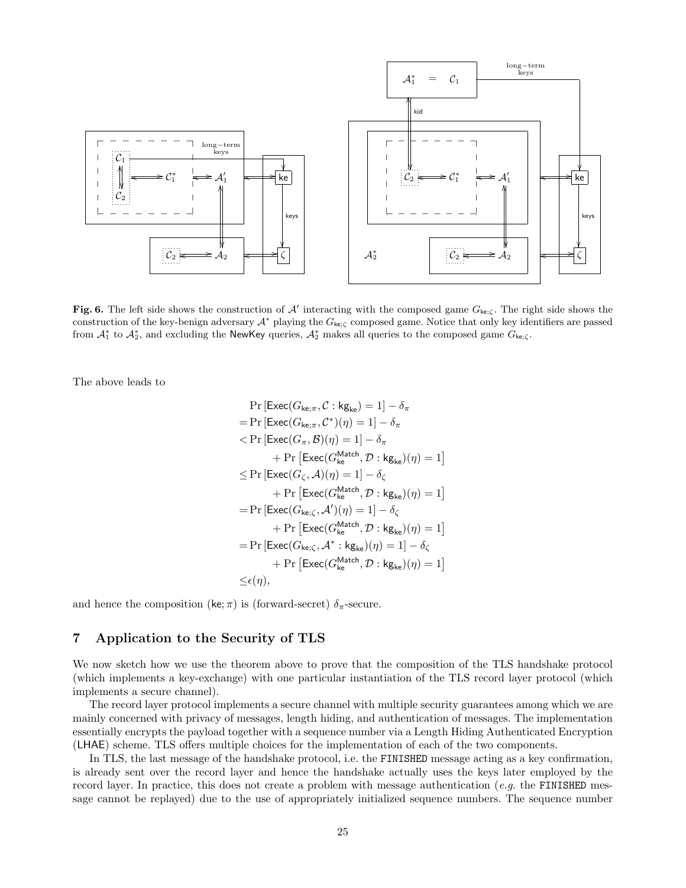**Fig. 6.** The left side shows the construction of $\mathcal{A}'$ interacting with the composed game $G_{\mathsf{ke};\zeta}$. The right side shows the construction of the key-benign adversary $\mathcal{A}^*$ playing the $G_{\mathsf{ke};\zeta}$ composed game. Notice that only key identifiers are passed from $\mathcal{A}_1^*$ to $\mathcal{A}_2^*$, and excluding the NewKey queries, $\mathcal{A}_2^*$ makes all queries to the composed game $G_{\mathsf{ke};\zeta}$.

The above leads to

$$
\begin{aligned}
&\Pr\left[\mathsf{Exec}(G_{\mathsf{ke};\pi}, \mathcal{C} : \mathsf{kg}_{\mathsf{ke}}) = 1\right] - \delta_\pi \\
=&\Pr\left[\mathsf{Exec}(G_{\mathsf{ke};\pi}, \mathcal{C}^*)(\eta) = 1\right] - \delta_\pi \\
<&\Pr\left[\mathsf{Exec}(G_{\pi}, \mathcal{B})(\eta) = 1\right] - \delta_\pi \\
&\qquad + \Pr\left[\mathsf{Exec}(G_{\mathsf{ke}}^{\mathsf{Match}}, \mathcal{D} : \mathsf{kg}_{\mathsf{ke}})(\eta) = 1\right] \\
\le&\Pr\left[\mathsf{Exec}(G_{\zeta}, \mathcal{A})(\eta) = 1\right] - \delta_\zeta \\
&\qquad + \Pr\left[\mathsf{Exec}(G_{\mathsf{ke}}^{\mathsf{Match}}, \mathcal{D} : \mathsf{kg}_{\mathsf{ke}})(\eta) = 1\right] \\
=&\Pr\left[\mathsf{Exec}(G_{\mathsf{ke};\zeta}, \mathcal{A}')(\eta) = 1\right] - \delta_\zeta \\
&\qquad + \Pr\left[\mathsf{Exec}(G_{\mathsf{ke}}^{\mathsf{Match}}, \mathcal{D} : \mathsf{kg}_{\mathsf{ke}})(\eta) = 1\right] \\
=&\Pr\left[\mathsf{Exec}(G_{\mathsf{ke};\zeta}, \mathcal{A}^* : \mathsf{kg}_{\mathsf{ke}})(\eta) = 1\right] - \delta_\zeta \\
&\qquad + \Pr\left[\mathsf{Exec}(G_{\mathsf{ke}}^{\mathsf{Match}}, \mathcal{D} : \mathsf{kg}_{\mathsf{ke}})(\eta) = 1\right] \\
\le&\epsilon(\eta),
\end{aligned}
$$

and hence the composition $(\mathsf{ke};\pi)$ is (forward-secret) $\delta_\pi$-secure.

## 7 Application to the Security of TLS

We now sketch how we use the theorem above to prove that the composition of the TLS handshake protocol (which implements a key-exchange) with one particular instantiation of the TLS record layer protocol (which implements a secure channel).

The record layer protocol implements a secure channel with multiple security guarantees among which we are mainly concerned with privacy of messages, length hiding, and authentication of messages. The implementation essentially encrypts the payload together with a sequence number via a Length Hiding Authenticated Encryption (LHAE) scheme. TLS offers multiple choices for the implementation of each of the two components.

In TLS, the last message of the handshake protocol, i.e. the `FINISHED` message acting as a key confirmation, is already sent over the record layer and hence the handshake actually uses the keys later employed by the record layer. In practice, this does not create a problem with message authentication (*e.g.* the `FINISHED` message cannot be replayed) due to the use of appropriately initialized sequence numbers. The sequence number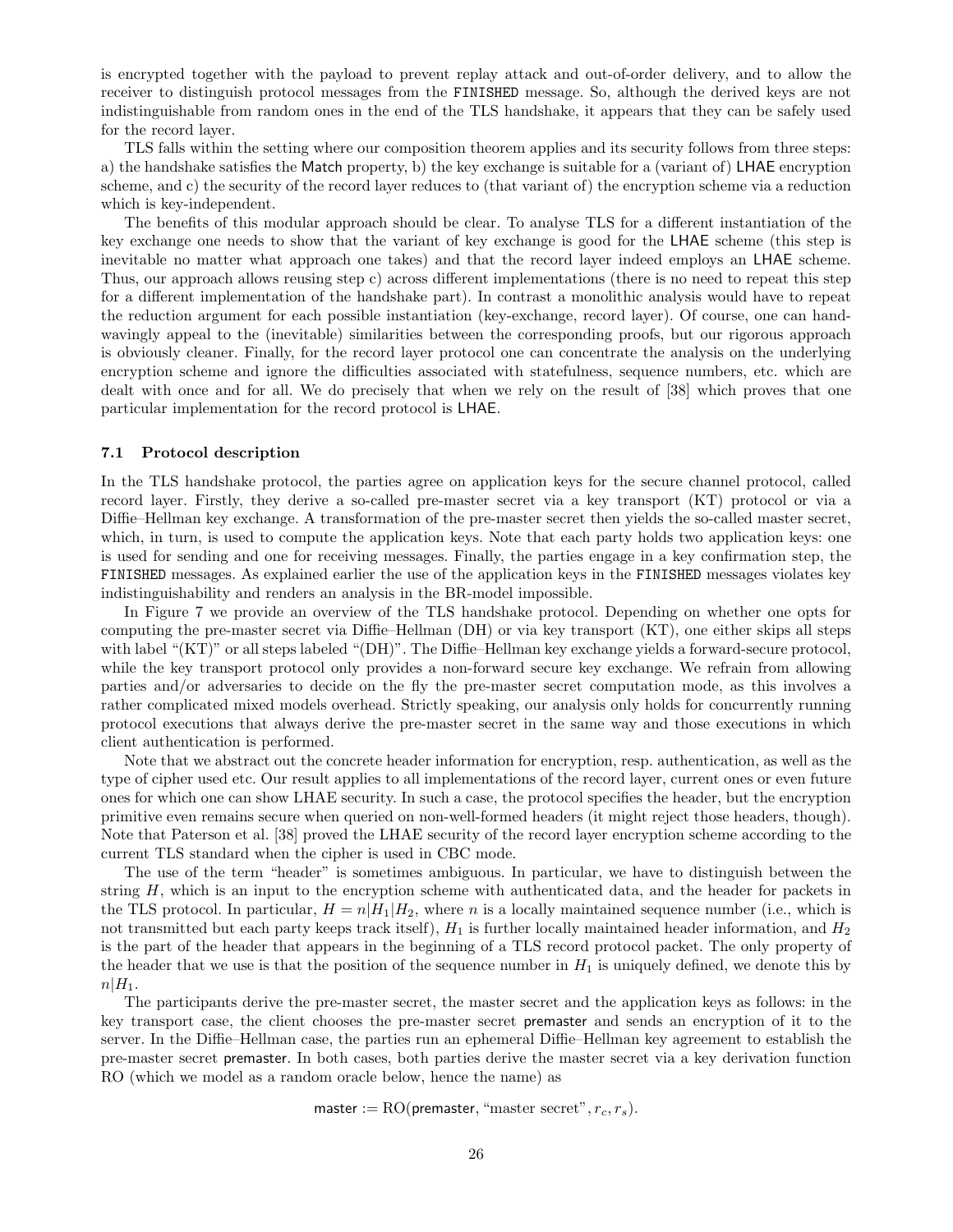is encrypted together with the payload to prevent replay attack and out-of-order delivery, and to allow the receiver to distinguish protocol messages from the FINISHED message. So, although the derived keys are not indistinguishable from random ones in the end of the TLS handshake, it appears that they can be safely used for the record layer.

TLS falls within the setting where our composition theorem applies and its security follows from three steps: a) the handshake satisfies the Match property, b) the key exchange is suitable for a (variant of) LHAE encryption scheme, and c) the security of the record layer reduces to (that variant of) the encryption scheme via a reduction which is key-independent.

The benefits of this modular approach should be clear. To analyse TLS for a different instantiation of the key exchange one needs to show that the variant of key exchange is good for the LHAE scheme (this step is inevitable no matter what approach one takes) and that the record layer indeed employs an LHAE scheme. Thus, our approach allows reusing step c) across different implementations (there is no need to repeat this step for a different implementation of the handshake part). In contrast a monolithic analysis would have to repeat the reduction argument for each possible instantiation (key-exchange, record layer). Of course, one can hand-wavingly appeal to the (inevitable) similarities between the corresponding proofs, but our rigorous approach is obviously cleaner. Finally, for the record layer protocol one can concentrate the analysis on the underlying encryption scheme and ignore the difficulties associated with statefulness, sequence numbers, etc. which are dealt with once and for all. We do precisely that when we rely on the result of [38] which proves that one particular implementation for the record protocol is LHAE.

### 7.1 Protocol description

In the TLS handshake protocol, the parties agree on application keys for the secure channel protocol, called record layer. Firstly, they derive a so-called pre-master secret via a key transport (KT) protocol or via a Diffie–Hellman key exchange. A transformation of the pre-master secret then yields the so-called master secret, which, in turn, is used to compute the application keys. Note that each party holds two application keys: one is used for sending and one for receiving messages. Finally, the parties engage in a key confirmation step, the FINISHED messages. As explained earlier the use of the application keys in the FINISHED messages violates key indistinguishability and renders an analysis in the BR-model impossible.

In Figure 7 we provide an overview of the TLS handshake protocol. Depending on whether one opts for computing the pre-master secret via Diffie–Hellman (DH) or via key transport (KT), one either skips all steps with label "(KT)" or all steps labeled "(DH)". The Diffie–Hellman key exchange yields a forward-secure protocol, while the key transport protocol only provides a non-forward secure key exchange. We refrain from allowing parties and/or adversaries to decide on the fly the pre-master secret computation mode, as this involves a rather complicated mixed models overhead. Strictly speaking, our analysis only holds for concurrently running protocol executions that always derive the pre-master secret in the same way and those executions in which client authentication is performed.

Note that we abstract out the concrete header information for encryption, resp. authentication, as well as the type of cipher used etc. Our result applies to all implementations of the record layer, current ones or even future ones for which one can show LHAE security. In such a case, the protocol specifies the header, but the encryption primitive even remains secure when queried on non-well-formed headers (it might reject those headers, though). Note that Paterson et al. [38] proved the LHAE security of the record layer encryption scheme according to the current TLS standard when the cipher is used in CBC mode.

The use of the term "header" is sometimes ambiguous. In particular, we have to distinguish between the string $H$, which is an input to the encryption scheme with authenticated data, and the header for packets in the TLS protocol. In particular, $H = n|H_1|H_2$, where $n$ is a locally maintained sequence number (i.e., which is not transmitted but each party keeps track itself), $H_1$ is further locally maintained header information, and $H_2$ is the part of the header that appears in the beginning of a TLS record protocol packet. The only property of the header that we use is that the position of the sequence number in $H_1$ is uniquely defined, we denote this by $n|H_1$.

The participants derive the pre-master secret, the master secret and the application keys as follows: in the key transport case, the client chooses the pre-master secret premaster and sends an encryption of it to the server. In the Diffie–Hellman case, the parties run an ephemeral Diffie–Hellman key agreement to establish the pre-master secret premaster. In both cases, both parties derive the master secret via a key derivation function RO (which we model as a random oracle below, hence the name) as

$$\mathsf{master} := \mathrm{RO}(\mathsf{premaster}, \text{“master secret”}, r_c, r_s).$$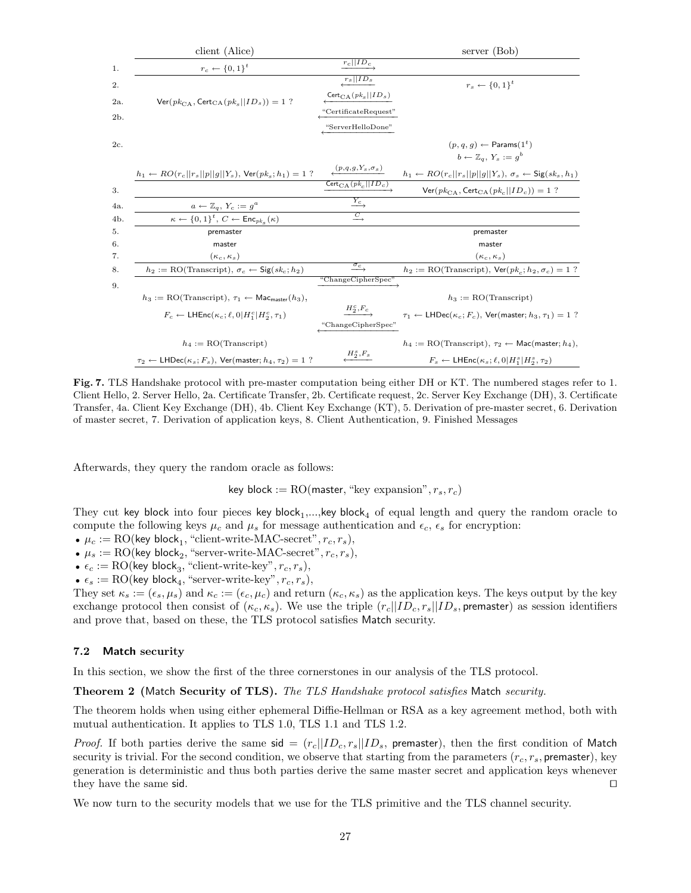| | client (Alice) | | server (Bob) |
|---|---|---|---|
| 1. | $r_c \leftarrow \{0,1\}^t$ | $\xrightarrow{r_c \| ID_c}$ | |
| 2. | | $\xleftarrow{r_s \| ID_s}$ | $r_s \leftarrow \{0,1\}^t$ |
| 2a. | $\mathsf{Ver}(pk_{\mathrm{CA}}, \mathsf{Cert}_{\mathrm{CA}}(pk_s \| ID_s)) = 1$ ? | $\xleftarrow{\mathsf{Cert}_{\mathrm{CA}}(pk_s \| ID_s)}$ | |
| 2b. | | $\xleftarrow{\text{“CertificateRequest”}}$ | |
| | | $\xleftarrow{\text{“ServerHelloDone”}}$ | |
| 2c. | | | $(p,q,g) \leftarrow \mathsf{Params}(1^t)$ |
| | | | $b \leftarrow \mathbb{Z}_q,\ Y_s := g^b$ |
| | $h_1 \leftarrow RO(r_c \| r_s \| p \| g \| Y_s),\ \mathsf{Ver}(pk_s; h_1) = 1$ ? | $\xleftarrow{(p,q,g,Y_s,\sigma_s)}$ | $h_1 \leftarrow RO(r_c \| r_s \| p \| g \| Y_s),\ \sigma_s \leftarrow \mathsf{Sig}(sk_s, h_1)$ |
| 3. | | $\xrightarrow{\mathsf{Cert}_{\mathrm{CA}}(pk_c \| ID_c)}$ | $\mathsf{Ver}(pk_{\mathrm{CA}}, \mathsf{Cert}_{\mathrm{CA}}(pk_c \| ID_c)) = 1$ ? |
| 4a. | $a \leftarrow \mathbb{Z}_q,\ Y_c := g^a$ | $\xrightarrow{Y_c}$ | |
| 4b. | $\kappa \leftarrow \{0,1\}^t,\ C \leftarrow \mathsf{Enc}_{pk_s}(\kappa)$ | $\xrightarrow{C}$ | |
| 5. | premaster | | premaster |
| 6. | master | | master |
| 7. | $(\kappa_c, \kappa_s)$ | | $(\kappa_c, \kappa_s)$ |
| 8. | $h_2 := \mathrm{RO}(\text{Transcript}),\ \sigma_c \leftarrow \mathsf{Sig}(sk_c; h_2)$ | $\xrightarrow{\sigma_c}$ | $h_2 := \mathrm{RO}(\text{Transcript}),\ \mathsf{Ver}(pk_c; h_2, \sigma_c) = 1$ ? |
| 9. | | $\xrightarrow{\text{“ChangeCipherSpec”}}$ | |
| | $h_3 := \mathrm{RO}(\text{Transcript}),\ \tau_1 \leftarrow \mathsf{Mac}_{\mathsf{master}}(h_3),$ | | $h_3 := \mathrm{RO}(\text{Transcript})$ |
| | $F_c \leftarrow \mathsf{LHEnc}(\kappa_c; \ell, 0 \| H_1^c \| H_2^c, \tau_1)$ | $\xrightarrow{H_2^c, F_c}$ | $\tau_1 \leftarrow \mathsf{LHDec}(\kappa_c; F_c),\ \mathsf{Ver}(\mathsf{master}; h_3, \tau_1) = 1$ ? |
| | | $\xleftarrow{\text{“ChangeCipherSpec”}}$ | |
| | $h_4 := \mathrm{RO}(\text{Transcript})$ | | $h_4 := \mathrm{RO}(\text{Transcript}),\ \tau_2 \leftarrow \mathsf{Mac}(\mathsf{master}; h_4),$ |
| | $\tau_2 \leftarrow \mathsf{LHDec}(\kappa_s; F_s),\ \mathsf{Ver}(\mathsf{master}; h_4, \tau_2) = 1$ ? | $\xleftarrow{H_2^s, F_s}$ | $F_s \leftarrow \mathsf{LHEnc}(\kappa_s; \ell, 0 \| H_1^s \| H_2^s, \tau_2)$ |

**Fig. 7.** TLS Handshake protocol with pre-master computation being either DH or KT. The numbered stages refer to 1. Client Hello, 2. Server Hello, 2a. Certificate Transfer, 2b. Certificate request, 2c. Server Key Exchange (DH), 3. Certificate Transfer, 4a. Client Key Exchange (DH), 4b. Client Key Exchange (KT), 5. Derivation of pre-master secret, 6. Derivation of master secret, 7. Derivation of application keys, 8. Client Authentication, 9. Finished Messages

Afterwards, they query the random oracle as follows:

$$\mathsf{key\ block} := \mathrm{RO}(\mathsf{master}, \text{“key expansion”}, r_s, r_c)$$

They cut key block into four pieces $\mathsf{key\ block}_1$,...,$\mathsf{key\ block}_4$ of equal length and query the random oracle to compute the following keys $\mu_c$ and $\mu_s$ for message authentication and $\epsilon_c$, $\epsilon_s$ for encryption:

- $\mu_c := \mathrm{RO}(\mathsf{key\ block}_1, \text{“client-write-MAC-secret”}, r_c, r_s)$,
- $\mu_s := \mathrm{RO}(\mathsf{key\ block}_2, \text{“server-write-MAC-secret”}, r_c, r_s)$,
- $\epsilon_c := \mathrm{RO}(\mathsf{key\ block}_3, \text{“client-write-key”}, r_c, r_s)$,
- $\epsilon_s := \mathrm{RO}(\mathsf{key\ block}_4, \text{“server-write-key”}, r_c, r_s)$,

They set $\kappa_s := (\epsilon_s, \mu_s)$ and $\kappa_c := (\epsilon_c, \mu_c)$ and return $(\kappa_c, \kappa_s)$ as the application keys. The keys output by the key exchange protocol then consist of $(\kappa_c, \kappa_s)$. We use the triple $(r_c \| ID_c, r_s \| ID_s, \mathsf{premaster})$ as session identifiers and prove that, based on these, the TLS protocol satisfies Match security.

### 7.2 Match security

In this section, we show the first of the three cornerstones in our analysis of the TLS protocol.

**Theorem 2 (Match Security of TLS).** *The TLS Handshake protocol satisfies* Match *security.*

The theorem holds when using either ephemeral Diffie-Hellman or RSA as a key agreement method, both with mutual authentication. It applies to TLS 1.0, TLS 1.1 and TLS 1.2.

*Proof.* If both parties derive the same $\mathsf{sid} = (r_c \| ID_c, r_s \| ID_s, \mathsf{premaster})$, then the first condition of Match security is trivial. For the second condition, we observe that starting from the parameters $(r_c, r_s, \mathsf{premaster})$, key generation is deterministic and thus both parties derive the same master secret and application keys whenever they have the same sid. □

We now turn to the security models that we use for the TLS primitive and the TLS channel security.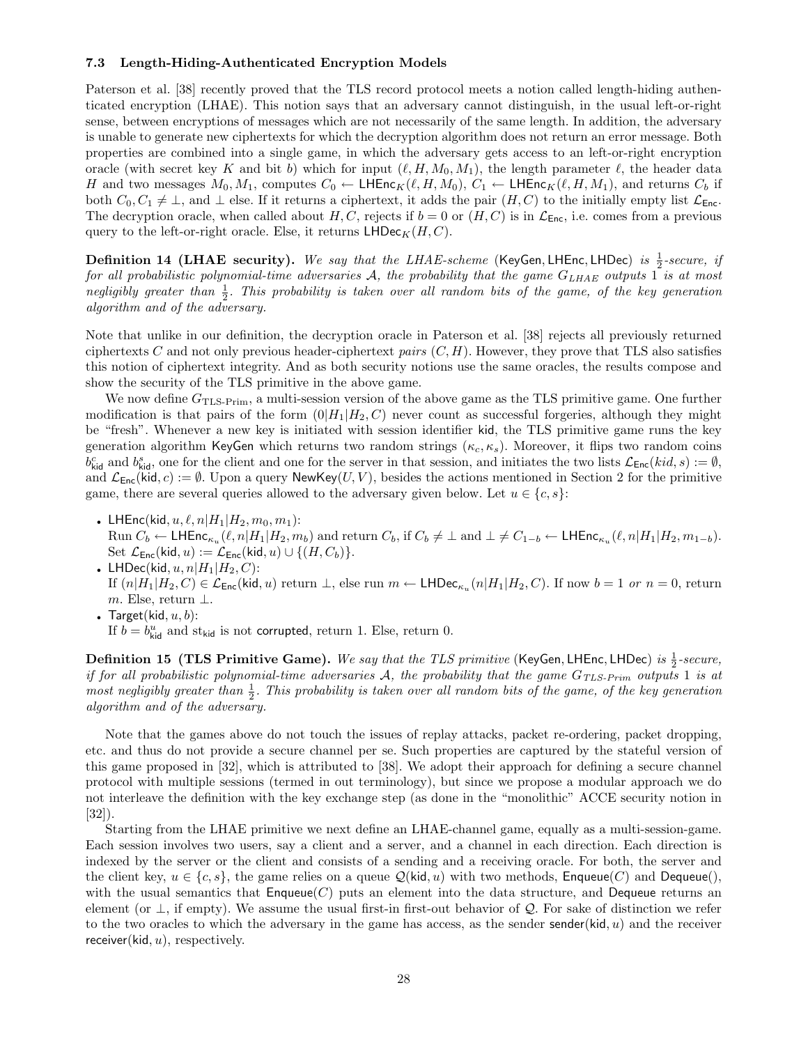### 7.3 Length-Hiding-Authenticated Encryption Models

Paterson et al. [38] recently proved that the TLS record protocol meets a notion called length-hiding authenticated encryption (LHAE). This notion says that an adversary cannot distinguish, in the usual left-or-right sense, between encryptions of messages which are not necessarily of the same length. In addition, the adversary is unable to generate new ciphertexts for which the decryption algorithm does not return an error message. Both properties are combined into a single game, in which the adversary gets access to an left-or-right encryption oracle (with secret key $K$ and bit $b$) which for input $(\ell, H, M_0, M_1)$, the length parameter $\ell$, the header data $H$ and two messages $M_0, M_1$, computes $C_0 \leftarrow \mathsf{LHEnc}_K(\ell, H, M_0)$, $C_1 \leftarrow \mathsf{LHEnc}_K(\ell, H, M_1)$, and returns $C_b$ if both $C_0, C_1 \neq \bot$, and $\bot$ else. If it returns a ciphertext, it adds the pair $(H, C)$ to the initially empty list $\mathcal{L}_{\mathsf{Enc}}$. The decryption oracle, when called about $H, C$, rejects if $b = 0$ or $(H, C)$ is in $\mathcal{L}_{\mathsf{Enc}}$, i.e. comes from a previous query to the left-or-right oracle. Else, it returns $\mathsf{LHDec}_K(H, C)$.

**Definition 14 (LHAE security).** *We say that the LHAE-scheme* $(\mathsf{KeyGen}, \mathsf{LHEnc}, \mathsf{LHDec})$ *is* $\frac{1}{2}$*-secure, if for all probabilistic polynomial-time adversaries* $\mathcal{A}$*, the probability that the game* $G_{LHAE}$ *outputs* 1 *is at most negligibly greater than* $\frac{1}{2}$*. This probability is taken over all random bits of the game, of the key generation algorithm and of the adversary.*

Note that unlike in our definition, the decryption oracle in Paterson et al. [38] rejects all previously returned ciphertexts $C$ and not only previous header-ciphertext *pairs* $(C, H)$. However, they prove that TLS also satisfies this notion of ciphertext integrity. And as both security notions use the same oracles, the results compose and show the security of the TLS primitive in the above game.

We now define $G_{\text{TLS-Prim}}$, a multi-session version of the above game as the TLS primitive game. One further modification is that pairs of the form $(0|H_1|H_2, C)$ never count as successful forgeries, although they might be "fresh". Whenever a new key is initiated with session identifier $\mathsf{kid}$, the TLS primitive game runs the key generation algorithm $\mathsf{KeyGen}$ which returns two random strings $(\kappa_c, \kappa_s)$. Moreover, it flips two random coins $b^c_{\mathsf{kid}}$ and $b^s_{\mathsf{kid}}$, one for the client and one for the server in that session, and initiates the two lists $\mathcal{L}_{\mathsf{Enc}}(kid, s) := \emptyset$, and $\mathcal{L}_{\mathsf{Enc}}(\mathsf{kid}, c) := \emptyset$. Upon a query $\mathsf{NewKey}(U, V)$, besides the actions mentioned in Section 2 for the primitive game, there are several queries allowed to the adversary given below. Let $u \in \{c, s\}$:

- $\mathsf{LHEnc}(\mathsf{kid}, u, \ell, n|H_1|H_2, m_0, m_1)$:
  Run $C_b \leftarrow \mathsf{LHEnc}_{\kappa_u}(\ell, n|H_1|H_2, m_b)$ and return $C_b$, if $C_b \neq \bot$ and $\bot \neq C_{1-b} \leftarrow \mathsf{LHEnc}_{\kappa_u}(\ell, n|H_1|H_2, m_{1-b})$. Set $\mathcal{L}_{\mathsf{Enc}}(\mathsf{kid}, u) := \mathcal{L}_{\mathsf{Enc}}(\mathsf{kid}, u) \cup \{(H, C_b)\}$.
- $\mathsf{LHDec}(\mathsf{kid}, u, n|H_1|H_2, C)$:
  If $(n|H_1|H_2, C) \in \mathcal{L}_{\mathsf{Enc}}(\mathsf{kid}, u)$ return $\bot$, else run $m \leftarrow \mathsf{LHDec}_{\kappa_u}(n|H_1|H_2, C)$. If now $b = 1$ *or* $n = 0$, return $m$. Else, return $\bot$.
- $\mathsf{Target}(\mathsf{kid}, u, b)$:
  If $b = b^u_{\mathsf{kid}}$ and $\mathrm{st}_{\mathsf{kid}}$ is not $\mathsf{corrupted}$, return 1. Else, return 0.

**Definition 15 (TLS Primitive Game).** *We say that the TLS primitive* $(\mathsf{KeyGen}, \mathsf{LHEnc}, \mathsf{LHDec})$ *is* $\frac{1}{2}$*-secure, if for all probabilistic polynomial-time adversaries* $\mathcal{A}$*, the probability that the game* $G_{TLS\text{-}Prim}$ *outputs* 1 *is at most negligibly greater than* $\frac{1}{2}$*. This probability is taken over all random bits of the game, of the key generation algorithm and of the adversary.*

Note that the games above do not touch the issues of replay attacks, packet re-ordering, packet dropping, etc. and thus do not provide a secure channel per se. Such properties are captured by the stateful version of this game proposed in [32], which is attributed to [38]. We adopt their approach for defining a secure channel protocol with multiple sessions (termed in out terminology), but since we propose a modular approach we do not interleave the definition with the key exchange step (as done in the "monolithic" ACCE security notion in [32]).

Starting from the LHAE primitive we next define an LHAE-channel game, equally as a multi-session-game. Each session involves two users, say a client and a server, and a channel in each direction. Each direction is indexed by the server or the client and consists of a sending and a receiving oracle. For both, the server and the client key, $u \in \{c, s\}$, the game relies on a queue $\mathcal{Q}(\mathsf{kid}, u)$ with two methods, $\mathsf{Enqueue}(C)$ and $\mathsf{Dequeue}()$, with the usual semantics that $\mathsf{Enqueue}(C)$ puts an element into the data structure, and $\mathsf{Dequeue}$ returns an element (or $\bot$, if empty). We assume the usual first-in first-out behavior of $\mathcal{Q}$. For sake of distinction we refer to the two oracles to which the adversary in the game has access, as the sender $\mathsf{sender}(\mathsf{kid}, u)$ and the receiver $\mathsf{receiver}(\mathsf{kid}, u)$, respectively.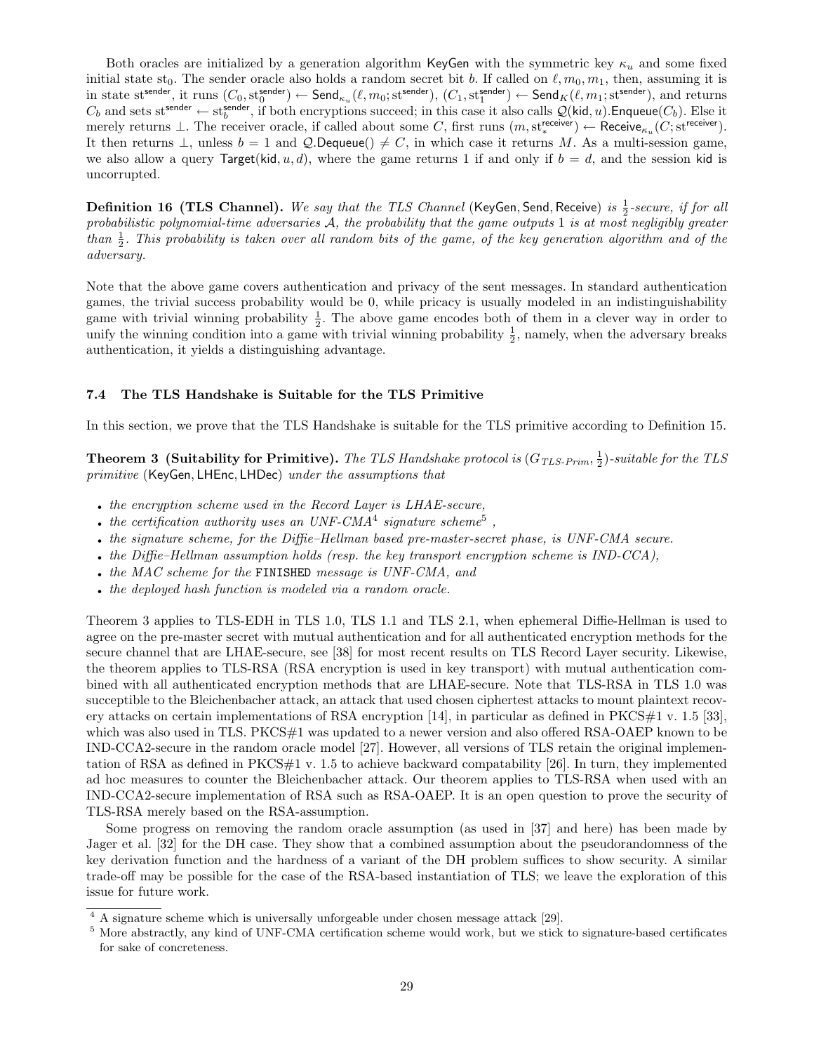Both oracles are initialized by a generation algorithm $\mathsf{KeyGen}$ with the symmetric key $\kappa_u$ and some fixed initial state $\mathrm{st}_0$. The sender oracle also holds a random secret bit $b$. If called on $\ell, m_0, m_1$, then, assuming it is in state $\mathrm{st}^{\mathsf{sender}}$, it runs $(C_0, \mathrm{st}_0^{\mathsf{sender}}) \leftarrow \mathsf{Send}_{\kappa_u}(\ell, m_0; \mathrm{st}^{\mathsf{sender}})$, $(C_1, \mathrm{st}_1^{\mathsf{sender}}) \leftarrow \mathsf{Send}_K(\ell, m_1; \mathrm{st}^{\mathsf{sender}})$, and returns $C_b$ and sets $\mathrm{st}^{\mathsf{sender}} \leftarrow \mathrm{st}_b^{\mathsf{sender}}$, if both encryptions succeed; in this case it also calls $\mathcal{Q}(\mathsf{kid}, u).\mathsf{Enqueue}(C_b)$. Else it merely returns $\perp$. The receiver oracle, if called about some $C$, first runs $(m, \mathrm{st}_*^{\mathsf{receiver}}) \leftarrow \mathsf{Receive}_{\kappa_u}(C; \mathrm{st}^{\mathsf{receiver}})$. It then returns $\perp$, unless $b = 1$ and $\mathcal{Q}.\mathsf{Dequeue}() \neq C$, in which case it returns $M$. As a multi-session game, we also allow a query $\mathsf{Target}(\mathsf{kid}, u, d)$, where the game returns 1 if and only if $b = d$, and the session $\mathsf{kid}$ is uncorrupted.

**Definition 16 (TLS Channel).** *We say that the TLS Channel* $(\mathsf{KeyGen}, \mathsf{Send}, \mathsf{Receive})$ *is* $\frac{1}{2}$*-secure, if for all probabilistic polynomial-time adversaries* $\mathcal{A}$*, the probability that the game outputs* 1 *is at most negligibly greater than* $\frac{1}{2}$*. This probability is taken over all random bits of the game, of the key generation algorithm and of the adversary.*

Note that the above game covers authentication and privacy of the sent messages. In standard authentication games, the trivial success probability would be 0, while pricacy is usually modeled in an indistinguishability game with trivial winning probability $\frac{1}{2}$. The above game encodes both of them in a clever way in order to unify the winning condition into a game with trivial winning probability $\frac{1}{2}$, namely, when the adversary breaks authentication, it yields a distinguishing advantage.

### 7.4 The TLS Handshake is Suitable for the TLS Primitive

In this section, we prove that the TLS Handshake is suitable for the TLS primitive according to Definition 15.

**Theorem 3 (Suitability for Primitive).** *The TLS Handshake protocol is* $(G_{TLS\text{-}Prim}, \frac{1}{2})$*-suitable for the TLS primitive* $(\mathsf{KeyGen}, \mathsf{LHEnc}, \mathsf{LHDec})$ *under the assumptions that*

- *the encryption scheme used in the Record Layer is LHAE-secure,*
- *the certification authority uses an UNF-CMA*[4] *signature scheme*[5] *,*
- *the signature scheme, for the Diffie–Hellman based pre-master-secret phase, is UNF-CMA secure.*
- *the Diffie–Hellman assumption holds (resp. the key transport encryption scheme is IND-CCA),*
- *the MAC scheme for the* `FINISHED` *message is UNF-CMA, and*
- *the deployed hash function is modeled via a random oracle.*

Theorem 3 applies to TLS-EDH in TLS 1.0, TLS 1.1 and TLS 2.1, when ephemeral Diffie-Hellman is used to agree on the pre-master secret with mutual authentication and for all authenticated encryption methods for the secure channel that are LHAE-secure, see [38] for most recent results on TLS Record Layer security. Likewise, the theorem applies to TLS-RSA (RSA encryption is used in key transport) with mutual authentication combined with all authenticated encryption methods that are LHAE-secure. Note that TLS-RSA in TLS 1.0 was succeptible to the Bleichenbacher attack, an attack that used chosen ciphertest attacks to mount plaintext recovery attacks on certain implementations of RSA encryption [14], in particular as defined in PKCS#1 v. 1.5 [33], which was also used in TLS. PKCS#1 was updated to a newer version and also offered RSA-OAEP known to be IND-CCA2-secure in the random oracle model [27]. However, all versions of TLS retain the original implementation of RSA as defined in PKCS#1 v. 1.5 to achieve backward compatability [26]. In turn, they implemented ad hoc measures to counter the Bleichenbacher attack. Our theorem applies to TLS-RSA when used with an IND-CCA2-secure implementation of RSA such as RSA-OAEP. It is an open question to prove the security of TLS-RSA merely based on the RSA-assumption.

Some progress on removing the random oracle assumption (as used in [37] and here) has been made by Jager et al. [32] for the DH case. They show that a combined assumption about the pseudorandomness of the key derivation function and the hardness of a variant of the DH problem suffices to show security. A similar trade-off may be possible for the case of the RSA-based instantiation of TLS; we leave the exploration of this issue for future work.

---

[4] A signature scheme which is universally unforgeable under chosen message attack [29].

[5] More abstractly, any kind of UNF-CMA certification scheme would work, but we stick to signature-based certificates for sake of concreteness.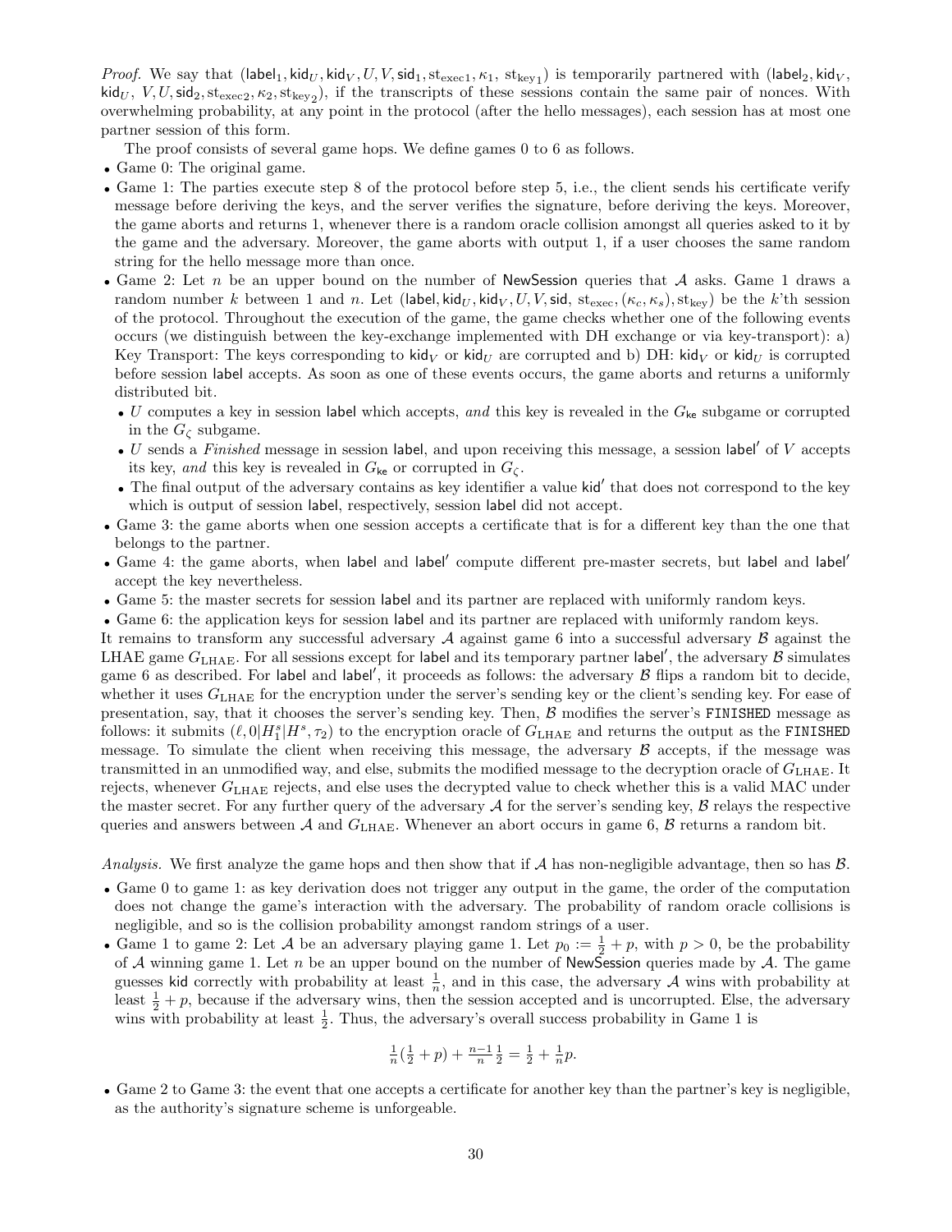*Proof.* We say that $(\mathsf{label}_1, \mathsf{kid}_U, \mathsf{kid}_V, U, V, \mathsf{sid}_1, \mathrm{st}_{\mathrm{exec}1}, \kappa_1, \mathrm{st}_{\mathrm{key}_1})$ is temporarily partnered with $(\mathsf{label}_2, \mathsf{kid}_V, \mathsf{kid}_U, V, U, \mathsf{sid}_2, \mathrm{st}_{\mathrm{exec}2}, \kappa_2, \mathrm{st}_{\mathrm{key}_2})$, if the transcripts of these sessions contain the same pair of nonces. With overwhelming probability, at any point in the protocol (after the hello messages), each session has at most one partner session of this form.

The proof consists of several game hops. We define games 0 to 6 as follows.

- Game 0: The original game.
- Game 1: The parties execute step 8 of the protocol before step 5, i.e., the client sends his certificate verify message before deriving the keys, and the server verifies the signature, before deriving the keys. Moreover, the game aborts and returns 1, whenever there is a random oracle collision amongst all queries asked to it by the game and the adversary. Moreover, the game aborts with output 1, if a user chooses the same random string for the hello message more than once.
- Game 2: Let $n$ be an upper bound on the number of $\mathsf{NewSession}$ queries that $\mathcal{A}$ asks. Game 1 draws a random number $k$ between 1 and $n$. Let $(\mathsf{label}, \mathsf{kid}_U, \mathsf{kid}_V, U, V, \mathsf{sid}, \mathrm{st}_{\mathrm{exec}}, (\kappa_c, \kappa_s), \mathrm{st}_{\mathrm{key}})$ be the $k$'th session of the protocol. Throughout the execution of the game, the game checks whether one of the following events occurs (we distinguish between the key-exchange implemented with DH exchange or via key-transport): a) Key Transport: The keys corresponding to $\mathsf{kid}_V$ or $\mathsf{kid}_U$ are corrupted and b) DH: $\mathsf{kid}_V$ or $\mathsf{kid}_U$ is corrupted before session $\mathsf{label}$ accepts. As soon as one of these events occurs, the game aborts and returns a uniformly distributed bit.
  - $U$ computes a key in session $\mathsf{label}$ which accepts, *and* this key is revealed in the $G_{\mathsf{ke}}$ subgame or corrupted in the $G_\zeta$ subgame.
  - $U$ sends a *Finished* message in session $\mathsf{label}$, and upon receiving this message, a session $\mathsf{label}'$ of $V$ accepts its key, *and* this key is revealed in $G_{\mathsf{ke}}$ or corrupted in $G_\zeta$.
  - The final output of the adversary contains as key identifier a value $\mathsf{kid}'$ that does not correspond to the key which is output of session $\mathsf{label}$, respectively, session $\mathsf{label}$ did not accept.
- Game 3: the game aborts when one session accepts a certificate that is for a different key than the one that belongs to the partner.
- Game 4: the game aborts, when $\mathsf{label}$ and $\mathsf{label}'$ compute different pre-master secrets, but $\mathsf{label}$ and $\mathsf{label}'$ accept the key nevertheless.
- Game 5: the master secrets for session $\mathsf{label}$ and its partner are replaced with uniformly random keys.
- Game 6: the application keys for session $\mathsf{label}$ and its partner are replaced with uniformly random keys.

It remains to transform any successful adversary $\mathcal{A}$ against game 6 into a successful adversary $\mathcal{B}$ against the LHAE game $G_{\mathrm{LHAE}}$. For all sessions except for $\mathsf{label}$ and its temporary partner $\mathsf{label}'$, the adversary $\mathcal{B}$ simulates game 6 as described. For $\mathsf{label}$ and $\mathsf{label}'$, it proceeds as follows: the adversary $\mathcal{B}$ flips a random bit to decide, whether it uses $G_{\mathrm{LHAE}}$ for the encryption under the server's sending key or the client's sending key. For ease of presentation, say, that it chooses the server's sending key. Then, $\mathcal{B}$ modifies the server's `FINISHED` message as follows: it submits $(\ell, 0|H_1^s|H^s, \tau_2)$ to the encryption oracle of $G_{\mathrm{LHAE}}$ and returns the output as the `FINISHED` message. To simulate the client when receiving this message, the adversary $\mathcal{B}$ accepts, if the message was transmitted in an unmodified way, and else, submits the modified message to the decryption oracle of $G_{\mathrm{LHAE}}$. It rejects, whenever $G_{\mathrm{LHAE}}$ rejects, and else uses the decrypted value to check whether this is a valid MAC under the master secret. For any further query of the adversary $\mathcal{A}$ for the server's sending key, $\mathcal{B}$ relays the respective queries and answers between $\mathcal{A}$ and $G_{\mathrm{LHAE}}$. Whenever an abort occurs in game 6, $\mathcal{B}$ returns a random bit.

*Analysis.* We first analyze the game hops and then show that if $\mathcal{A}$ has non-negligible advantage, then so has $\mathcal{B}$.

- Game 0 to game 1: as key derivation does not trigger any output in the game, the order of the computation does not change the game's interaction with the adversary. The probability of random oracle collisions is negligible, and so is the collision probability amongst random strings of a user.
- Game 1 to game 2: Let $\mathcal{A}$ be an adversary playing game 1. Let $p_0 := \frac{1}{2} + p$, with $p > 0$, be the probability of $\mathcal{A}$ winning game 1. Let $n$ be an upper bound on the number of $\mathsf{NewSession}$ queries made by $\mathcal{A}$. The game guesses $\mathsf{kid}$ correctly with probability at least $\frac{1}{n}$, and in this case, the adversary $\mathcal{A}$ wins with probability at least $\frac{1}{2} + p$, because if the adversary wins, then the session accepted and is uncorrupted. Else, the adversary wins with probability at least $\frac{1}{2}$. Thus, the adversary's overall success probability in Game 1 is

$$\tfrac{1}{n}(\tfrac{1}{2} + p) + \tfrac{n-1}{n}\tfrac{1}{2} = \tfrac{1}{2} + \tfrac{1}{n}p.$$

- Game 2 to Game 3: the event that one accepts a certificate for another key than the partner's key is negligible, as the authority's signature scheme is unforgeable.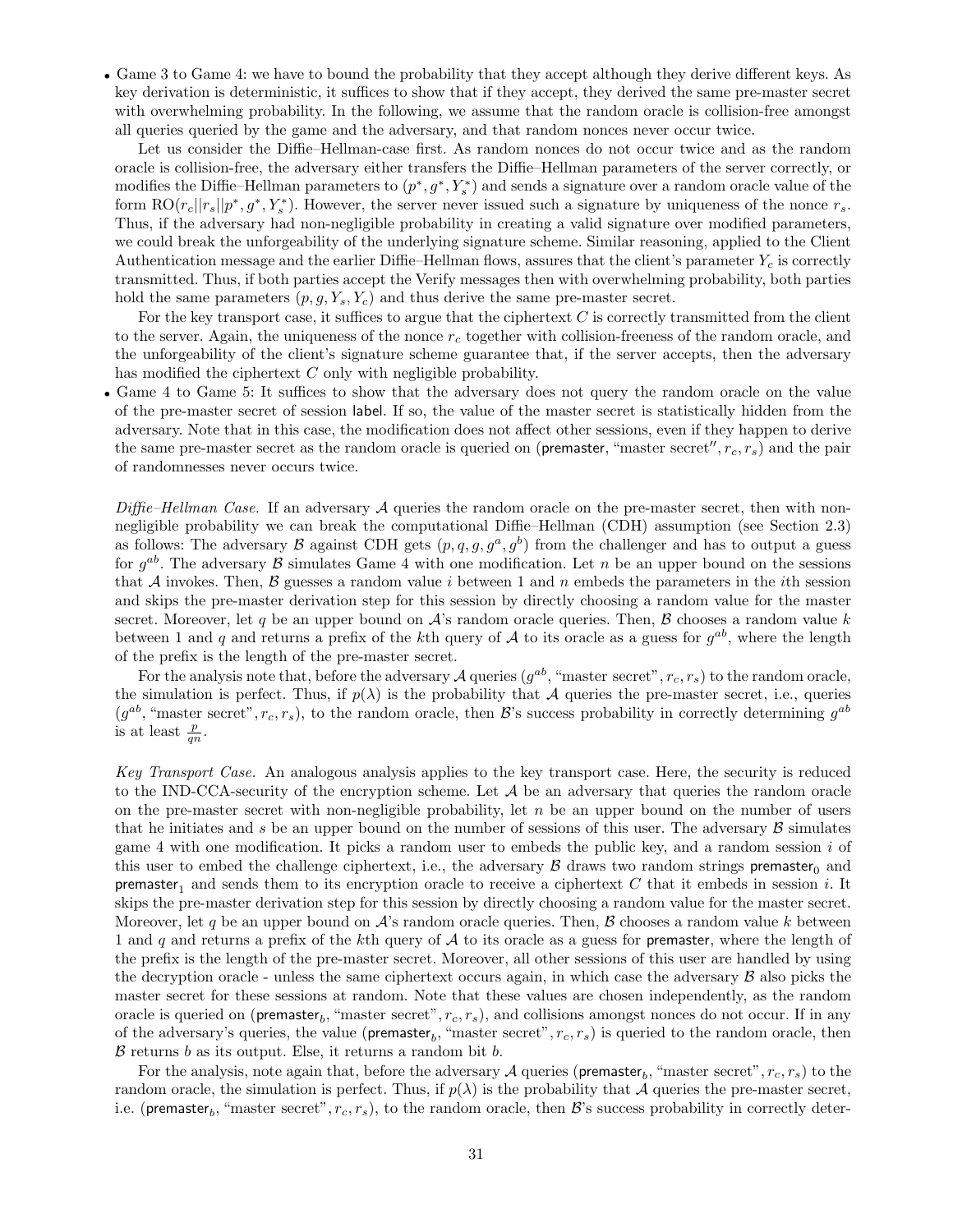- Game 3 to Game 4: we have to bound the probability that they accept although they derive different keys. As key derivation is deterministic, it suffices to show that if they accept, they derived the same pre-master secret with overwhelming probability. In the following, we assume that the random oracle is collision-free amongst all queries queried by the game and the adversary, and that random nonces never occur twice.

  Let us consider the Diffie–Hellman-case first. As random nonces do not occur twice and as the random oracle is collision-free, the adversary either transfers the Diffie–Hellman parameters of the server correctly, or modifies the Diffie–Hellman parameters to $(p^*, g^*, Y_s^*)$ and sends a signature over a random oracle value of the form $\mathrm{RO}(r_c||r_s||p^*, g^*, Y_s^*)$. However, the server never issued such a signature by uniqueness of the nonce $r_s$. Thus, if the adversary had non-negligible probability in creating a valid signature over modified parameters, we could break the unforgeability of the underlying signature scheme. Similar reasoning, applied to the Client Authentication message and the earlier Diffie–Hellman flows, assures that the client's parameter $Y_c$ is correctly transmitted. Thus, if both parties accept the Verify messages then with overwhelming probability, both parties hold the same parameters $(p, g, Y_s, Y_c)$ and thus derive the same pre-master secret.

  For the key transport case, it suffices to argue that the ciphertext $C$ is correctly transmitted from the client to the server. Again, the uniqueness of the nonce $r_c$ together with collision-freeness of the random oracle, and the unforgeability of the client's signature scheme guarantee that, if the server accepts, then the adversary has modified the ciphertext $C$ only with negligible probability.
- Game 4 to Game 5: It suffices to show that the adversary does not query the random oracle on the value of the pre-master secret of session label. If so, the value of the master secret is statistically hidden from the adversary. Note that in this case, the modification does not affect other sessions, even if they happen to derive the same pre-master secret as the random oracle is queried on (premaster, "master secret", $r_c, r_s$) and the pair of randomnesses never occurs twice.

*Diffie–Hellman Case.* If an adversary $\mathcal{A}$ queries the random oracle on the pre-master secret, then with non-negligible probability we can break the computational Diffie–Hellman (CDH) assumption (see Section 2.3) as follows: The adversary $\mathcal{B}$ against CDH gets $(p, q, g, g^a, g^b)$ from the challenger and has to output a guess for $g^{ab}$. The adversary $\mathcal{B}$ simulates Game 4 with one modification. Let $n$ be an upper bound on the sessions that $\mathcal{A}$ invokes. Then, $\mathcal{B}$ guesses a random value $i$ between 1 and $n$ embeds the parameters in the $i$th session and skips the pre-master derivation step for this session by directly choosing a random value for the master secret. Moreover, let $q$ be an upper bound on $\mathcal{A}$'s random oracle queries. Then, $\mathcal{B}$ chooses a random value $k$ between 1 and $q$ and returns a prefix of the $k$th query of $\mathcal{A}$ to its oracle as a guess for $g^{ab}$, where the length of the prefix is the length of the pre-master secret.

For the analysis note that, before the adversary $\mathcal{A}$ queries ($g^{ab}$, "master secret", $r_c, r_s$) to the random oracle, the simulation is perfect. Thus, if $p(\lambda)$ is the probability that $\mathcal{A}$ queries the pre-master secret, i.e., queries ($g^{ab}$, "master secret", $r_c, r_s$), to the random oracle, then $\mathcal{B}$'s success probability in correctly determining $g^{ab}$ is at least $\frac{p}{qn}$.

*Key Transport Case.* An analogous analysis applies to the key transport case. Here, the security is reduced to the IND-CCA-security of the encryption scheme. Let $\mathcal{A}$ be an adversary that queries the random oracle on the pre-master secret with non-negligible probability, let $n$ be an upper bound on the number of users that he initiates and $s$ be an upper bound on the number of sessions of this user. The adversary $\mathcal{B}$ simulates game 4 with one modification. It picks a random user to embeds the public key, and a random session $i$ of this user to embed the challenge ciphertext, i.e., the adversary $\mathcal{B}$ draws two random strings $\mathsf{premaster}_0$ and $\mathsf{premaster}_1$ and sends them to its encryption oracle to receive a ciphertext $C$ that it embeds in session $i$. It skips the pre-master derivation step for this session by directly choosing a random value for the master secret. Moreover, let $q$ be an upper bound on $\mathcal{A}$'s random oracle queries. Then, $\mathcal{B}$ chooses a random value $k$ between 1 and $q$ and returns a prefix of the $k$th query of $\mathcal{A}$ to its oracle as a guess for premaster, where the length of the prefix is the length of the pre-master secret. Moreover, all other sessions of this user are handled by using the decryption oracle - unless the same ciphertext occurs again, in which case the adversary $\mathcal{B}$ also picks the master secret for these sessions at random. Note that these values are chosen independently, as the random oracle is queried on ($\mathsf{premaster}_b$, "master secret", $r_c, r_s$), and collisions amongst nonces do not occur. If in any of the adversary's queries, the value ($\mathsf{premaster}_b$, "master secret", $r_c, r_s$) is queried to the random oracle, then $\mathcal{B}$ returns $b$ as its output. Else, it returns a random bit $b$.

For the analysis, note again that, before the adversary $\mathcal{A}$ queries ($\mathsf{premaster}_b$, "master secret", $r_c, r_s$) to the random oracle, the simulation is perfect. Thus, if $p(\lambda)$ is the probability that $\mathcal{A}$ queries the pre-master secret, i.e. ($\mathsf{premaster}_b$, "master secret", $r_c, r_s$), to the random oracle, then $\mathcal{B}$'s success probability in correctly deter-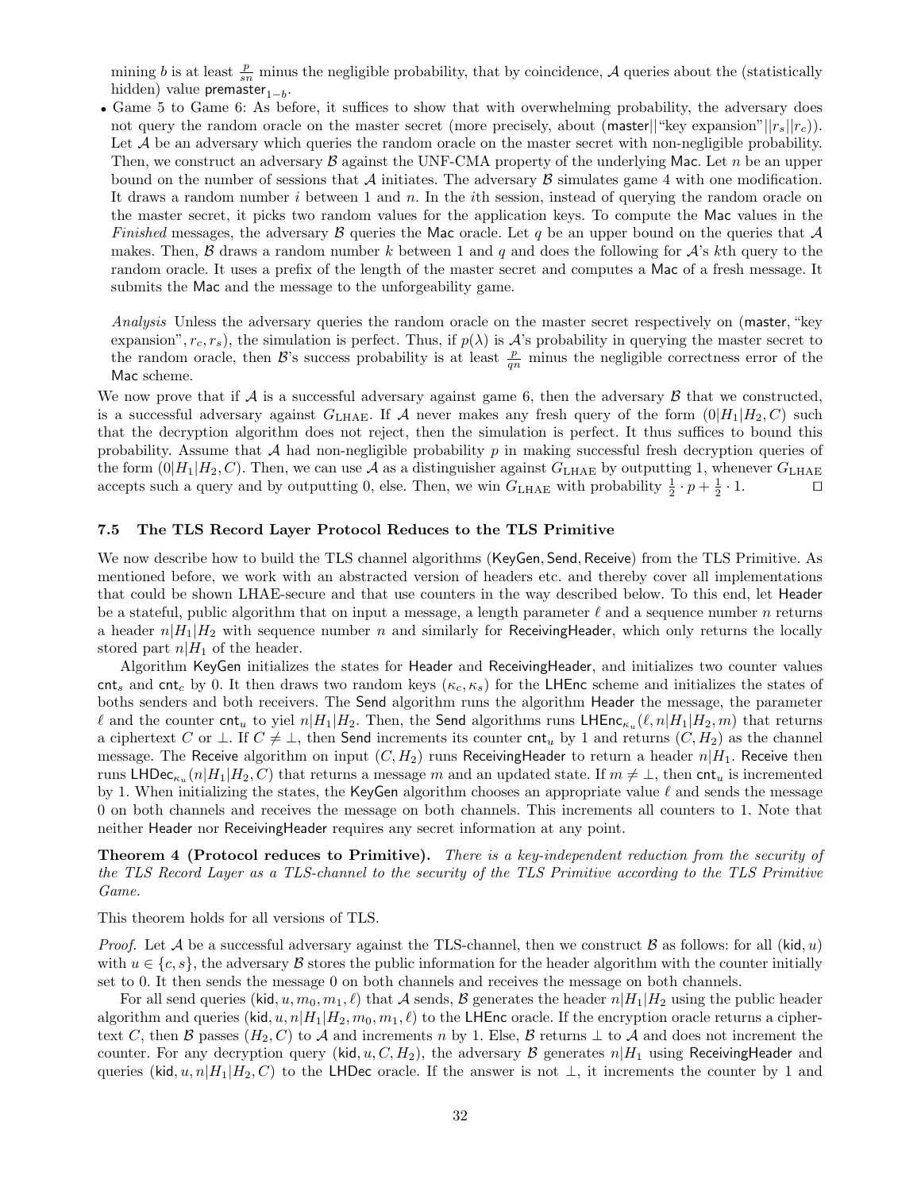mining $b$ is at least $\frac{p}{sn}$ minus the negligible probability, that by coincidence, $\mathcal{A}$ queries about the (statistically hidden) value $\mathsf{premaster}_{1-b}$.

- Game 5 to Game 6: As before, it suffices to show that with overwhelming probability, the adversary does not query the random oracle on the master secret (more precisely, about ($\mathsf{master}$||"key expansion"||$r_s$||$r_c$)). Let $\mathcal{A}$ be an adversary which queries the random oracle on the master secret with non-negligible probability. Then, we construct an adversary $\mathcal{B}$ against the UNF-CMA property of the underlying $\mathsf{Mac}$. Let $n$ be an upper bound on the number of sessions that $\mathcal{A}$ initiates. The adversary $\mathcal{B}$ simulates game 4 with one modification. It draws a random number $i$ between 1 and $n$. In the $i$th session, instead of querying the random oracle on the master secret, it picks two random values for the application keys. To compute the $\mathsf{Mac}$ values in the *Finished* messages, the adversary $\mathcal{B}$ queries the $\mathsf{Mac}$ oracle. Let $q$ be an upper bound on the queries that $\mathcal{A}$ makes. Then, $\mathcal{B}$ draws a random number $k$ between 1 and $q$ and does the following for $\mathcal{A}$'s $k$th query to the random oracle. It uses a prefix of the length of the master secret and computes a $\mathsf{Mac}$ of a fresh message. It submits the $\mathsf{Mac}$ and the message to the unforgeability game.

  *Analysis* Unless the adversary queries the random oracle on the master secret respectively on ($\mathsf{master}$, "key expansion", $r_c, r_s$), the simulation is perfect. Thus, if $p(\lambda)$ is $\mathcal{A}$'s probability in querying the master secret to the random oracle, then $\mathcal{B}$'s success probability is at least $\frac{p}{qn}$ minus the negligible correctness error of the $\mathsf{Mac}$ scheme.

We now prove that if $\mathcal{A}$ is a successful adversary against game 6, then the adversary $\mathcal{B}$ that we constructed, is a successful adversary against $G_{\text{LHAE}}$. If $\mathcal{A}$ never makes any fresh query of the form $(0|H_1|H_2, C)$ such that the decryption algorithm does not reject, then the simulation is perfect. It thus suffices to bound this probability. Assume that $\mathcal{A}$ had non-negligible probability $p$ in making successful fresh decryption queries of the form $(0|H_1|H_2, C)$. Then, we can use $\mathcal{A}$ as a distinguisher against $G_{\text{LHAE}}$ by outputting 1, whenever $G_{\text{LHAE}}$ accepts such a query and by outputting 0, else. Then, we win $G_{\text{LHAE}}$ with probability $\frac{1}{2} \cdot p + \frac{1}{2} \cdot 1$. ◻

### 7.5 The TLS Record Layer Protocol Reduces to the TLS Primitive

We now describe how to build the TLS channel algorithms ($\mathsf{KeyGen}, \mathsf{Send}, \mathsf{Receive}$) from the TLS Primitive. As mentioned before, we work with an abstracted version of headers etc. and thereby cover all implementations that could be shown LHAE-secure and that use counters in the way described below. To this end, let $\mathsf{Header}$ be a stateful, public algorithm that on input a message, a length parameter $\ell$ and a sequence number $n$ returns a header $n|H_1|H_2$ with sequence number $n$ and similarly for $\mathsf{ReceivingHeader}$, which only returns the locally stored part $n|H_1$ of the header.

Algorithm $\mathsf{KeyGen}$ initializes the states for $\mathsf{Header}$ and $\mathsf{ReceivingHeader}$, and initializes two counter values $\mathsf{cnt}_s$ and $\mathsf{cnt}_c$ by 0. It then draws two random keys $(\kappa_c, \kappa_s)$ for the $\mathsf{LHEnc}$ scheme and initializes the states of boths senders and both receivers. The $\mathsf{Send}$ algorithm runs the algorithm $\mathsf{Header}$ the message, the parameter $\ell$ and the counter $\mathsf{cnt}_u$ to yiel $n|H_1|H_2$. Then, the $\mathsf{Send}$ algorithms runs $\mathsf{LHEnc}_{\kappa_u}(\ell, n|H_1|H_2, m)$ that returns a ciphertext $C$ or $\perp$. If $C \neq \perp$, then $\mathsf{Send}$ increments its counter $\mathsf{cnt}_u$ by 1 and returns $(C, H_2)$ as the channel message. The $\mathsf{Receive}$ algorithm on input $(C, H_2)$ runs $\mathsf{ReceivingHeader}$ to return a header $n|H_1$. $\mathsf{Receive}$ then runs $\mathsf{LHDec}_{\kappa_u}(n|H_1|H_2, C)$ that returns a message $m$ and an updated state. If $m \neq \perp$, then $\mathsf{cnt}_u$ is incremented by 1. When initializing the states, the $\mathsf{KeyGen}$ algorithm chooses an appropriate value $\ell$ and sends the message 0 on both channels and receives the message on both channels. This increments all counters to 1. Note that neither $\mathsf{Header}$ nor $\mathsf{ReceivingHeader}$ requires any secret information at any point.

**Theorem 4 (Protocol reduces to Primitive).** *There is a key-independent reduction from the security of the TLS Record Layer as a TLS-channel to the security of the TLS Primitive according to the TLS Primitive Game.*

This theorem holds for all versions of TLS.

*Proof.* Let $\mathcal{A}$ be a successful adversary against the TLS-channel, then we construct $\mathcal{B}$ as follows: for all $(\mathsf{kid}, u)$ with $u \in \{c, s\}$, the adversary $\mathcal{B}$ stores the public information for the header algorithm with the counter initially set to 0. It then sends the message 0 on both channels and receives the message on both channels.

For all send queries $(\mathsf{kid}, u, m_0, m_1, \ell)$ that $\mathcal{A}$ sends, $\mathcal{B}$ generates the header $n|H_1|H_2$ using the public header algorithm and queries $(\mathsf{kid}, u, n|H_1|H_2, m_0, m_1, \ell)$ to the $\mathsf{LHEnc}$ oracle. If the encryption oracle returns a ciphertext $C$, then $\mathcal{B}$ passes $(H_2, C)$ to $\mathcal{A}$ and increments $n$ by 1. Else, $\mathcal{B}$ returns $\perp$ to $\mathcal{A}$ and does not increment the counter. For any decryption query $(\mathsf{kid}, u, C, H_2)$, the adversary $\mathcal{B}$ generates $n|H_1$ using $\mathsf{ReceivingHeader}$ and queries $(\mathsf{kid}, u, n|H_1|H_2, C)$ to the $\mathsf{LHDec}$ oracle. If the answer is not $\perp$, it increments the counter by 1 and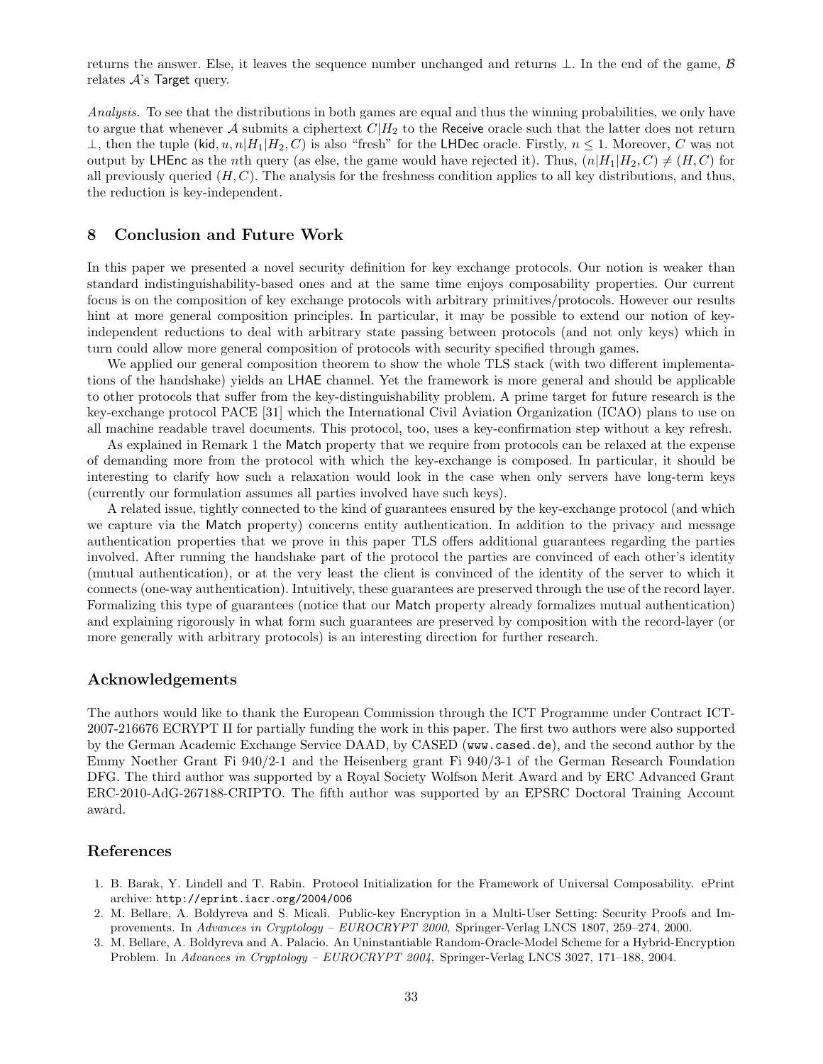returns the answer. Else, it leaves the sequence number unchanged and returns $\perp$. In the end of the game, $\mathcal{B}$ relates $\mathcal{A}$'s Target query.

*Analysis.* To see that the distributions in both games are equal and thus the winning probabilities, we only have to argue that whenever $\mathcal{A}$ submits a ciphertext $C|H_2$ to the Receive oracle such that the latter does not return $\perp$, then the tuple $(\mathsf{kid}, u, n|H_1|H_2, C)$ is also "fresh" for the LHDec oracle. Firstly, $n \leq 1$. Moreover, $C$ was not output by LHEnc as the $n$th query (as else, the game would have rejected it). Thus, $(n|H_1|H_2, C) \neq (H, C)$ for all previously queried $(H, C)$. The analysis for the freshness condition applies to all key distributions, and thus, the reduction is key-independent.

## 8 Conclusion and Future Work

In this paper we presented a novel security definition for key exchange protocols. Our notion is weaker than standard indistinguishability-based ones and at the same time enjoys composability properties. Our current focus is on the composition of key exchange protocols with arbitrary primitives/protocols. However our results hint at more general composition principles. In particular, it may be possible to extend our notion of key-independent reductions to deal with arbitrary state passing between protocols (and not only keys) which in turn could allow more general composition of protocols with security specified through games.

We applied our general composition theorem to show the whole TLS stack (with two different implementations of the handshake) yields an LHAE channel. Yet the framework is more general and should be applicable to other protocols that suffer from the key-distinguishability problem. A prime target for future research is the key-exchange protocol PACE [31] which the International Civil Aviation Organization (ICAO) plans to use on all machine readable travel documents. This protocol, too, uses a key-confirmation step without a key refresh.

As explained in Remark 1 the Match property that we require from protocols can be relaxed at the expense of demanding more from the protocol with which the key-exchange is composed. In particular, it should be interesting to clarify how such a relaxation would look in the case when only servers have long-term keys (currently our formulation assumes all parties involved have such keys).

A related issue, tightly connected to the kind of guarantees ensured by the key-exchange protocol (and which we capture via the Match property) concerns entity authentication. In addition to the privacy and message authentication properties that we prove in this paper TLS offers additional guarantees regarding the parties involved. After running the handshake part of the protocol the parties are convinced of each other's identity (mutual authentication), or at the very least the client is convinced of the identity of the server to which it connects (one-way authentication). Intuitively, these guarantees are preserved through the use of the record layer. Formalizing this type of guarantees (notice that our Match property already formalizes mutual authentication) and explaining rigorously in what form such guarantees are preserved by composition with the record-layer (or more generally with arbitrary protocols) is an interesting direction for further research.

## Acknowledgements

The authors would like to thank the European Commission through the ICT Programme under Contract ICT-2007-216676 ECRYPT II for partially funding the work in this paper. The first two authors were also supported by the German Academic Exchange Service DAAD, by CASED (`www.cased.de`), and the second author by the Emmy Noether Grant Fi 940/2-1 and the Heisenberg grant Fi 940/3-1 of the German Research Foundation DFG. The third author was supported by a Royal Society Wolfson Merit Award and by ERC Advanced Grant ERC-2010-AdG-267188-CRIPTO. The fifth author was supported by an EPSRC Doctoral Training Account award.

## References

1. B. Barak, Y. Lindell and T. Rabin. Protocol Initialization for the Framework of Universal Composability. ePrint archive: `http://eprint.iacr.org/2004/006`
2. M. Bellare, A. Boldyreva and S. Micali. Public-key Encryption in a Multi-User Setting: Security Proofs and Improvements. In *Advances in Cryptology – EUROCRYPT 2000*, Springer-Verlag LNCS 1807, 259–274, 2000.
3. M. Bellare, A. Boldyreva and A. Palacio. An Uninstantiable Random-Oracle-Model Scheme for a Hybrid-Encryption Problem. In *Advances in Cryptology – EUROCRYPT 2004*, Springer-Verlag LNCS 3027, 171–188, 2004.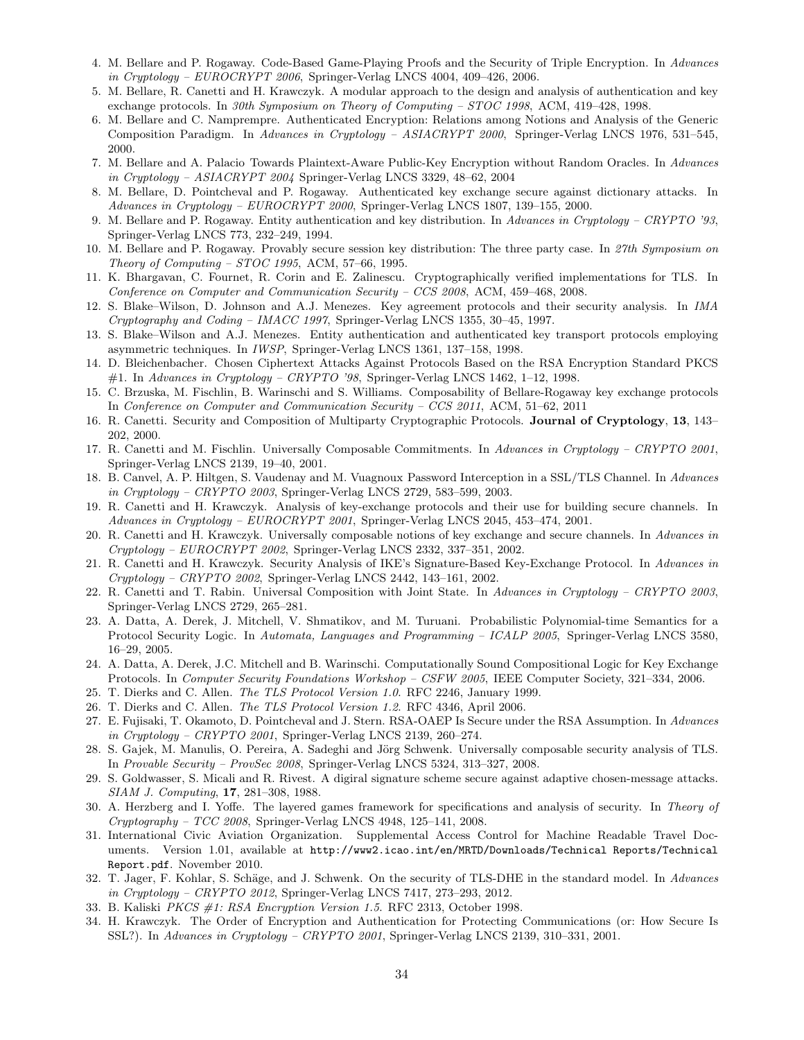4. M. Bellare and P. Rogaway. Code-Based Game-Playing Proofs and the Security of Triple Encryption. In *Advances in Cryptology – EUROCRYPT 2006*, Springer-Verlag LNCS 4004, 409–426, 2006.
5. M. Bellare, R. Canetti and H. Krawczyk. A modular approach to the design and analysis of authentication and key exchange protocols. In *30th Symposium on Theory of Computing – STOC 1998*, ACM, 419–428, 1998.
6. M. Bellare and C. Namprempre. Authenticated Encryption: Relations among Notions and Analysis of the Generic Composition Paradigm. In *Advances in Cryptology – ASIACRYPT 2000*, Springer-Verlag LNCS 1976, 531–545, 2000.
7. M. Bellare and A. Palacio Towards Plaintext-Aware Public-Key Encryption without Random Oracles. In *Advances in Cryptology – ASIACRYPT 2004* Springer-Verlag LNCS 3329, 48–62, 2004
8. M. Bellare, D. Pointcheval and P. Rogaway. Authenticated key exchange secure against dictionary attacks. In *Advances in Cryptology – EUROCRYPT 2000*, Springer-Verlag LNCS 1807, 139–155, 2000.
9. M. Bellare and P. Rogaway. Entity authentication and key distribution. In *Advances in Cryptology – CRYPTO '93*, Springer-Verlag LNCS 773, 232–249, 1994.
10. M. Bellare and P. Rogaway. Provably secure session key distribution: The three party case. In *27th Symposium on Theory of Computing – STOC 1995*, ACM, 57–66, 1995.
11. K. Bhargavan, C. Fournet, R. Corin and E. Zalinescu. Cryptographically verified implementations for TLS. In *Conference on Computer and Communication Security – CCS 2008*, ACM, 459–468, 2008.
12. S. Blake–Wilson, D. Johnson and A.J. Menezes. Key agreement protocols and their security analysis. In *IMA Cryptography and Coding – IMACC 1997*, Springer-Verlag LNCS 1355, 30–45, 1997.
13. S. Blake–Wilson and A.J. Menezes. Entity authentication and authenticated key transport protocols employing asymmetric techniques. In *IWSP*, Springer-Verlag LNCS 1361, 137–158, 1998.
14. D. Bleichenbacher. Chosen Ciphertext Attacks Against Protocols Based on the RSA Encryption Standard PKCS #1. In *Advances in Cryptology – CRYPTO '98*, Springer-Verlag LNCS 1462, 1–12, 1998.
15. C. Brzuska, M. Fischlin, B. Warinschi and S. Williams. Composability of Bellare-Rogaway key exchange protocols In *Conference on Computer and Communication Security – CCS 2011*, ACM, 51–62, 2011
16. R. Canetti. Security and Composition of Multiparty Cryptographic Protocols. **Journal of Cryptology**, **13**, 143–202, 2000.
17. R. Canetti and M. Fischlin. Universally Composable Commitments. In *Advances in Cryptology – CRYPTO 2001*, Springer-Verlag LNCS 2139, 19–40, 2001.
18. B. Canvel, A. P. Hiltgen, S. Vaudenay and M. Vuagnoux Password Interception in a SSL/TLS Channel. In *Advances in Cryptology – CRYPTO 2003*, Springer-Verlag LNCS 2729, 583–599, 2003.
19. R. Canetti and H. Krawczyk. Analysis of key-exchange protocols and their use for building secure channels. In *Advances in Cryptology – EUROCRYPT 2001*, Springer-Verlag LNCS 2045, 453–474, 2001.
20. R. Canetti and H. Krawczyk. Universally composable notions of key exchange and secure channels. In *Advances in Cryptology – EUROCRYPT 2002*, Springer-Verlag LNCS 2332, 337–351, 2002.
21. R. Canetti and H. Krawczyk. Security Analysis of IKE's Signature-Based Key-Exchange Protocol. In *Advances in Cryptology – CRYPTO 2002*, Springer-Verlag LNCS 2442, 143–161, 2002.
22. R. Canetti and T. Rabin. Universal Composition with Joint State. In *Advances in Cryptology – CRYPTO 2003*, Springer-Verlag LNCS 2729, 265–281.
23. A. Datta, A. Derek, J. Mitchell, V. Shmatikov, and M. Turuani. Probabilistic Polynomial-time Semantics for a Protocol Security Logic. In *Automata, Languages and Programming – ICALP 2005*, Springer-Verlag LNCS 3580, 16–29, 2005.
24. A. Datta, A. Derek, J.C. Mitchell and B. Warinschi. Computationally Sound Compositional Logic for Key Exchange Protocols. In *Computer Security Foundations Workshop – CSFW 2005*, IEEE Computer Society, 321–334, 2006.
25. T. Dierks and C. Allen. *The TLS Protocol Version 1.0*. RFC 2246, January 1999.
26. T. Dierks and C. Allen. *The TLS Protocol Version 1.2*. RFC 4346, April 2006.
27. E. Fujisaki, T. Okamoto, D. Pointcheval and J. Stern. RSA-OAEP Is Secure under the RSA Assumption. In *Advances in Cryptology – CRYPTO 2001*, Springer-Verlag LNCS 2139, 260–274.
28. S. Gajek, M. Manulis, O. Pereira, A. Sadeghi and Jörg Schwenk. Universally composable security analysis of TLS. In *Provable Security – ProvSec 2008*, Springer-Verlag LNCS 5324, 313–327, 2008.
29. S. Goldwasser, S. Micali and R. Rivest. A digiral signature scheme secure against adaptive chosen-message attacks. *SIAM J. Computing*, **17**, 281–308, 1988.
30. A. Herzberg and I. Yoffe. The layered games framework for specifications and analysis of security. In *Theory of Cryptography – TCC 2008*, Springer-Verlag LNCS 4948, 125–141, 2008.
31. International Civic Aviation Organization. Supplemental Access Control for Machine Readable Travel Documents. Version 1.01, available at `http://www2.icao.int/en/MRTD/Downloads/Technical Reports/Technical Report.pdf`. November 2010.
32. T. Jager, F. Kohlar, S. Schäge, and J. Schwenk. On the security of TLS-DHE in the standard model. In *Advances in Cryptology – CRYPTO 2012*, Springer-Verlag LNCS 7417, 273–293, 2012.
33. B. Kaliski *PKCS #1: RSA Encryption Version 1.5*. RFC 2313, October 1998.
34. H. Krawczyk. The Order of Encryption and Authentication for Protecting Communications (or: How Secure Is SSL?). In *Advances in Cryptology – CRYPTO 2001*, Springer-Verlag LNCS 2139, 310–331, 2001.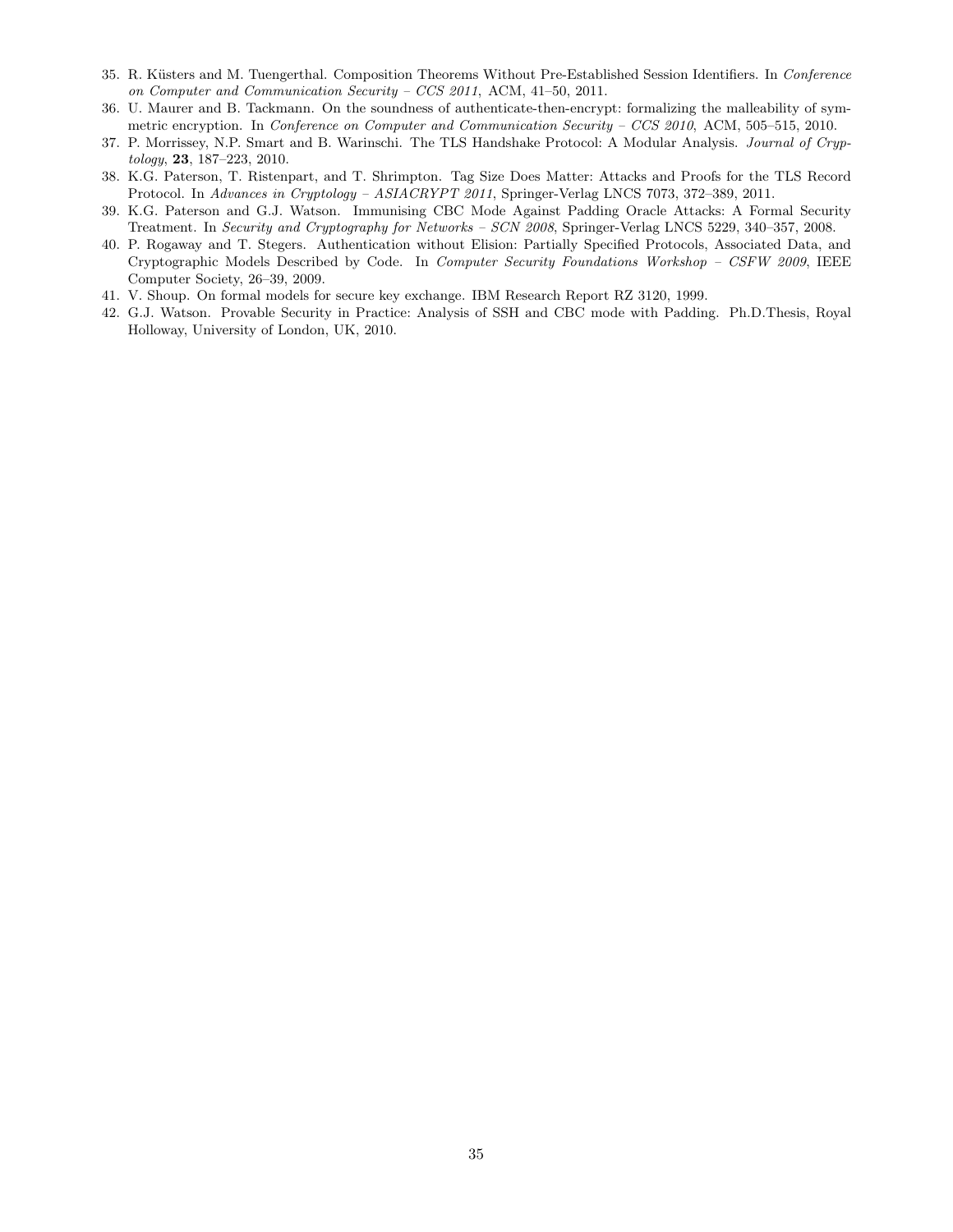35. R. Küsters and M. Tuengerthal. Composition Theorems Without Pre-Established Session Identifiers. In *Conference on Computer and Communication Security – CCS 2011*, ACM, 41–50, 2011.
36. U. Maurer and B. Tackmann. On the soundness of authenticate-then-encrypt: formalizing the malleability of symmetric encryption. In *Conference on Computer and Communication Security – CCS 2010*, ACM, 505–515, 2010.
37. P. Morrissey, N.P. Smart and B. Warinschi. The TLS Handshake Protocol: A Modular Analysis. *Journal of Cryptology*, **23**, 187–223, 2010.
38. K.G. Paterson, T. Ristenpart, and T. Shrimpton. Tag Size Does Matter: Attacks and Proofs for the TLS Record Protocol. In *Advances in Cryptology – ASIACRYPT 2011*, Springer-Verlag LNCS 7073, 372–389, 2011.
39. K.G. Paterson and G.J. Watson. Immunising CBC Mode Against Padding Oracle Attacks: A Formal Security Treatment. In *Security and Cryptography for Networks – SCN 2008*, Springer-Verlag LNCS 5229, 340–357, 2008.
40. P. Rogaway and T. Stegers. Authentication without Elision: Partially Specified Protocols, Associated Data, and Cryptographic Models Described by Code. In *Computer Security Foundations Workshop – CSFW 2009*, IEEE Computer Society, 26–39, 2009.
41. V. Shoup. On formal models for secure key exchange. IBM Research Report RZ 3120, 1999.
42. G.J. Watson. Provable Security in Practice: Analysis of SSH and CBC mode with Padding. Ph.D.Thesis, Royal Holloway, University of London, UK, 2010.